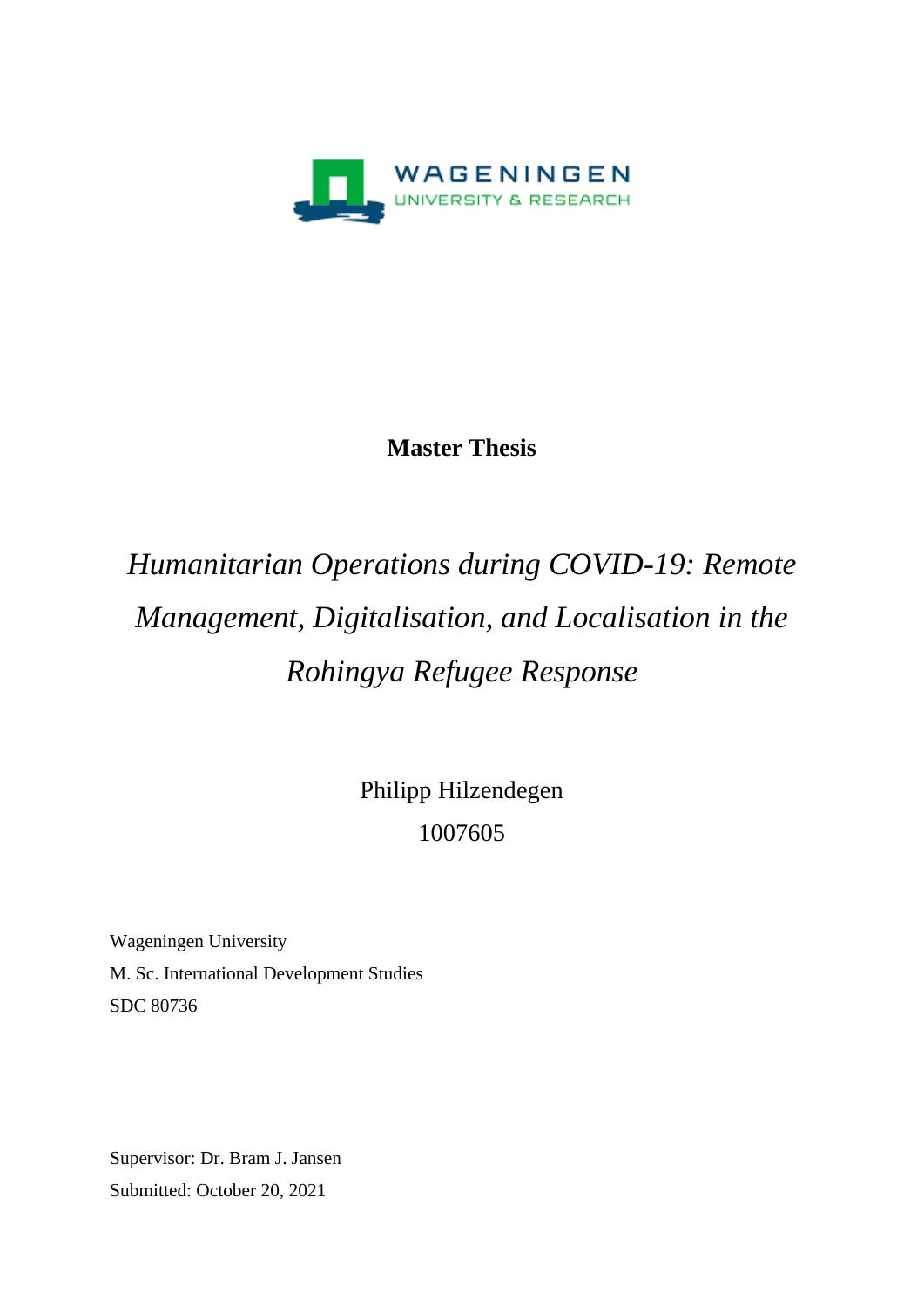WAGENINGEN
UNIVERSITY & RESEARCH

**Master Thesis**

# *Humanitarian Operations during COVID-19: Remote Management, Digitalisation, and Localisation in the Rohingya Refugee Response*

Philipp Hilzendegen
1007605

Wageningen University
M. Sc. International Development Studies
SDC 80736

Supervisor: Dr. Bram J. Jansen
Submitted: October 20, 2021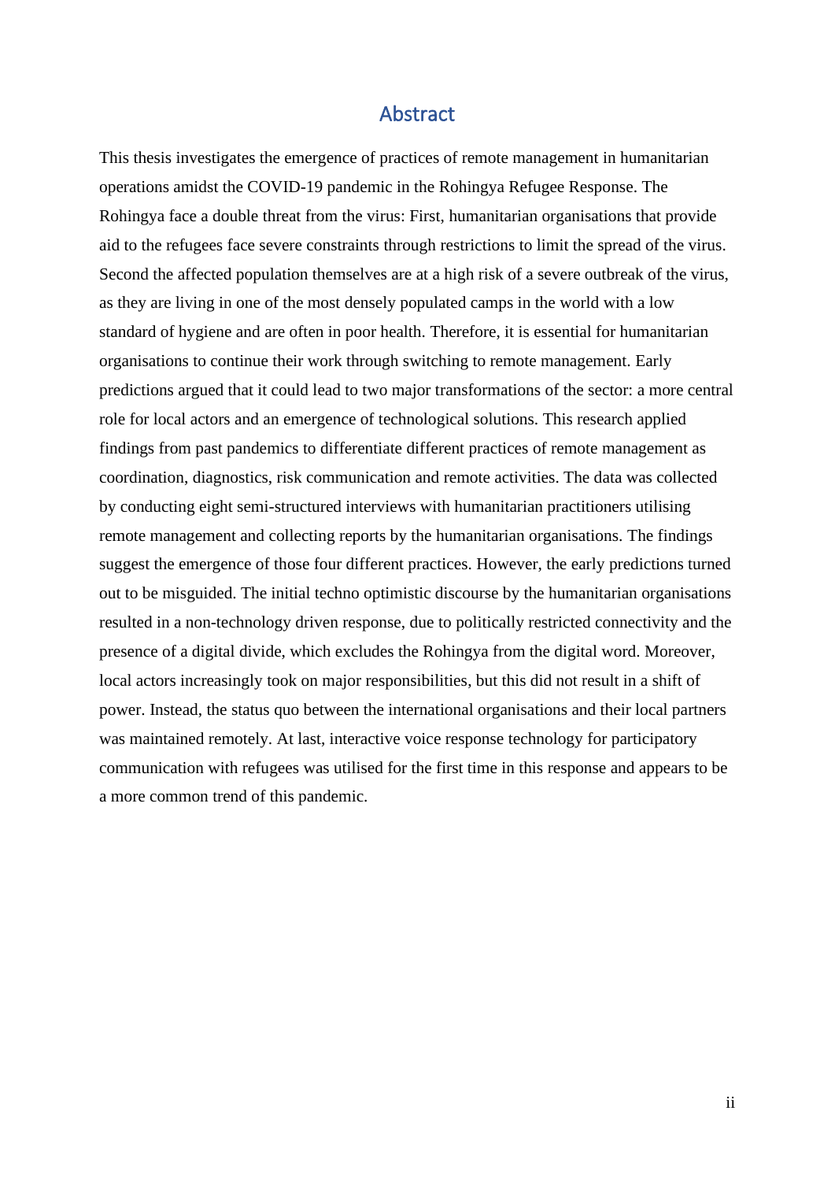# Abstract

This thesis investigates the emergence of practices of remote management in humanitarian operations amidst the COVID-19 pandemic in the Rohingya Refugee Response. The Rohingya face a double threat from the virus: First, humanitarian organisations that provide aid to the refugees face severe constraints through restrictions to limit the spread of the virus. Second the affected population themselves are at a high risk of a severe outbreak of the virus, as they are living in one of the most densely populated camps in the world with a low standard of hygiene and are often in poor health. Therefore, it is essential for humanitarian organisations to continue their work through switching to remote management. Early predictions argued that it could lead to two major transformations of the sector: a more central role for local actors and an emergence of technological solutions. This research applied findings from past pandemics to differentiate different practices of remote management as coordination, diagnostics, risk communication and remote activities. The data was collected by conducting eight semi-structured interviews with humanitarian practitioners utilising remote management and collecting reports by the humanitarian organisations. The findings suggest the emergence of those four different practices. However, the early predictions turned out to be misguided. The initial techno optimistic discourse by the humanitarian organisations resulted in a non-technology driven response, due to politically restricted connectivity and the presence of a digital divide, which excludes the Rohingya from the digital word. Moreover, local actors increasingly took on major responsibilities, but this did not result in a shift of power. Instead, the status quo between the international organisations and their local partners was maintained remotely. At last, interactive voice response technology for participatory communication with refugees was utilised for the first time in this response and appears to be a more common trend of this pandemic.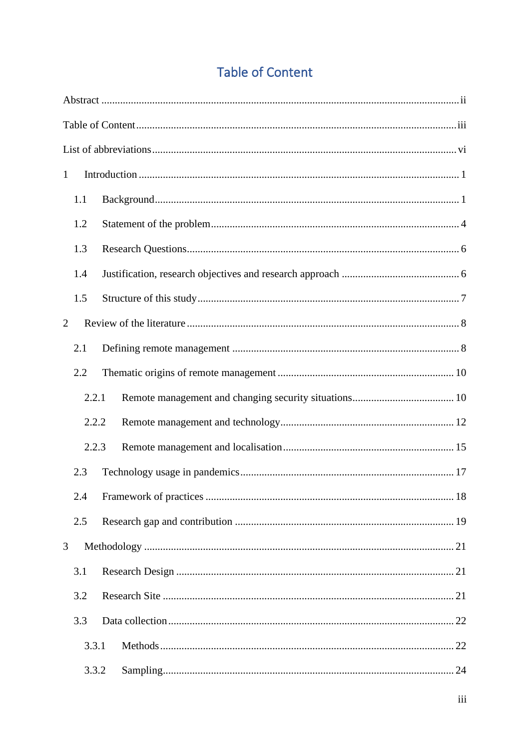# Table of Content

Abstract ........................................................................................................................ ii

Table of Content ......................................................................................................... iii

List of abbreviations .................................................................................................... vi

1 Introduction ................................................................................................................ 1

  1.1 Background ............................................................................................................ 1

  1.2 Statement of the problem ....................................................................................... 4

  1.3 Research Questions ................................................................................................ 6

  1.4 Justification, research objectives and research approach ...................................... 6

  1.5 Structure of this study ............................................................................................ 7

2 Review of the literature ............................................................................................... 8

  2.1 Defining remote management ................................................................................ 8

  2.2 Thematic origins of remote management ............................................................. 10

    2.2.1 Remote management and changing security situations ................................... 10

    2.2.2 Remote management and technology .............................................................. 12

    2.2.3 Remote management and localisation ............................................................. 15

  2.3 Technology usage in pandemics ........................................................................... 17

  2.4 Framework of practices ........................................................................................ 18

  2.5 Research gap and contribution ............................................................................. 19

3 Methodology .............................................................................................................. 21

  3.1 Research Design ................................................................................................... 21

  3.2 Research Site ........................................................................................................ 21

  3.3 Data collection ...................................................................................................... 22

    3.3.1 Methods ............................................................................................................ 22

    3.3.2 Sampling ........................................................................................................... 24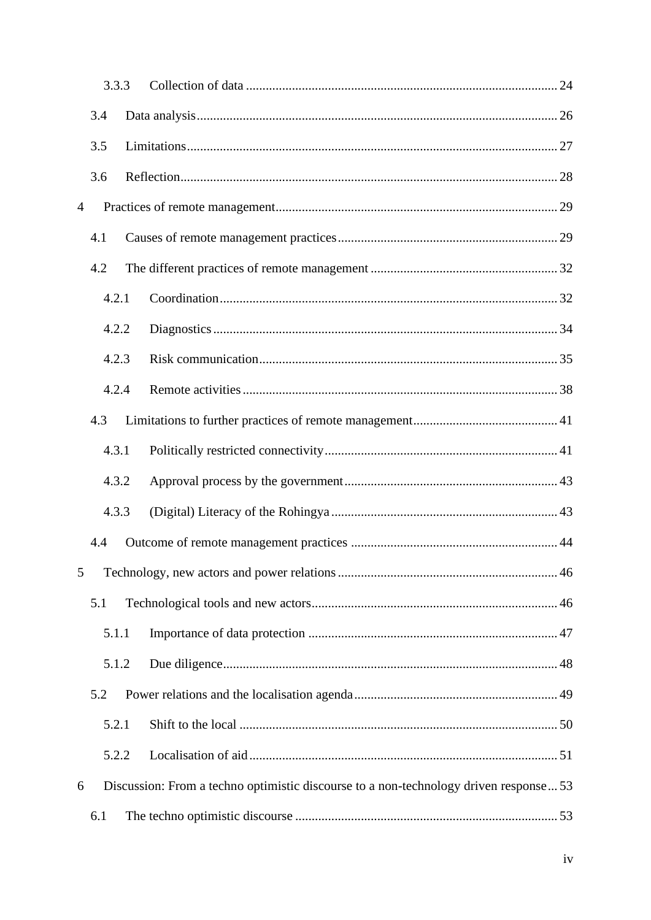3.3.3 Collection of data ... 24

3.4 Data analysis ... 26

3.5 Limitations ... 27

3.6 Reflection ... 28

4 Practices of remote management ... 29

4.1 Causes of remote management practices ... 29

4.2 The different practices of remote management ... 32

4.2.1 Coordination ... 32

4.2.2 Diagnostics ... 34

4.2.3 Risk communication ... 35

4.2.4 Remote activities ... 38

4.3 Limitations to further practices of remote management ... 41

4.3.1 Politically restricted connectivity ... 41

4.3.2 Approval process by the government ... 43

4.3.3 (Digital) Literacy of the Rohingya ... 43

4.4 Outcome of remote management practices ... 44

5 Technology, new actors and power relations ... 46

5.1 Technological tools and new actors ... 46

5.1.1 Importance of data protection ... 47

5.1.2 Due diligence ... 48

5.2 Power relations and the localisation agenda ... 49

5.2.1 Shift to the local ... 50

5.2.2 Localisation of aid ... 51

6 Discussion: From a techno optimistic discourse to a non-technology driven response ... 53

6.1 The techno optimistic discourse ... 53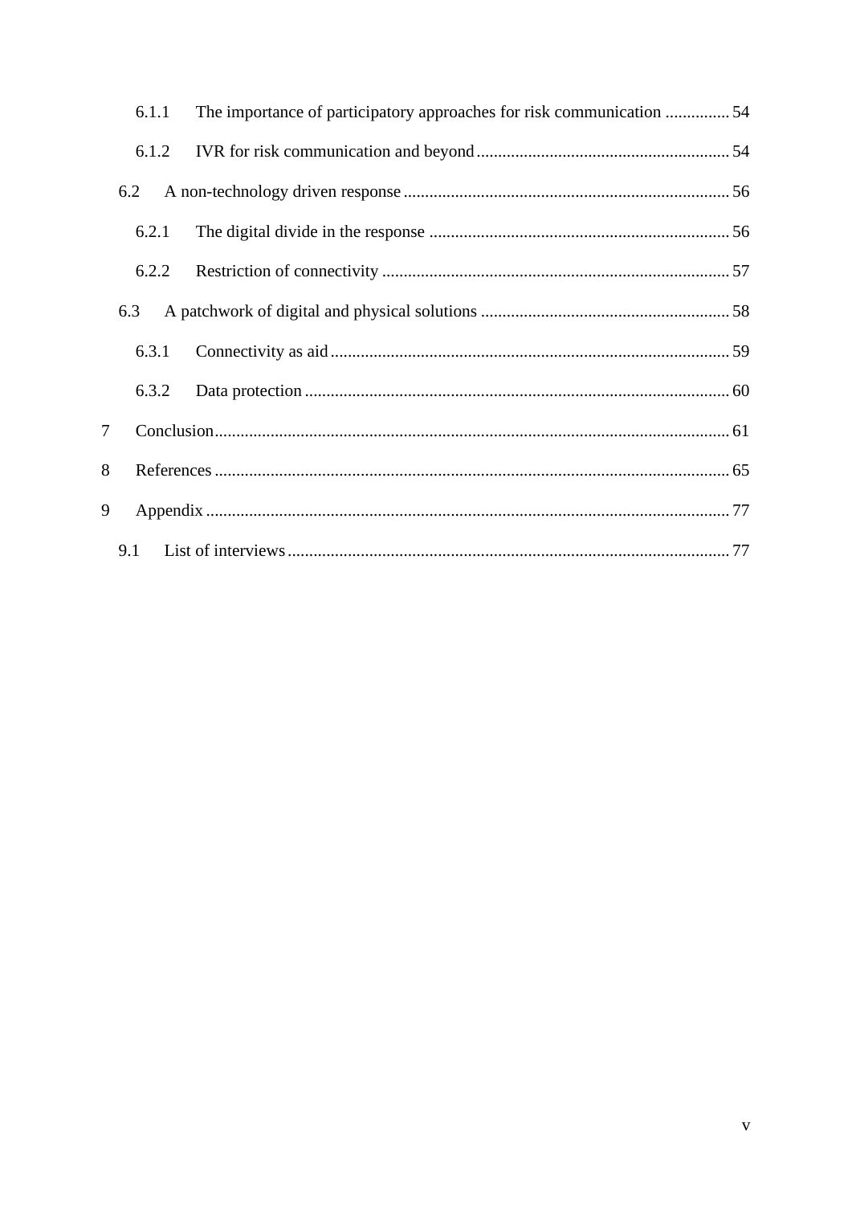6.1.1 The importance of participatory approaches for risk communication ............... 54

6.1.2 IVR for risk communication and beyond ........................................................... 54

6.2 A non-technology driven response ............................................................................ 56

6.2.1 The digital divide in the response ...................................................................... 56

6.2.2 Restriction of connectivity ................................................................................. 57

6.3 A patchwork of digital and physical solutions .......................................................... 58

6.3.1 Connectivity as aid ............................................................................................. 59

6.3.2 Data protection ................................................................................................... 60

7 Conclusion ........................................................................................................................ 61

8 References ........................................................................................................................ 65

9 Appendix .......................................................................................................................... 77

9.1 List of interviews ....................................................................................................... 77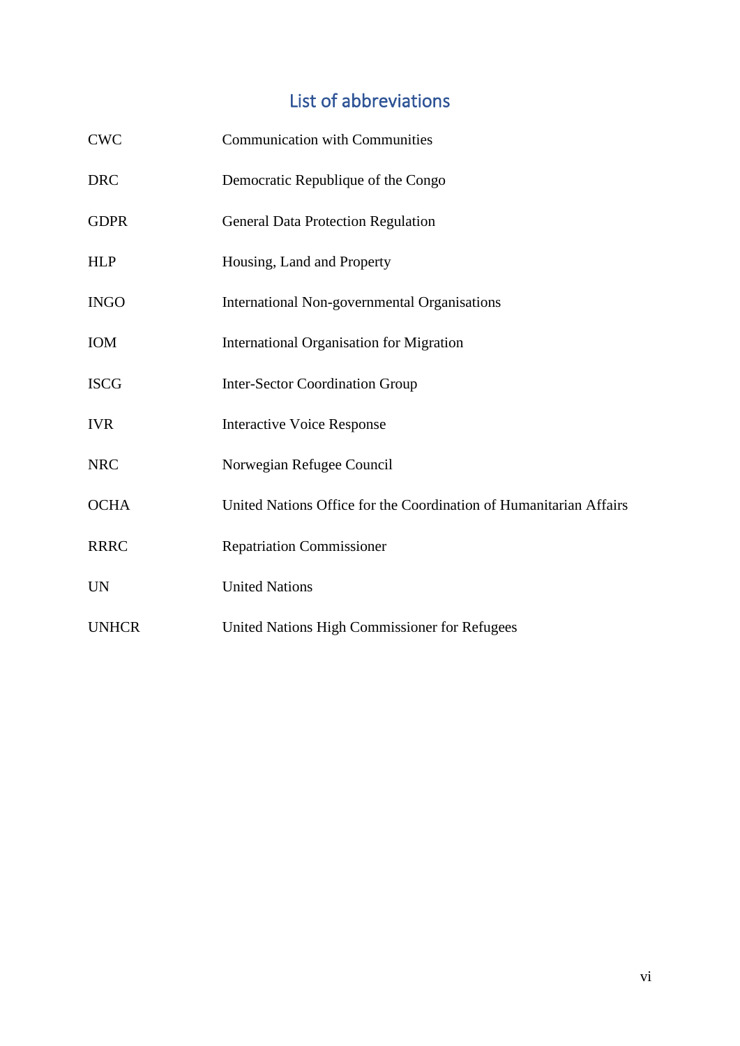# List of abbreviations

| | |
|---|---|
| CWC | Communication with Communities |
| DRC | Democratic Republique of the Congo |
| GDPR | General Data Protection Regulation |
| HLP | Housing, Land and Property |
| INGO | International Non-governmental Organisations |
| IOM | International Organisation for Migration |
| ISCG | Inter-Sector Coordination Group |
| IVR | Interactive Voice Response |
| NRC | Norwegian Refugee Council |
| OCHA | United Nations Office for the Coordination of Humanitarian Affairs |
| RRRC | Repatriation Commissioner |
| UN | United Nations |
| UNHCR | United Nations High Commissioner for Refugees |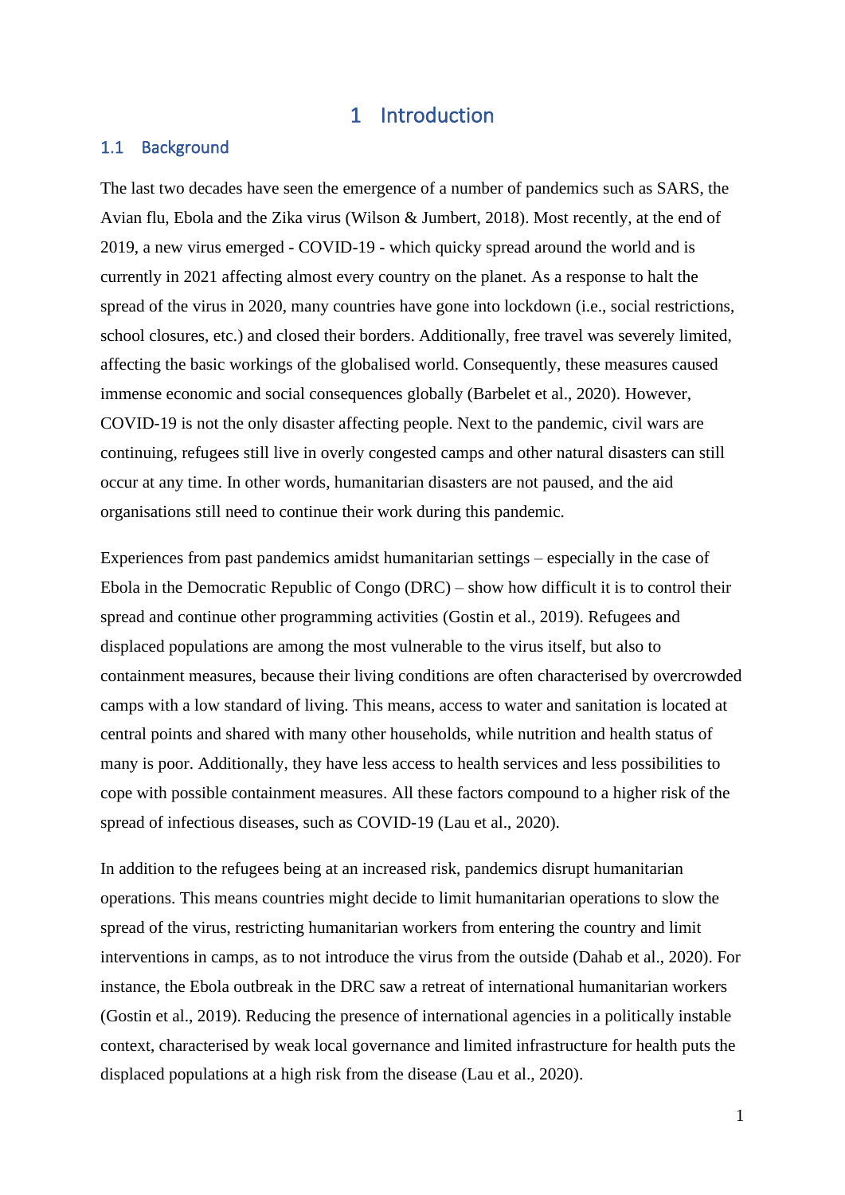# 1 Introduction

## 1.1 Background

The last two decades have seen the emergence of a number of pandemics such as SARS, the Avian flu, Ebola and the Zika virus (Wilson & Jumbert, 2018). Most recently, at the end of 2019, a new virus emerged - COVID-19 - which quicky spread around the world and is currently in 2021 affecting almost every country on the planet. As a response to halt the spread of the virus in 2020, many countries have gone into lockdown (i.e., social restrictions, school closures, etc.) and closed their borders. Additionally, free travel was severely limited, affecting the basic workings of the globalised world. Consequently, these measures caused immense economic and social consequences globally (Barbelet et al., 2020). However, COVID-19 is not the only disaster affecting people. Next to the pandemic, civil wars are continuing, refugees still live in overly congested camps and other natural disasters can still occur at any time. In other words, humanitarian disasters are not paused, and the aid organisations still need to continue their work during this pandemic.

Experiences from past pandemics amidst humanitarian settings – especially in the case of Ebola in the Democratic Republic of Congo (DRC) – show how difficult it is to control their spread and continue other programming activities (Gostin et al., 2019). Refugees and displaced populations are among the most vulnerable to the virus itself, but also to containment measures, because their living conditions are often characterised by overcrowded camps with a low standard of living. This means, access to water and sanitation is located at central points and shared with many other households, while nutrition and health status of many is poor. Additionally, they have less access to health services and less possibilities to cope with possible containment measures. All these factors compound to a higher risk of the spread of infectious diseases, such as COVID-19 (Lau et al., 2020).

In addition to the refugees being at an increased risk, pandemics disrupt humanitarian operations. This means countries might decide to limit humanitarian operations to slow the spread of the virus, restricting humanitarian workers from entering the country and limit interventions in camps, as to not introduce the virus from the outside (Dahab et al., 2020). For instance, the Ebola outbreak in the DRC saw a retreat of international humanitarian workers (Gostin et al., 2019). Reducing the presence of international agencies in a politically instable context, characterised by weak local governance and limited infrastructure for health puts the displaced populations at a high risk from the disease (Lau et al., 2020).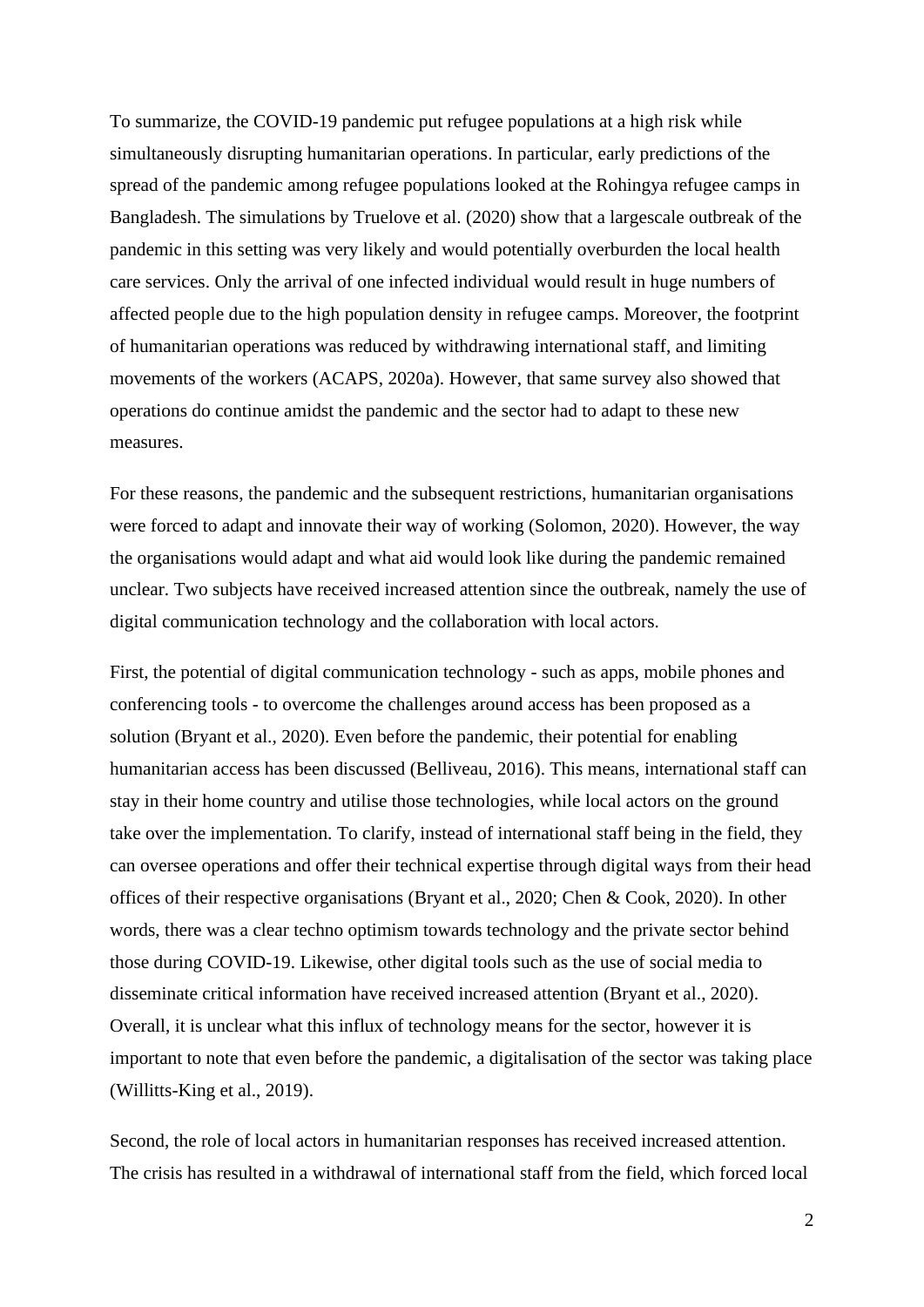To summarize, the COVID-19 pandemic put refugee populations at a high risk while simultaneously disrupting humanitarian operations. In particular, early predictions of the spread of the pandemic among refugee populations looked at the Rohingya refugee camps in Bangladesh. The simulations by Truelove et al. (2020) show that a largescale outbreak of the pandemic in this setting was very likely and would potentially overburden the local health care services. Only the arrival of one infected individual would result in huge numbers of affected people due to the high population density in refugee camps. Moreover, the footprint of humanitarian operations was reduced by withdrawing international staff, and limiting movements of the workers (ACAPS, 2020a). However, that same survey also showed that operations do continue amidst the pandemic and the sector had to adapt to these new measures.

For these reasons, the pandemic and the subsequent restrictions, humanitarian organisations were forced to adapt and innovate their way of working (Solomon, 2020). However, the way the organisations would adapt and what aid would look like during the pandemic remained unclear. Two subjects have received increased attention since the outbreak, namely the use of digital communication technology and the collaboration with local actors.

First, the potential of digital communication technology - such as apps, mobile phones and conferencing tools - to overcome the challenges around access has been proposed as a solution (Bryant et al., 2020). Even before the pandemic, their potential for enabling humanitarian access has been discussed (Belliveau, 2016). This means, international staff can stay in their home country and utilise those technologies, while local actors on the ground take over the implementation. To clarify, instead of international staff being in the field, they can oversee operations and offer their technical expertise through digital ways from their head offices of their respective organisations (Bryant et al., 2020; Chen & Cook, 2020). In other words, there was a clear techno optimism towards technology and the private sector behind those during COVID-19. Likewise, other digital tools such as the use of social media to disseminate critical information have received increased attention (Bryant et al., 2020). Overall, it is unclear what this influx of technology means for the sector, however it is important to note that even before the pandemic, a digitalisation of the sector was taking place (Willitts-King et al., 2019).

Second, the role of local actors in humanitarian responses has received increased attention. The crisis has resulted in a withdrawal of international staff from the field, which forced local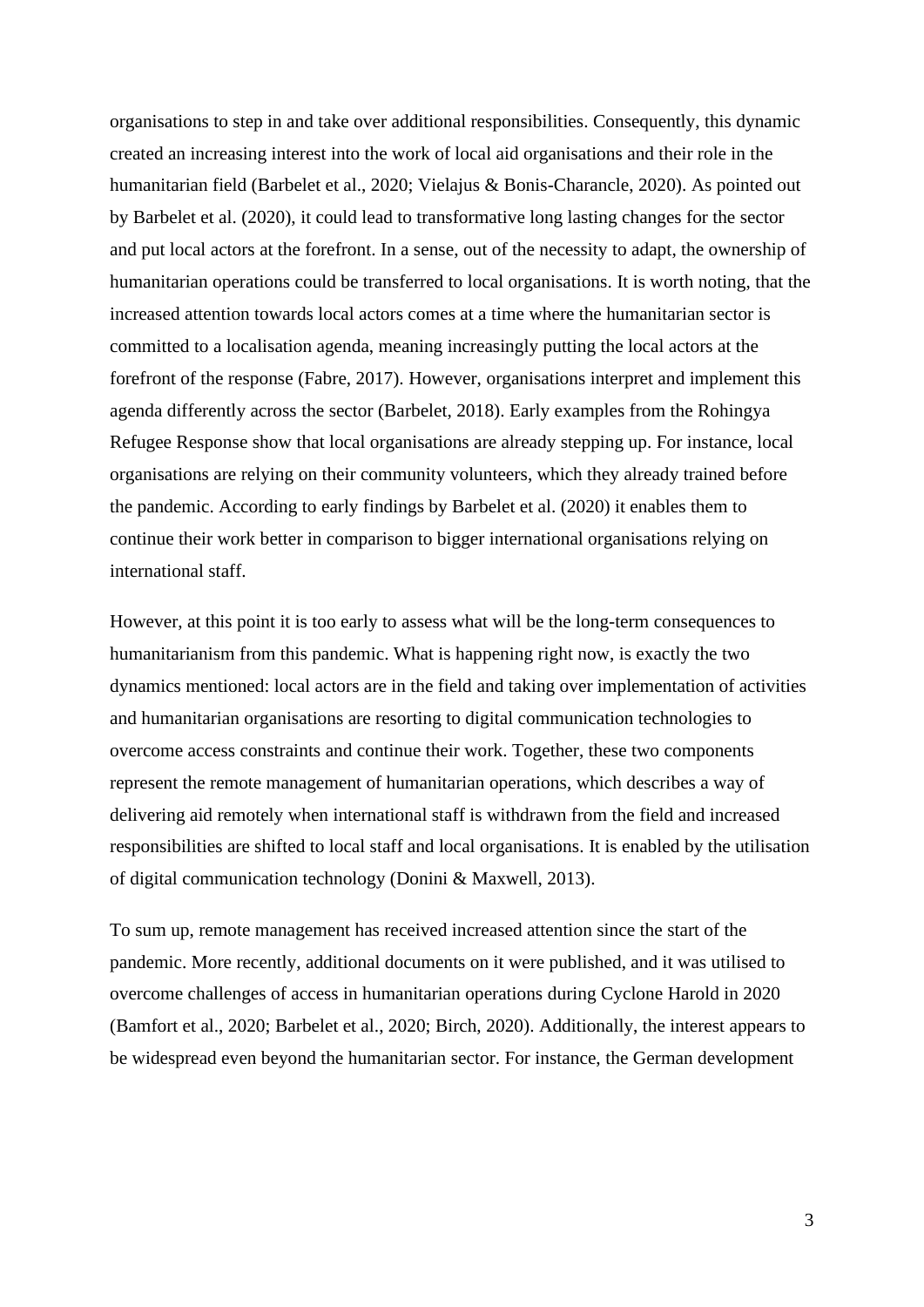organisations to step in and take over additional responsibilities. Consequently, this dynamic created an increasing interest into the work of local aid organisations and their role in the humanitarian field (Barbelet et al., 2020; Vielajus & Bonis-Charancle, 2020). As pointed out by Barbelet et al. (2020), it could lead to transformative long lasting changes for the sector and put local actors at the forefront. In a sense, out of the necessity to adapt, the ownership of humanitarian operations could be transferred to local organisations. It is worth noting, that the increased attention towards local actors comes at a time where the humanitarian sector is committed to a localisation agenda, meaning increasingly putting the local actors at the forefront of the response (Fabre, 2017). However, organisations interpret and implement this agenda differently across the sector (Barbelet, 2018). Early examples from the Rohingya Refugee Response show that local organisations are already stepping up. For instance, local organisations are relying on their community volunteers, which they already trained before the pandemic. According to early findings by Barbelet et al. (2020) it enables them to continue their work better in comparison to bigger international organisations relying on international staff.

However, at this point it is too early to assess what will be the long-term consequences to humanitarianism from this pandemic. What is happening right now, is exactly the two dynamics mentioned: local actors are in the field and taking over implementation of activities and humanitarian organisations are resorting to digital communication technologies to overcome access constraints and continue their work. Together, these two components represent the remote management of humanitarian operations, which describes a way of delivering aid remotely when international staff is withdrawn from the field and increased responsibilities are shifted to local staff and local organisations. It is enabled by the utilisation of digital communication technology (Donini & Maxwell, 2013).

To sum up, remote management has received increased attention since the start of the pandemic. More recently, additional documents on it were published, and it was utilised to overcome challenges of access in humanitarian operations during Cyclone Harold in 2020 (Bamfort et al., 2020; Barbelet et al., 2020; Birch, 2020). Additionally, the interest appears to be widespread even beyond the humanitarian sector. For instance, the German development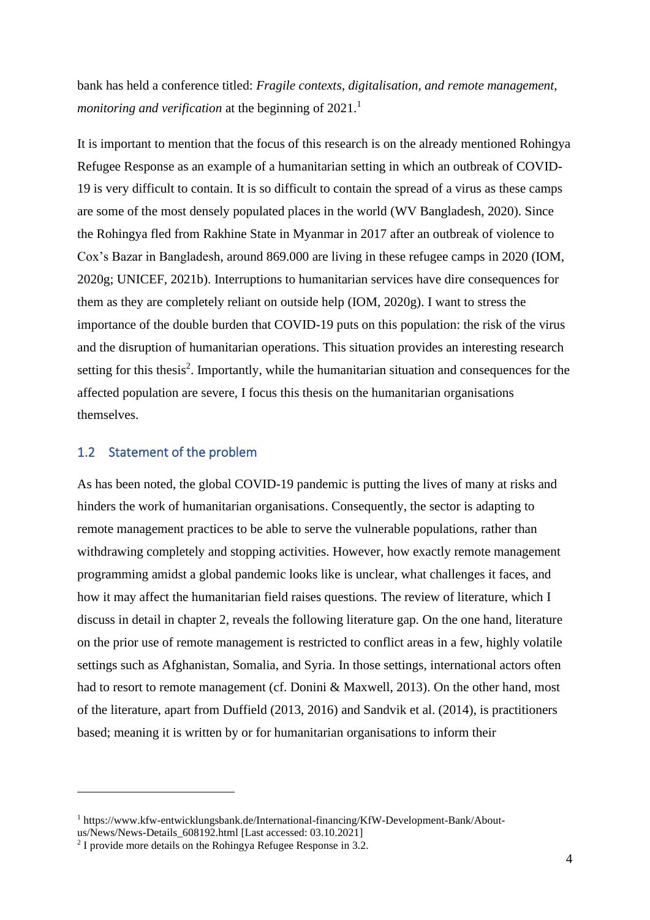bank has held a conference titled: *Fragile contexts, digitalisation, and remote management, monitoring and verification* at the beginning of 2021.[1]

It is important to mention that the focus of this research is on the already mentioned Rohingya Refugee Response as an example of a humanitarian setting in which an outbreak of COVID-19 is very difficult to contain. It is so difficult to contain the spread of a virus as these camps are some of the most densely populated places in the world (WV Bangladesh, 2020). Since the Rohingya fled from Rakhine State in Myanmar in 2017 after an outbreak of violence to Cox's Bazar in Bangladesh, around 869.000 are living in these refugee camps in 2020 (IOM, 2020g; UNICEF, 2021b). Interruptions to humanitarian services have dire consequences for them as they are completely reliant on outside help (IOM, 2020g). I want to stress the importance of the double burden that COVID-19 puts on this population: the risk of the virus and the disruption of humanitarian operations. This situation provides an interesting research setting for this thesis[2]. Importantly, while the humanitarian situation and consequences for the affected population are severe, I focus this thesis on the humanitarian organisations themselves.

## 1.2 Statement of the problem

As has been noted, the global COVID-19 pandemic is putting the lives of many at risks and hinders the work of humanitarian organisations. Consequently, the sector is adapting to remote management practices to be able to serve the vulnerable populations, rather than withdrawing completely and stopping activities. However, how exactly remote management programming amidst a global pandemic looks like is unclear, what challenges it faces, and how it may affect the humanitarian field raises questions. The review of literature, which I discuss in detail in chapter 2, reveals the following literature gap. On the one hand, literature on the prior use of remote management is restricted to conflict areas in a few, highly volatile settings such as Afghanistan, Somalia, and Syria. In those settings, international actors often had to resort to remote management (cf. Donini & Maxwell, 2013). On the other hand, most of the literature, apart from Duffield (2013, 2016) and Sandvik et al. (2014), is practitioners based; meaning it is written by or for humanitarian organisations to inform their

---

[1] https://www.kfw-entwicklungsbank.de/International-financing/KfW-Development-Bank/About-us/News/News-Details_608192.html [Last accessed: 03.10.2021]

[2] I provide more details on the Rohingya Refugee Response in 3.2.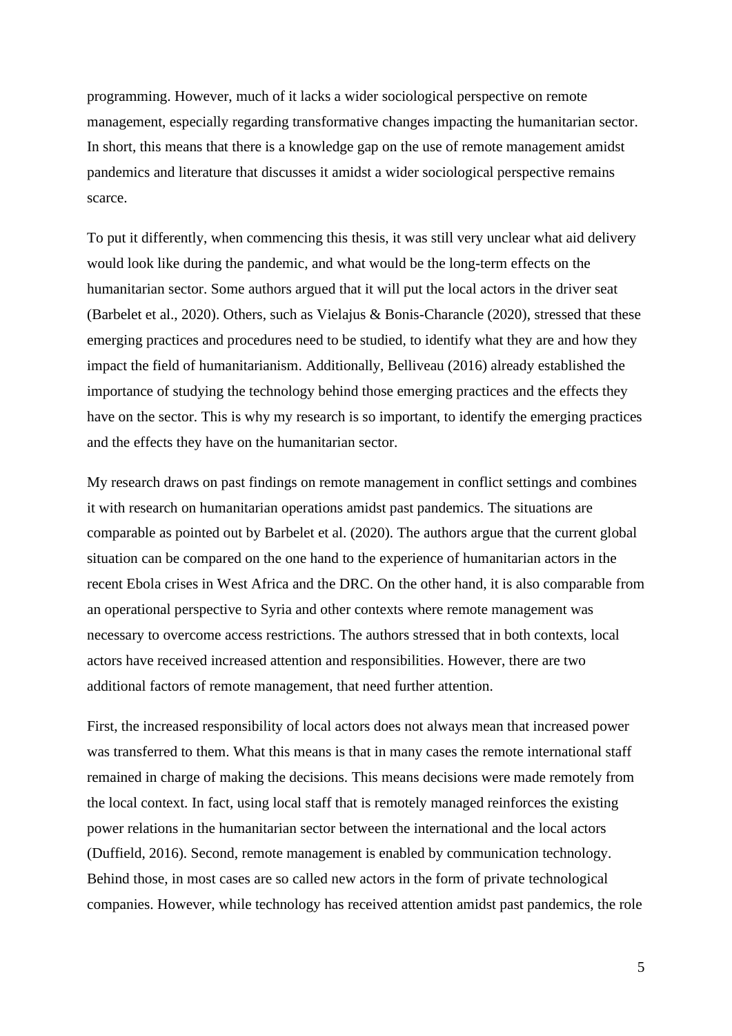programming. However, much of it lacks a wider sociological perspective on remote management, especially regarding transformative changes impacting the humanitarian sector. In short, this means that there is a knowledge gap on the use of remote management amidst pandemics and literature that discusses it amidst a wider sociological perspective remains scarce.

To put it differently, when commencing this thesis, it was still very unclear what aid delivery would look like during the pandemic, and what would be the long-term effects on the humanitarian sector. Some authors argued that it will put the local actors in the driver seat (Barbelet et al., 2020). Others, such as Vielajus & Bonis-Charancle (2020), stressed that these emerging practices and procedures need to be studied, to identify what they are and how they impact the field of humanitarianism. Additionally, Belliveau (2016) already established the importance of studying the technology behind those emerging practices and the effects they have on the sector. This is why my research is so important, to identify the emerging practices and the effects they have on the humanitarian sector.

My research draws on past findings on remote management in conflict settings and combines it with research on humanitarian operations amidst past pandemics. The situations are comparable as pointed out by Barbelet et al. (2020). The authors argue that the current global situation can be compared on the one hand to the experience of humanitarian actors in the recent Ebola crises in West Africa and the DRC. On the other hand, it is also comparable from an operational perspective to Syria and other contexts where remote management was necessary to overcome access restrictions. The authors stressed that in both contexts, local actors have received increased attention and responsibilities. However, there are two additional factors of remote management, that need further attention.

First, the increased responsibility of local actors does not always mean that increased power was transferred to them. What this means is that in many cases the remote international staff remained in charge of making the decisions. This means decisions were made remotely from the local context. In fact, using local staff that is remotely managed reinforces the existing power relations in the humanitarian sector between the international and the local actors (Duffield, 2016). Second, remote management is enabled by communication technology. Behind those, in most cases are so called new actors in the form of private technological companies. However, while technology has received attention amidst past pandemics, the role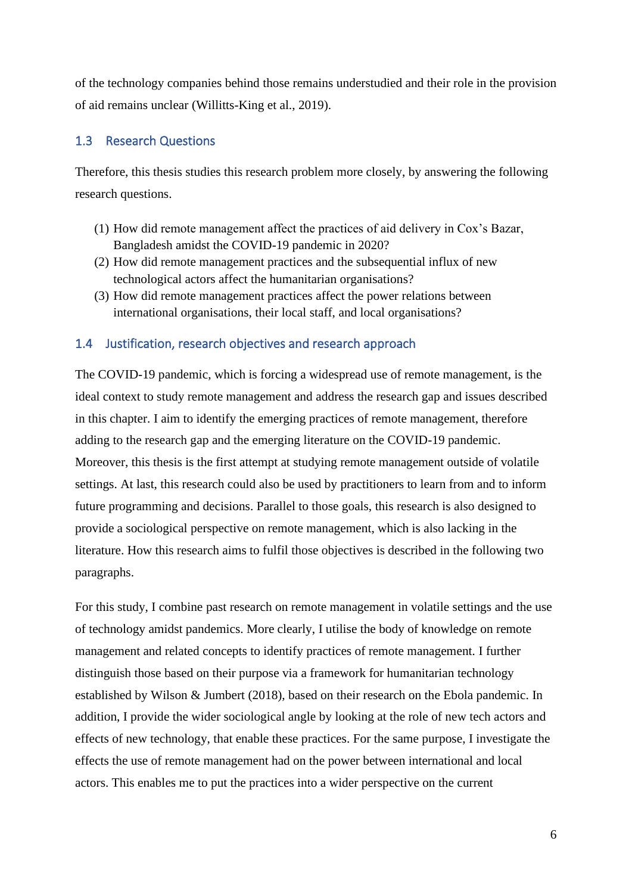of the technology companies behind those remains understudied and their role in the provision of aid remains unclear (Willitts-King et al., 2019).

## 1.3 Research Questions

Therefore, this thesis studies this research problem more closely, by answering the following research questions.

(1) How did remote management affect the practices of aid delivery in Cox's Bazar, Bangladesh amidst the COVID-19 pandemic in 2020?
(2) How did remote management practices and the subsequential influx of new technological actors affect the humanitarian organisations?
(3) How did remote management practices affect the power relations between international organisations, their local staff, and local organisations?

## 1.4 Justification, research objectives and research approach

The COVID-19 pandemic, which is forcing a widespread use of remote management, is the ideal context to study remote management and address the research gap and issues described in this chapter. I aim to identify the emerging practices of remote management, therefore adding to the research gap and the emerging literature on the COVID-19 pandemic. Moreover, this thesis is the first attempt at studying remote management outside of volatile settings. At last, this research could also be used by practitioners to learn from and to inform future programming and decisions. Parallel to those goals, this research is also designed to provide a sociological perspective on remote management, which is also lacking in the literature. How this research aims to fulfil those objectives is described in the following two paragraphs.

For this study, I combine past research on remote management in volatile settings and the use of technology amidst pandemics. More clearly, I utilise the body of knowledge on remote management and related concepts to identify practices of remote management. I further distinguish those based on their purpose via a framework for humanitarian technology established by Wilson & Jumbert (2018), based on their research on the Ebola pandemic. In addition, I provide the wider sociological angle by looking at the role of new tech actors and effects of new technology, that enable these practices. For the same purpose, I investigate the effects the use of remote management had on the power between international and local actors. This enables me to put the practices into a wider perspective on the current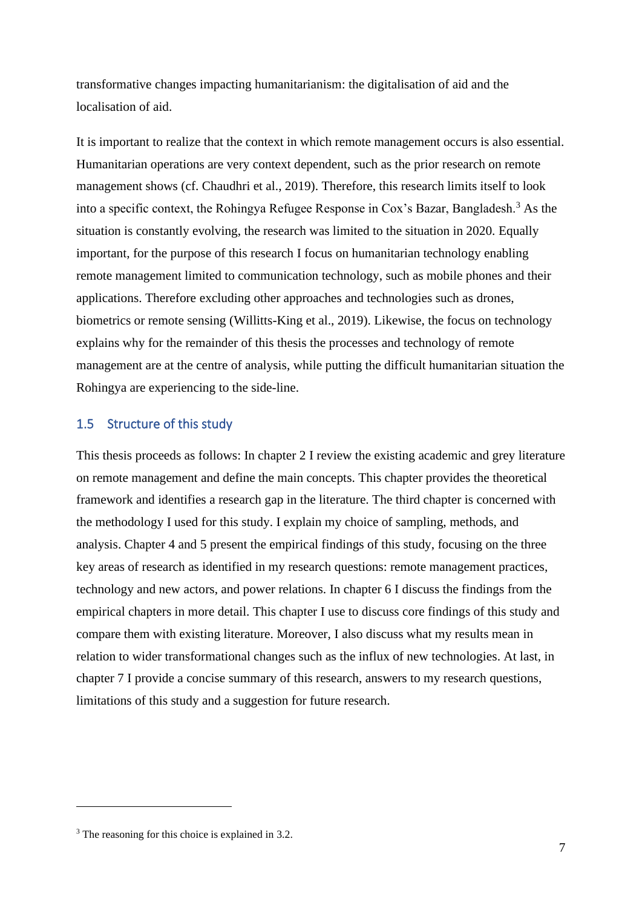transformative changes impacting humanitarianism: the digitalisation of aid and the localisation of aid.

It is important to realize that the context in which remote management occurs is also essential. Humanitarian operations are very context dependent, such as the prior research on remote management shows (cf. Chaudhri et al., 2019). Therefore, this research limits itself to look into a specific context, the Rohingya Refugee Response in Cox's Bazar, Bangladesh.[3] As the situation is constantly evolving, the research was limited to the situation in 2020. Equally important, for the purpose of this research I focus on humanitarian technology enabling remote management limited to communication technology, such as mobile phones and their applications. Therefore excluding other approaches and technologies such as drones, biometrics or remote sensing (Willitts-King et al., 2019). Likewise, the focus on technology explains why for the remainder of this thesis the processes and technology of remote management are at the centre of analysis, while putting the difficult humanitarian situation the Rohingya are experiencing to the side-line.

## 1.5 Structure of this study

This thesis proceeds as follows: In chapter 2 I review the existing academic and grey literature on remote management and define the main concepts. This chapter provides the theoretical framework and identifies a research gap in the literature. The third chapter is concerned with the methodology I used for this study. I explain my choice of sampling, methods, and analysis. Chapter 4 and 5 present the empirical findings of this study, focusing on the three key areas of research as identified in my research questions: remote management practices, technology and new actors, and power relations. In chapter 6 I discuss the findings from the empirical chapters in more detail. This chapter I use to discuss core findings of this study and compare them with existing literature. Moreover, I also discuss what my results mean in relation to wider transformational changes such as the influx of new technologies. At last, in chapter 7 I provide a concise summary of this research, answers to my research questions, limitations of this study and a suggestion for future research.

---

[3] The reasoning for this choice is explained in 3.2.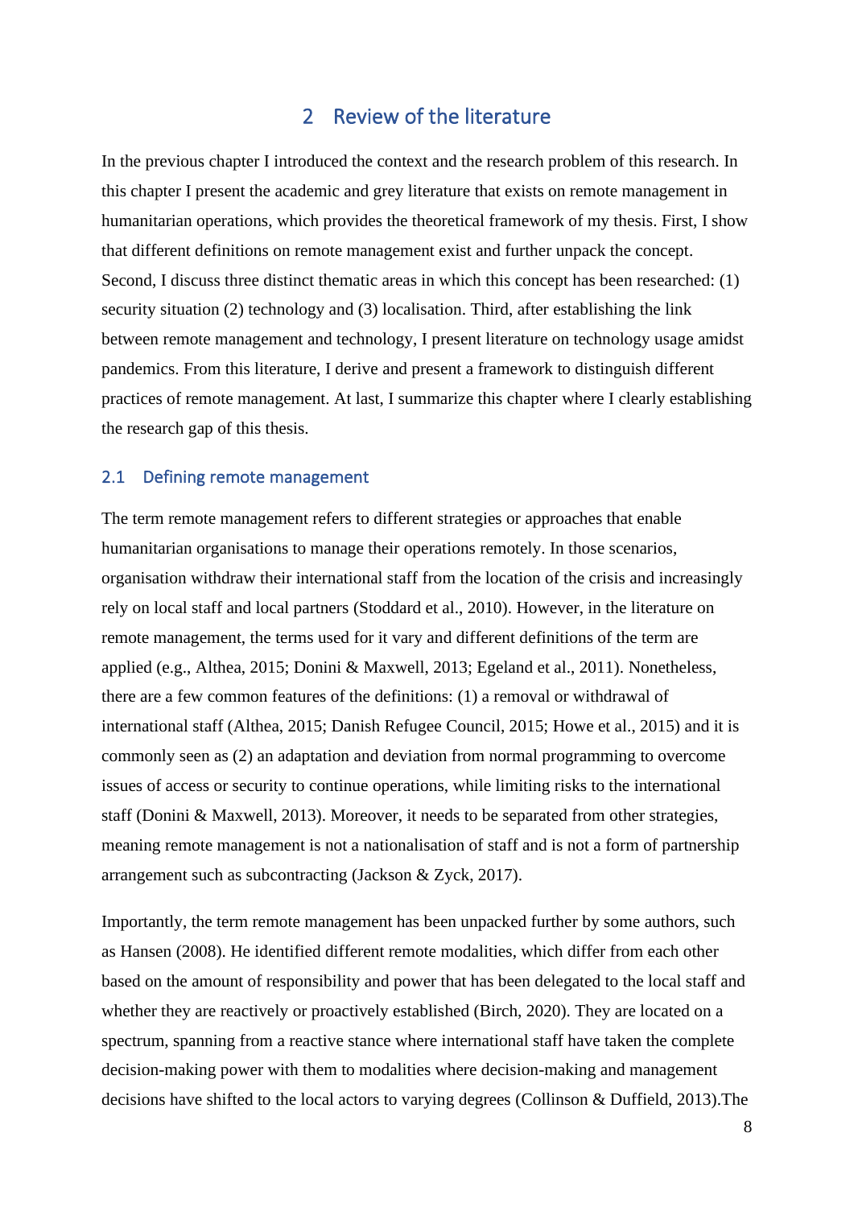# 2 Review of the literature

In the previous chapter I introduced the context and the research problem of this research. In this chapter I present the academic and grey literature that exists on remote management in humanitarian operations, which provides the theoretical framework of my thesis. First, I show that different definitions on remote management exist and further unpack the concept. Second, I discuss three distinct thematic areas in which this concept has been researched: (1) security situation (2) technology and (3) localisation. Third, after establishing the link between remote management and technology, I present literature on technology usage amidst pandemics. From this literature, I derive and present a framework to distinguish different practices of remote management. At last, I summarize this chapter where I clearly establishing the research gap of this thesis.

## 2.1 Defining remote management

The term remote management refers to different strategies or approaches that enable humanitarian organisations to manage their operations remotely. In those scenarios, organisation withdraw their international staff from the location of the crisis and increasingly rely on local staff and local partners (Stoddard et al., 2010). However, in the literature on remote management, the terms used for it vary and different definitions of the term are applied (e.g., Althea, 2015; Donini & Maxwell, 2013; Egeland et al., 2011). Nonetheless, there are a few common features of the definitions: (1) a removal or withdrawal of international staff (Althea, 2015; Danish Refugee Council, 2015; Howe et al., 2015) and it is commonly seen as (2) an adaptation and deviation from normal programming to overcome issues of access or security to continue operations, while limiting risks to the international staff (Donini & Maxwell, 2013). Moreover, it needs to be separated from other strategies, meaning remote management is not a nationalisation of staff and is not a form of partnership arrangement such as subcontracting (Jackson & Zyck, 2017).

Importantly, the term remote management has been unpacked further by some authors, such as Hansen (2008). He identified different remote modalities, which differ from each other based on the amount of responsibility and power that has been delegated to the local staff and whether they are reactively or proactively established (Birch, 2020). They are located on a spectrum, spanning from a reactive stance where international staff have taken the complete decision-making power with them to modalities where decision-making and management decisions have shifted to the local actors to varying degrees (Collinson & Duffield, 2013).The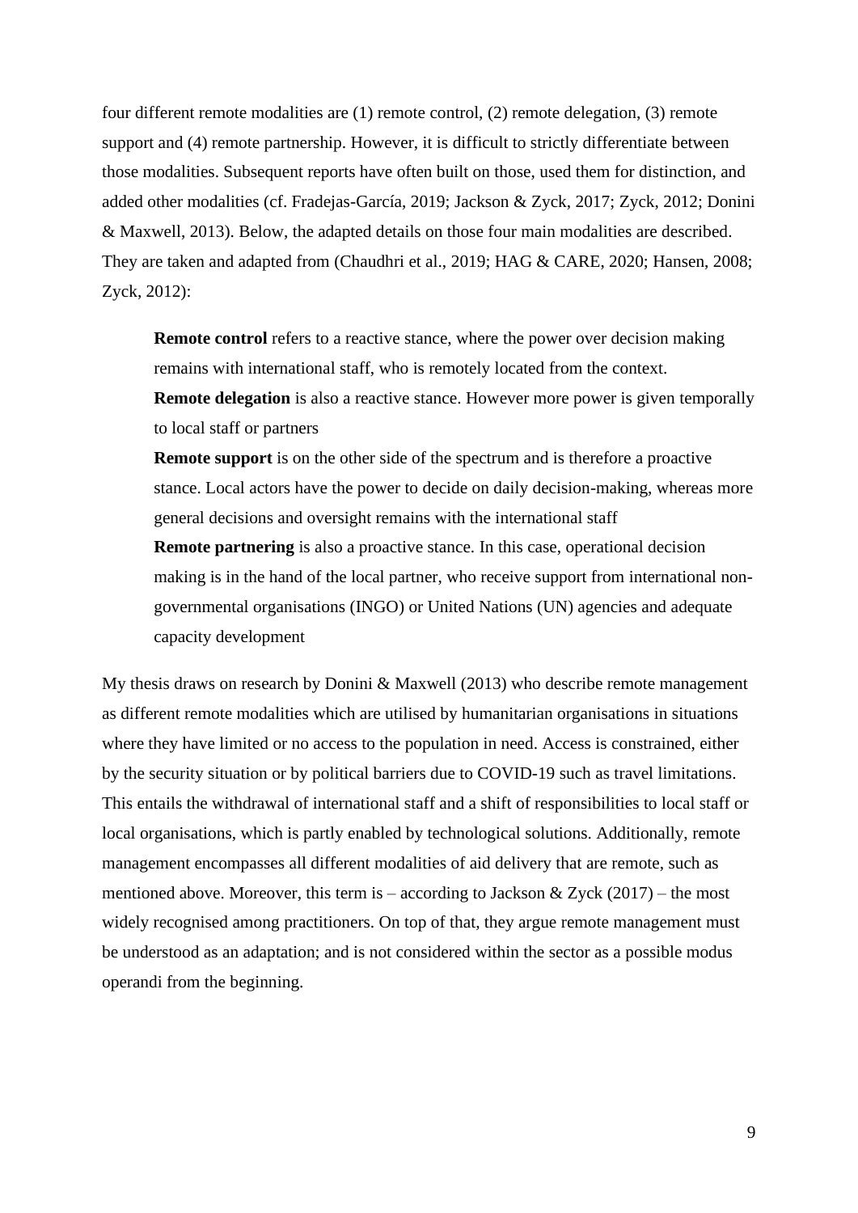four different remote modalities are (1) remote control, (2) remote delegation, (3) remote support and (4) remote partnership. However, it is difficult to strictly differentiate between those modalities. Subsequent reports have often built on those, used them for distinction, and added other modalities (cf. Fradejas-García, 2019; Jackson & Zyck, 2017; Zyck, 2012; Donini & Maxwell, 2013). Below, the adapted details on those four main modalities are described. They are taken and adapted from (Chaudhri et al., 2019; HAG & CARE, 2020; Hansen, 2008; Zyck, 2012):

> **Remote control** refers to a reactive stance, where the power over decision making remains with international staff, who is remotely located from the context.
>
> **Remote delegation** is also a reactive stance. However more power is given temporally to local staff or partners
>
> **Remote support** is on the other side of the spectrum and is therefore a proactive stance. Local actors have the power to decide on daily decision-making, whereas more general decisions and oversight remains with the international staff
>
> **Remote partnering** is also a proactive stance. In this case, operational decision making is in the hand of the local partner, who receive support from international non-governmental organisations (INGO) or United Nations (UN) agencies and adequate capacity development

My thesis draws on research by Donini & Maxwell (2013) who describe remote management as different remote modalities which are utilised by humanitarian organisations in situations where they have limited or no access to the population in need. Access is constrained, either by the security situation or by political barriers due to COVID-19 such as travel limitations. This entails the withdrawal of international staff and a shift of responsibilities to local staff or local organisations, which is partly enabled by technological solutions. Additionally, remote management encompasses all different modalities of aid delivery that are remote, such as mentioned above. Moreover, this term is – according to Jackson & Zyck (2017) – the most widely recognised among practitioners. On top of that, they argue remote management must be understood as an adaptation; and is not considered within the sector as a possible modus operandi from the beginning.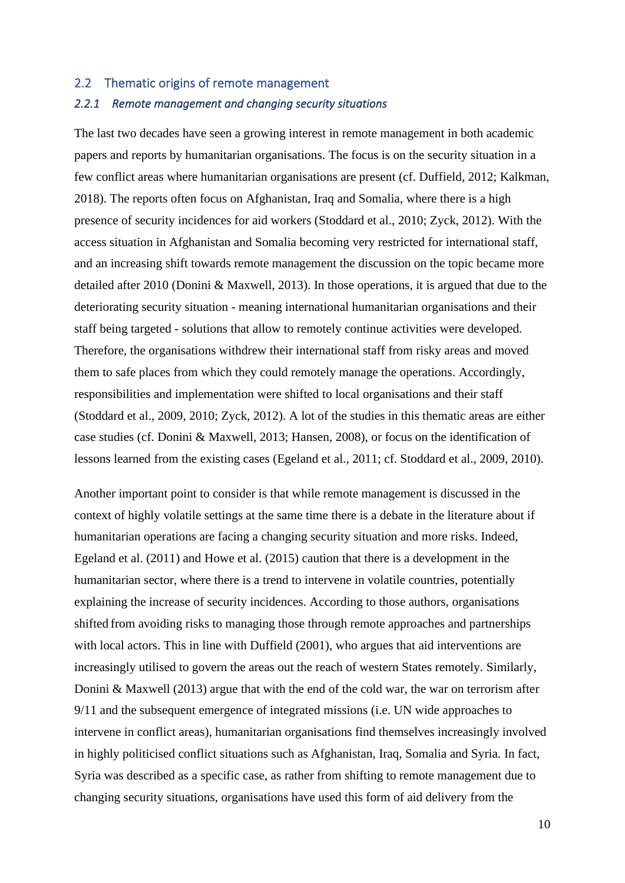## 2.2 Thematic origins of remote management

### *2.2.1 Remote management and changing security situations*

The last two decades have seen a growing interest in remote management in both academic papers and reports by humanitarian organisations. The focus is on the security situation in a few conflict areas where humanitarian organisations are present (cf. Duffield, 2012; Kalkman, 2018). The reports often focus on Afghanistan, Iraq and Somalia, where there is a high presence of security incidences for aid workers (Stoddard et al., 2010; Zyck, 2012). With the access situation in Afghanistan and Somalia becoming very restricted for international staff, and an increasing shift towards remote management the discussion on the topic became more detailed after 2010 (Donini & Maxwell, 2013). In those operations, it is argued that due to the deteriorating security situation - meaning international humanitarian organisations and their staff being targeted - solutions that allow to remotely continue activities were developed. Therefore, the organisations withdrew their international staff from risky areas and moved them to safe places from which they could remotely manage the operations. Accordingly, responsibilities and implementation were shifted to local organisations and their staff (Stoddard et al., 2009, 2010; Zyck, 2012). A lot of the studies in this thematic areas are either case studies (cf. Donini & Maxwell, 2013; Hansen, 2008), or focus on the identification of lessons learned from the existing cases (Egeland et al., 2011; cf. Stoddard et al., 2009, 2010).

Another important point to consider is that while remote management is discussed in the context of highly volatile settings at the same time there is a debate in the literature about if humanitarian operations are facing a changing security situation and more risks. Indeed, Egeland et al. (2011) and Howe et al. (2015) caution that there is a development in the humanitarian sector, where there is a trend to intervene in volatile countries, potentially explaining the increase of security incidences. According to those authors, organisations shifted from avoiding risks to managing those through remote approaches and partnerships with local actors. This in line with Duffield (2001), who argues that aid interventions are increasingly utilised to govern the areas out the reach of western States remotely. Similarly, Donini & Maxwell (2013) argue that with the end of the cold war, the war on terrorism after 9/11 and the subsequent emergence of integrated missions (i.e. UN wide approaches to intervene in conflict areas), humanitarian organisations find themselves increasingly involved in highly politicised conflict situations such as Afghanistan, Iraq, Somalia and Syria. In fact, Syria was described as a specific case, as rather from shifting to remote management due to changing security situations, organisations have used this form of aid delivery from the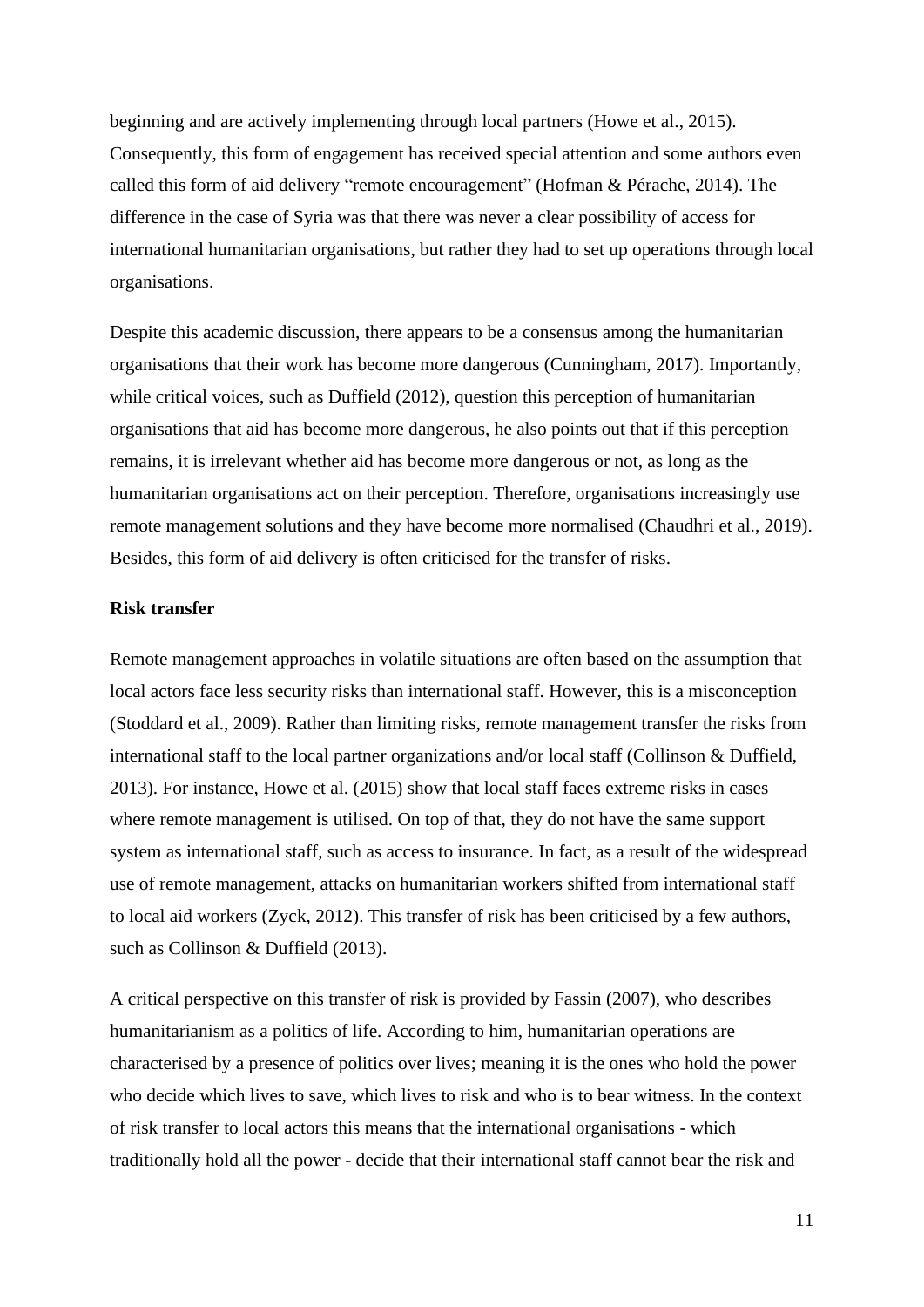beginning and are actively implementing through local partners (Howe et al., 2015). Consequently, this form of engagement has received special attention and some authors even called this form of aid delivery "remote encouragement" (Hofman & Pérache, 2014). The difference in the case of Syria was that there was never a clear possibility of access for international humanitarian organisations, but rather they had to set up operations through local organisations.

Despite this academic discussion, there appears to be a consensus among the humanitarian organisations that their work has become more dangerous (Cunningham, 2017). Importantly, while critical voices, such as Duffield (2012), question this perception of humanitarian organisations that aid has become more dangerous, he also points out that if this perception remains, it is irrelevant whether aid has become more dangerous or not, as long as the humanitarian organisations act on their perception. Therefore, organisations increasingly use remote management solutions and they have become more normalised (Chaudhri et al., 2019). Besides, this form of aid delivery is often criticised for the transfer of risks.

**Risk transfer**

Remote management approaches in volatile situations are often based on the assumption that local actors face less security risks than international staff. However, this is a misconception (Stoddard et al., 2009). Rather than limiting risks, remote management transfer the risks from international staff to the local partner organizations and/or local staff (Collinson & Duffield, 2013). For instance, Howe et al. (2015) show that local staff faces extreme risks in cases where remote management is utilised. On top of that, they do not have the same support system as international staff, such as access to insurance. In fact, as a result of the widespread use of remote management, attacks on humanitarian workers shifted from international staff to local aid workers (Zyck, 2012). This transfer of risk has been criticised by a few authors, such as Collinson & Duffield (2013).

A critical perspective on this transfer of risk is provided by Fassin (2007), who describes humanitarianism as a politics of life. According to him, humanitarian operations are characterised by a presence of politics over lives; meaning it is the ones who hold the power who decide which lives to save, which lives to risk and who is to bear witness. In the context of risk transfer to local actors this means that the international organisations - which traditionally hold all the power - decide that their international staff cannot bear the risk and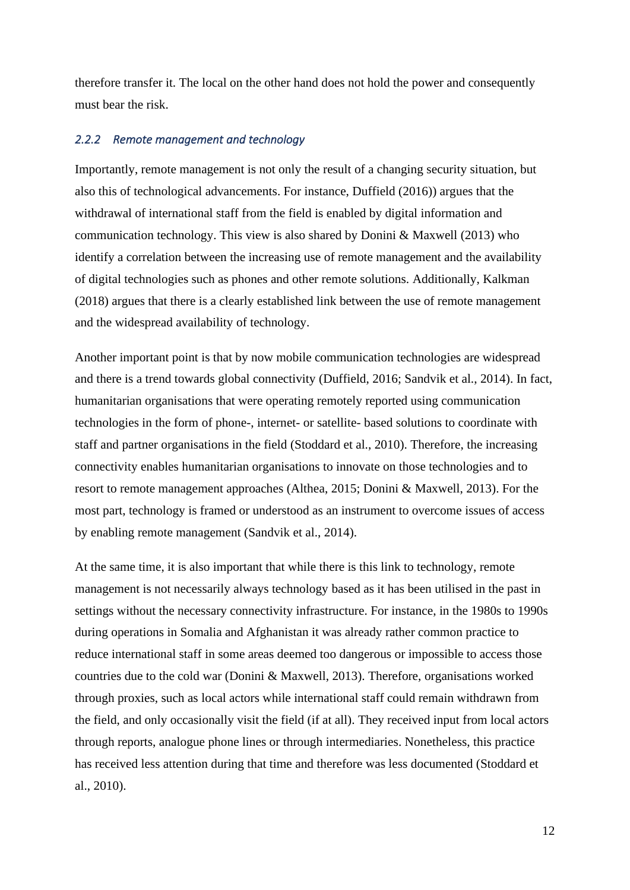therefore transfer it. The local on the other hand does not hold the power and consequently must bear the risk.

### *2.2.2 Remote management and technology*

Importantly, remote management is not only the result of a changing security situation, but also this of technological advancements. For instance, Duffield (2016)) argues that the withdrawal of international staff from the field is enabled by digital information and communication technology. This view is also shared by Donini & Maxwell (2013) who identify a correlation between the increasing use of remote management and the availability of digital technologies such as phones and other remote solutions. Additionally, Kalkman (2018) argues that there is a clearly established link between the use of remote management and the widespread availability of technology.

Another important point is that by now mobile communication technologies are widespread and there is a trend towards global connectivity (Duffield, 2016; Sandvik et al., 2014). In fact, humanitarian organisations that were operating remotely reported using communication technologies in the form of phone-, internet- or satellite- based solutions to coordinate with staff and partner organisations in the field (Stoddard et al., 2010). Therefore, the increasing connectivity enables humanitarian organisations to innovate on those technologies and to resort to remote management approaches (Althea, 2015; Donini & Maxwell, 2013). For the most part, technology is framed or understood as an instrument to overcome issues of access by enabling remote management (Sandvik et al., 2014).

At the same time, it is also important that while there is this link to technology, remote management is not necessarily always technology based as it has been utilised in the past in settings without the necessary connectivity infrastructure. For instance, in the 1980s to 1990s during operations in Somalia and Afghanistan it was already rather common practice to reduce international staff in some areas deemed too dangerous or impossible to access those countries due to the cold war (Donini & Maxwell, 2013). Therefore, organisations worked through proxies, such as local actors while international staff could remain withdrawn from the field, and only occasionally visit the field (if at all). They received input from local actors through reports, analogue phone lines or through intermediaries. Nonetheless, this practice has received less attention during that time and therefore was less documented (Stoddard et al., 2010).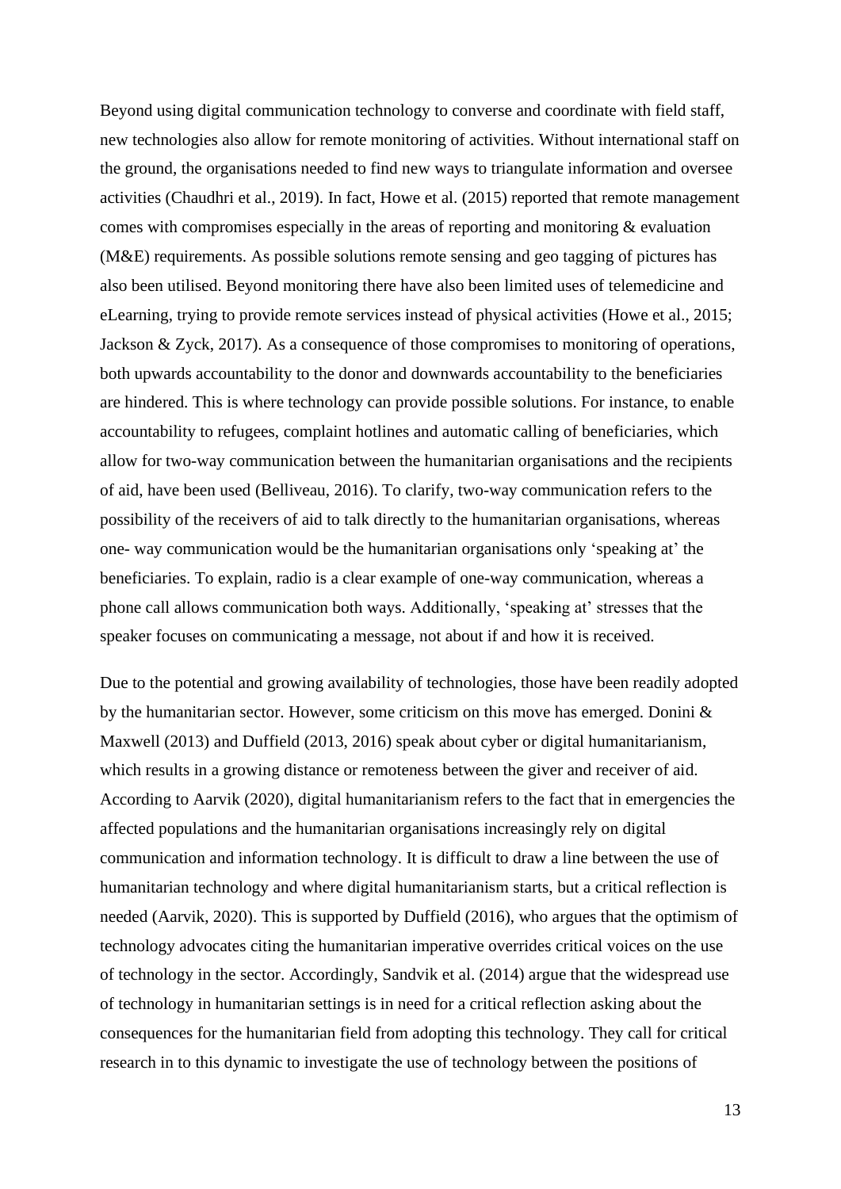Beyond using digital communication technology to converse and coordinate with field staff, new technologies also allow for remote monitoring of activities. Without international staff on the ground, the organisations needed to find new ways to triangulate information and oversee activities (Chaudhri et al., 2019). In fact, Howe et al. (2015) reported that remote management comes with compromises especially in the areas of reporting and monitoring & evaluation (M&E) requirements. As possible solutions remote sensing and geo tagging of pictures has also been utilised. Beyond monitoring there have also been limited uses of telemedicine and eLearning, trying to provide remote services instead of physical activities (Howe et al., 2015; Jackson & Zyck, 2017). As a consequence of those compromises to monitoring of operations, both upwards accountability to the donor and downwards accountability to the beneficiaries are hindered. This is where technology can provide possible solutions. For instance, to enable accountability to refugees, complaint hotlines and automatic calling of beneficiaries, which allow for two-way communication between the humanitarian organisations and the recipients of aid, have been used (Belliveau, 2016). To clarify, two-way communication refers to the possibility of the receivers of aid to talk directly to the humanitarian organisations, whereas one- way communication would be the humanitarian organisations only 'speaking at' the beneficiaries. To explain, radio is a clear example of one-way communication, whereas a phone call allows communication both ways. Additionally, 'speaking at' stresses that the speaker focuses on communicating a message, not about if and how it is received.

Due to the potential and growing availability of technologies, those have been readily adopted by the humanitarian sector. However, some criticism on this move has emerged. Donini & Maxwell (2013) and Duffield (2013, 2016) speak about cyber or digital humanitarianism, which results in a growing distance or remoteness between the giver and receiver of aid. According to Aarvik (2020), digital humanitarianism refers to the fact that in emergencies the affected populations and the humanitarian organisations increasingly rely on digital communication and information technology. It is difficult to draw a line between the use of humanitarian technology and where digital humanitarianism starts, but a critical reflection is needed (Aarvik, 2020). This is supported by Duffield (2016), who argues that the optimism of technology advocates citing the humanitarian imperative overrides critical voices on the use of technology in the sector. Accordingly, Sandvik et al. (2014) argue that the widespread use of technology in humanitarian settings is in need for a critical reflection asking about the consequences for the humanitarian field from adopting this technology. They call for critical research in to this dynamic to investigate the use of technology between the positions of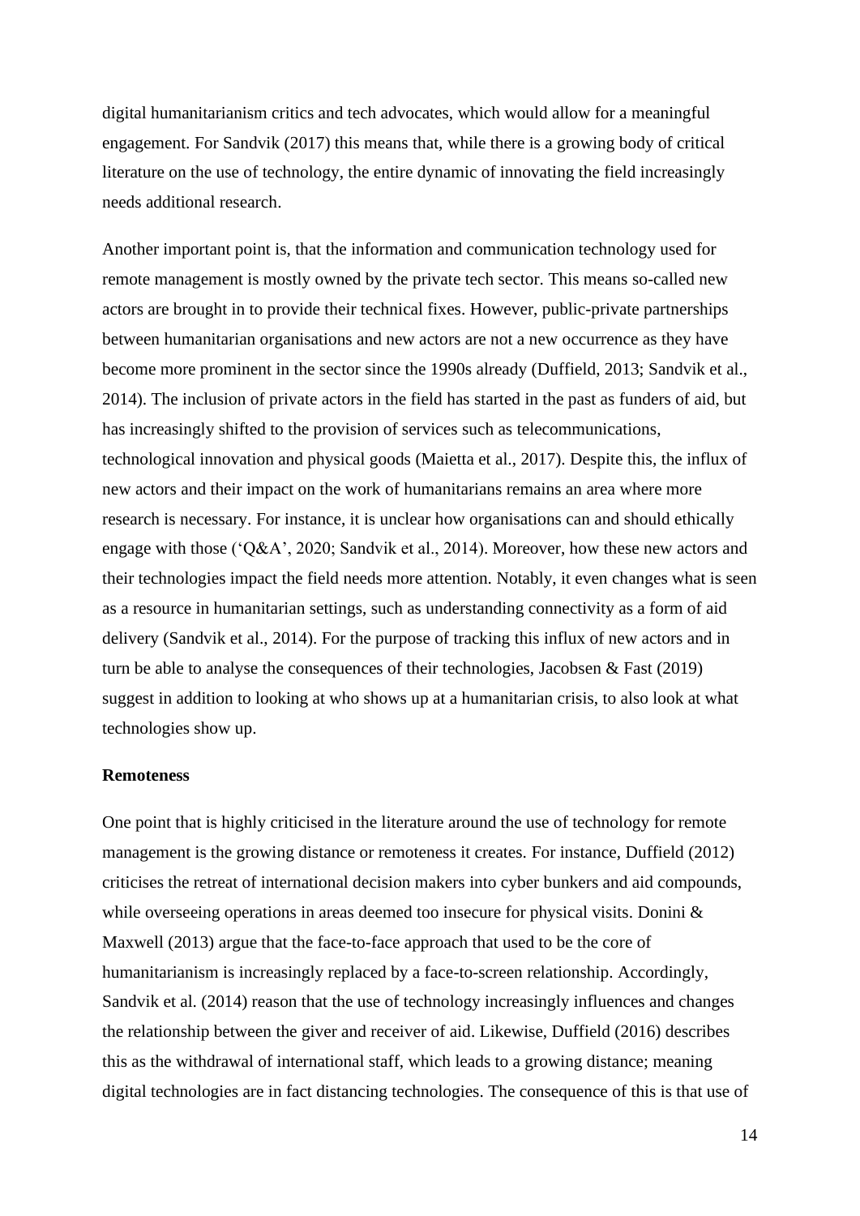digital humanitarianism critics and tech advocates, which would allow for a meaningful engagement. For Sandvik (2017) this means that, while there is a growing body of critical literature on the use of technology, the entire dynamic of innovating the field increasingly needs additional research.

Another important point is, that the information and communication technology used for remote management is mostly owned by the private tech sector. This means so-called new actors are brought in to provide their technical fixes. However, public-private partnerships between humanitarian organisations and new actors are not a new occurrence as they have become more prominent in the sector since the 1990s already (Duffield, 2013; Sandvik et al., 2014). The inclusion of private actors in the field has started in the past as funders of aid, but has increasingly shifted to the provision of services such as telecommunications, technological innovation and physical goods (Maietta et al., 2017). Despite this, the influx of new actors and their impact on the work of humanitarians remains an area where more research is necessary. For instance, it is unclear how organisations can and should ethically engage with those ('Q&A', 2020; Sandvik et al., 2014). Moreover, how these new actors and their technologies impact the field needs more attention. Notably, it even changes what is seen as a resource in humanitarian settings, such as understanding connectivity as a form of aid delivery (Sandvik et al., 2014). For the purpose of tracking this influx of new actors and in turn be able to analyse the consequences of their technologies, Jacobsen & Fast (2019) suggest in addition to looking at who shows up at a humanitarian crisis, to also look at what technologies show up.

**Remoteness**

One point that is highly criticised in the literature around the use of technology for remote management is the growing distance or remoteness it creates. For instance, Duffield (2012) criticises the retreat of international decision makers into cyber bunkers and aid compounds, while overseeing operations in areas deemed too insecure for physical visits. Donini & Maxwell (2013) argue that the face-to-face approach that used to be the core of humanitarianism is increasingly replaced by a face-to-screen relationship. Accordingly, Sandvik et al. (2014) reason that the use of technology increasingly influences and changes the relationship between the giver and receiver of aid. Likewise, Duffield (2016) describes this as the withdrawal of international staff, which leads to a growing distance; meaning digital technologies are in fact distancing technologies. The consequence of this is that use of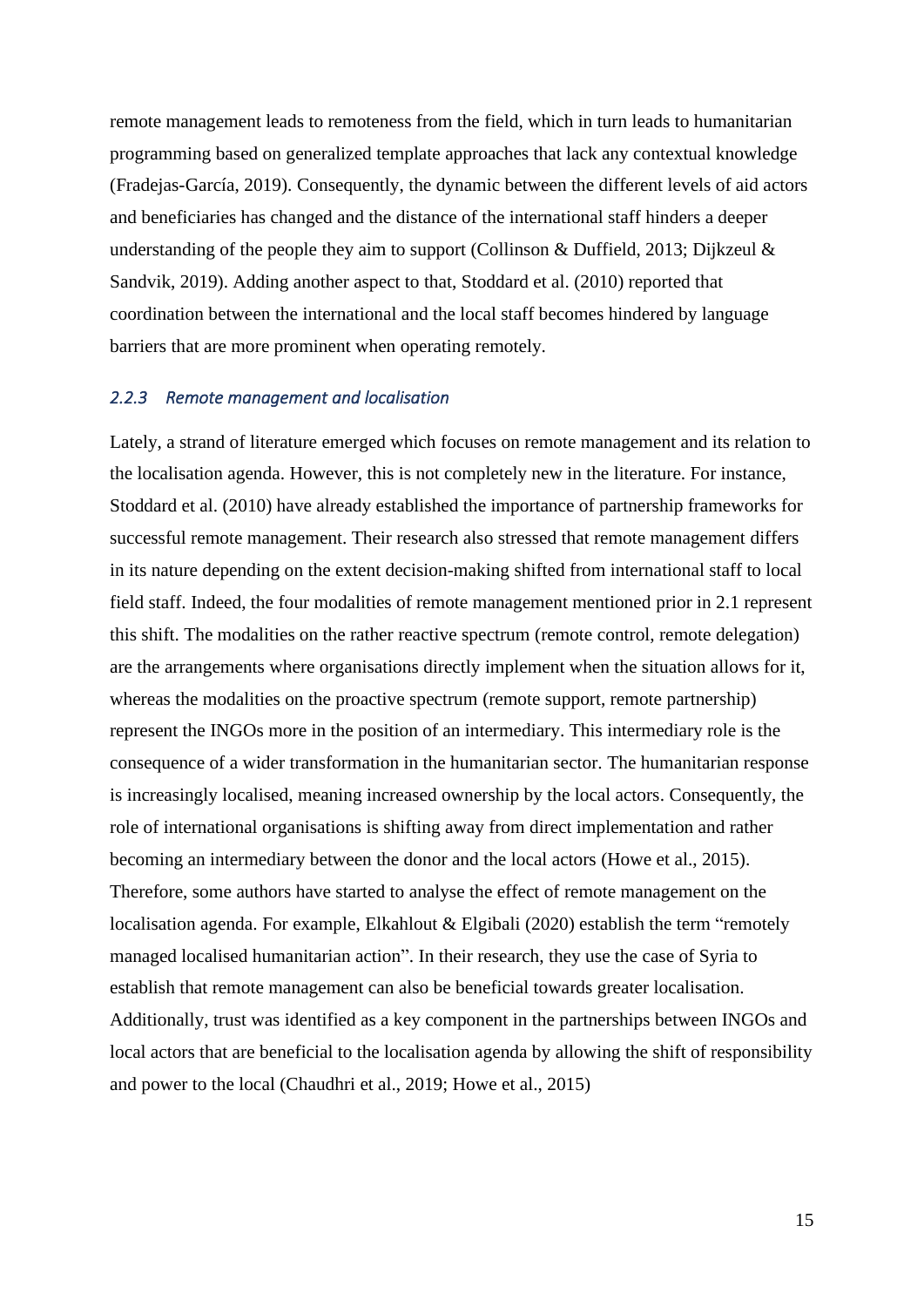remote management leads to remoteness from the field, which in turn leads to humanitarian programming based on generalized template approaches that lack any contextual knowledge (Fradejas-García, 2019). Consequently, the dynamic between the different levels of aid actors and beneficiaries has changed and the distance of the international staff hinders a deeper understanding of the people they aim to support (Collinson & Duffield, 2013; Dijkzeul & Sandvik, 2019). Adding another aspect to that, Stoddard et al. (2010) reported that coordination between the international and the local staff becomes hindered by language barriers that are more prominent when operating remotely.

### *2.2.3 Remote management and localisation*

Lately, a strand of literature emerged which focuses on remote management and its relation to the localisation agenda. However, this is not completely new in the literature. For instance, Stoddard et al. (2010) have already established the importance of partnership frameworks for successful remote management. Their research also stressed that remote management differs in its nature depending on the extent decision-making shifted from international staff to local field staff. Indeed, the four modalities of remote management mentioned prior in 2.1 represent this shift. The modalities on the rather reactive spectrum (remote control, remote delegation) are the arrangements where organisations directly implement when the situation allows for it, whereas the modalities on the proactive spectrum (remote support, remote partnership) represent the INGOs more in the position of an intermediary. This intermediary role is the consequence of a wider transformation in the humanitarian sector. The humanitarian response is increasingly localised, meaning increased ownership by the local actors. Consequently, the role of international organisations is shifting away from direct implementation and rather becoming an intermediary between the donor and the local actors (Howe et al., 2015). Therefore, some authors have started to analyse the effect of remote management on the localisation agenda. For example, Elkahlout & Elgibali (2020) establish the term "remotely managed localised humanitarian action". In their research, they use the case of Syria to establish that remote management can also be beneficial towards greater localisation. Additionally, trust was identified as a key component in the partnerships between INGOs and local actors that are beneficial to the localisation agenda by allowing the shift of responsibility and power to the local (Chaudhri et al., 2019; Howe et al., 2015)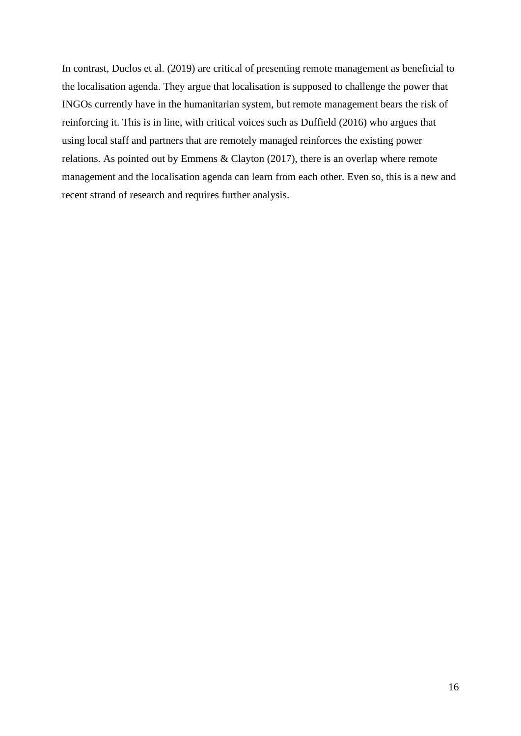In contrast, Duclos et al. (2019) are critical of presenting remote management as beneficial to the localisation agenda. They argue that localisation is supposed to challenge the power that INGOs currently have in the humanitarian system, but remote management bears the risk of reinforcing it. This is in line, with critical voices such as Duffield (2016) who argues that using local staff and partners that are remotely managed reinforces the existing power relations. As pointed out by Emmens & Clayton (2017), there is an overlap where remote management and the localisation agenda can learn from each other. Even so, this is a new and recent strand of research and requires further analysis.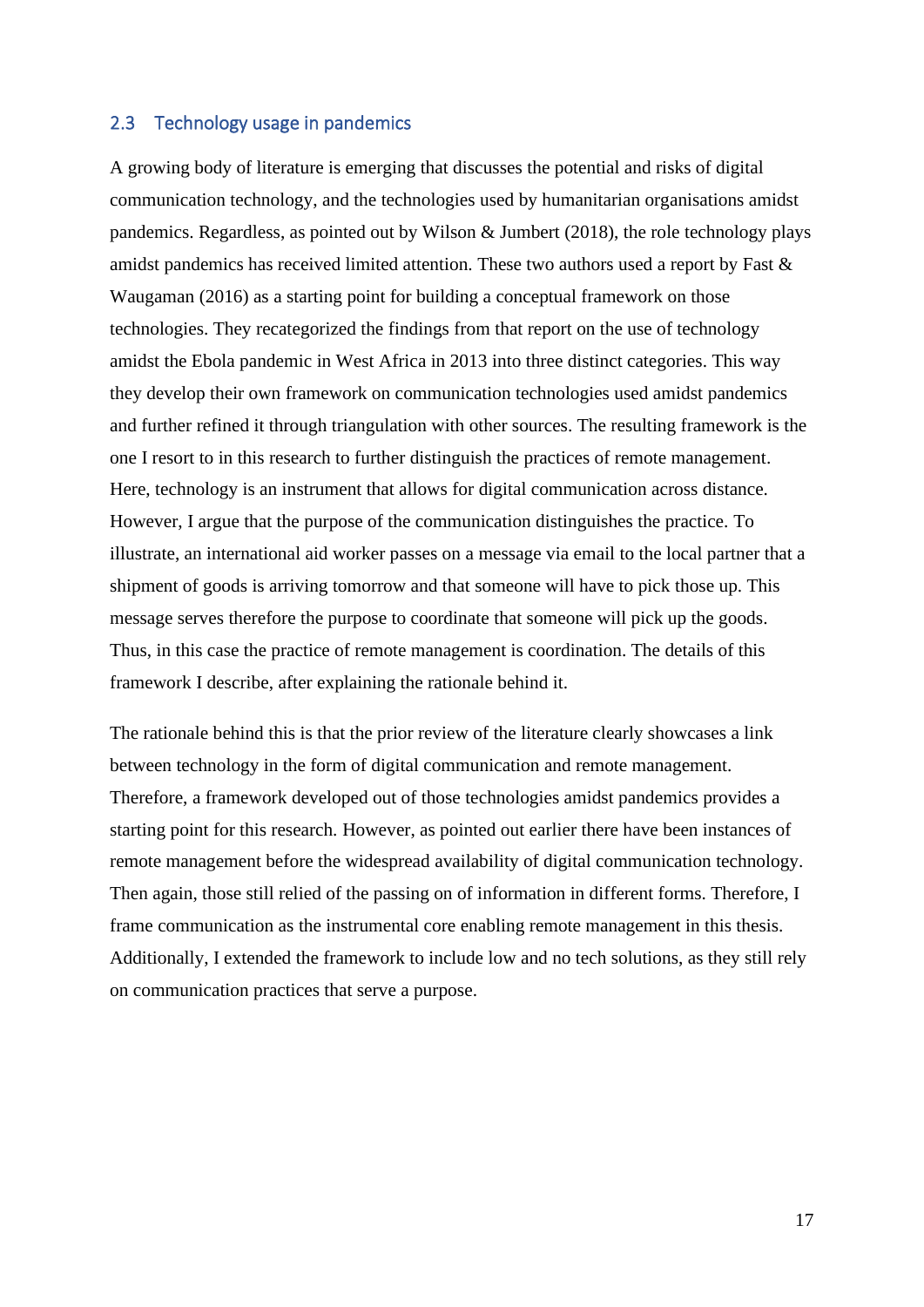## 2.3 Technology usage in pandemics

A growing body of literature is emerging that discusses the potential and risks of digital communication technology, and the technologies used by humanitarian organisations amidst pandemics. Regardless, as pointed out by Wilson & Jumbert (2018), the role technology plays amidst pandemics has received limited attention. These two authors used a report by Fast & Waugaman (2016) as a starting point for building a conceptual framework on those technologies. They recategorized the findings from that report on the use of technology amidst the Ebola pandemic in West Africa in 2013 into three distinct categories. This way they develop their own framework on communication technologies used amidst pandemics and further refined it through triangulation with other sources. The resulting framework is the one I resort to in this research to further distinguish the practices of remote management. Here, technology is an instrument that allows for digital communication across distance. However, I argue that the purpose of the communication distinguishes the practice. To illustrate, an international aid worker passes on a message via email to the local partner that a shipment of goods is arriving tomorrow and that someone will have to pick those up. This message serves therefore the purpose to coordinate that someone will pick up the goods. Thus, in this case the practice of remote management is coordination. The details of this framework I describe, after explaining the rationale behind it.

The rationale behind this is that the prior review of the literature clearly showcases a link between technology in the form of digital communication and remote management. Therefore, a framework developed out of those technologies amidst pandemics provides a starting point for this research. However, as pointed out earlier there have been instances of remote management before the widespread availability of digital communication technology. Then again, those still relied of the passing on of information in different forms. Therefore, I frame communication as the instrumental core enabling remote management in this thesis. Additionally, I extended the framework to include low and no tech solutions, as they still rely on communication practices that serve a purpose.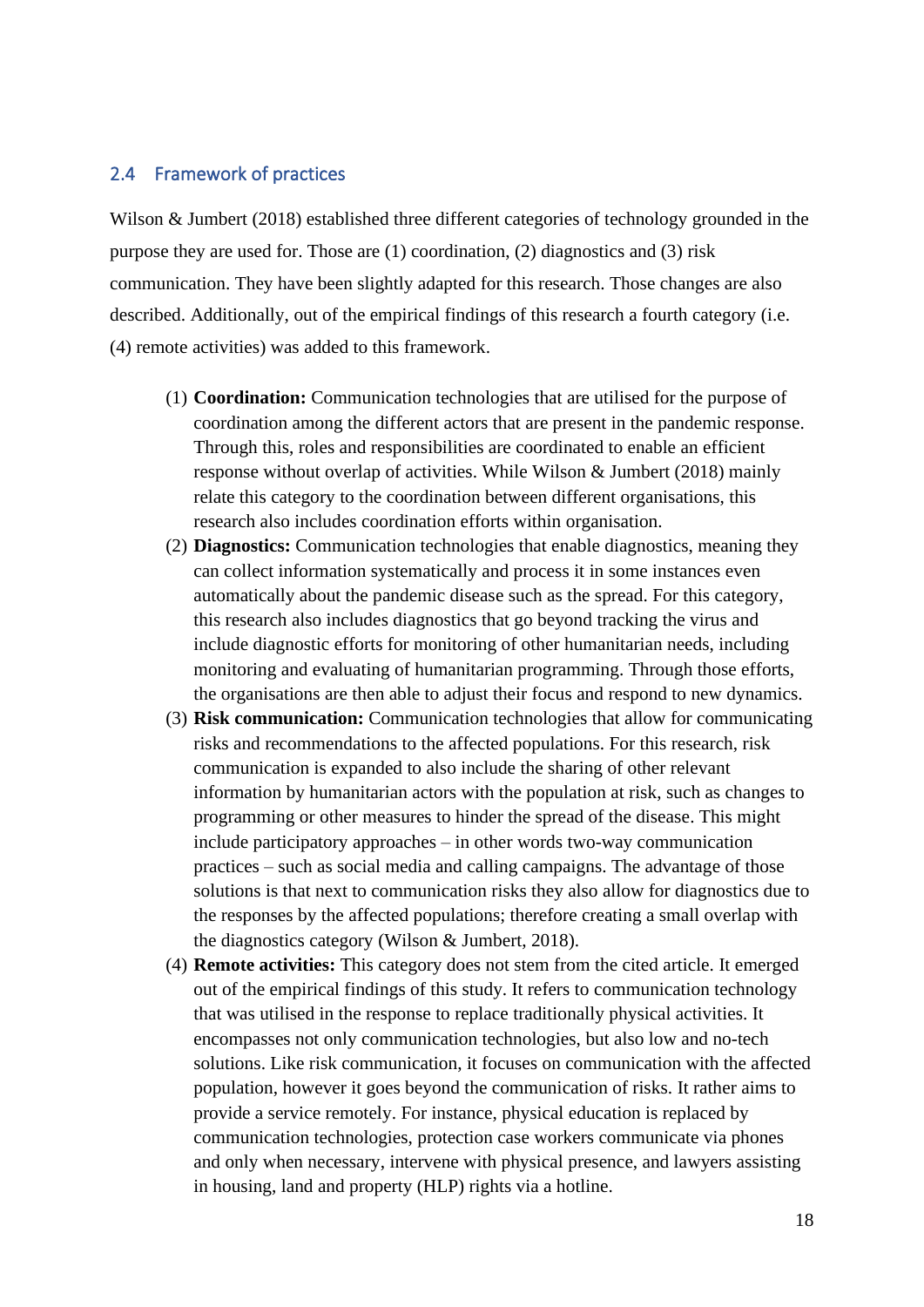## 2.4 Framework of practices

Wilson & Jumbert (2018) established three different categories of technology grounded in the purpose they are used for. Those are (1) coordination, (2) diagnostics and (3) risk communication. They have been slightly adapted for this research. Those changes are also described. Additionally, out of the empirical findings of this research a fourth category (i.e. (4) remote activities) was added to this framework.

(1) **Coordination:** Communication technologies that are utilised for the purpose of coordination among the different actors that are present in the pandemic response. Through this, roles and responsibilities are coordinated to enable an efficient response without overlap of activities. While Wilson & Jumbert (2018) mainly relate this category to the coordination between different organisations, this research also includes coordination efforts within organisation.

(2) **Diagnostics:** Communication technologies that enable diagnostics, meaning they can collect information systematically and process it in some instances even automatically about the pandemic disease such as the spread. For this category, this research also includes diagnostics that go beyond tracking the virus and include diagnostic efforts for monitoring of other humanitarian needs, including monitoring and evaluating of humanitarian programming. Through those efforts, the organisations are then able to adjust their focus and respond to new dynamics.

(3) **Risk communication:** Communication technologies that allow for communicating risks and recommendations to the affected populations. For this research, risk communication is expanded to also include the sharing of other relevant information by humanitarian actors with the population at risk, such as changes to programming or other measures to hinder the spread of the disease. This might include participatory approaches – in other words two-way communication practices – such as social media and calling campaigns. The advantage of those solutions is that next to communication risks they also allow for diagnostics due to the responses by the affected populations; therefore creating a small overlap with the diagnostics category (Wilson & Jumbert, 2018).

(4) **Remote activities:** This category does not stem from the cited article. It emerged out of the empirical findings of this study. It refers to communication technology that was utilised in the response to replace traditionally physical activities. It encompasses not only communication technologies, but also low and no-tech solutions. Like risk communication, it focuses on communication with the affected population, however it goes beyond the communication of risks. It rather aims to provide a service remotely. For instance, physical education is replaced by communication technologies, protection case workers communicate via phones and only when necessary, intervene with physical presence, and lawyers assisting in housing, land and property (HLP) rights via a hotline.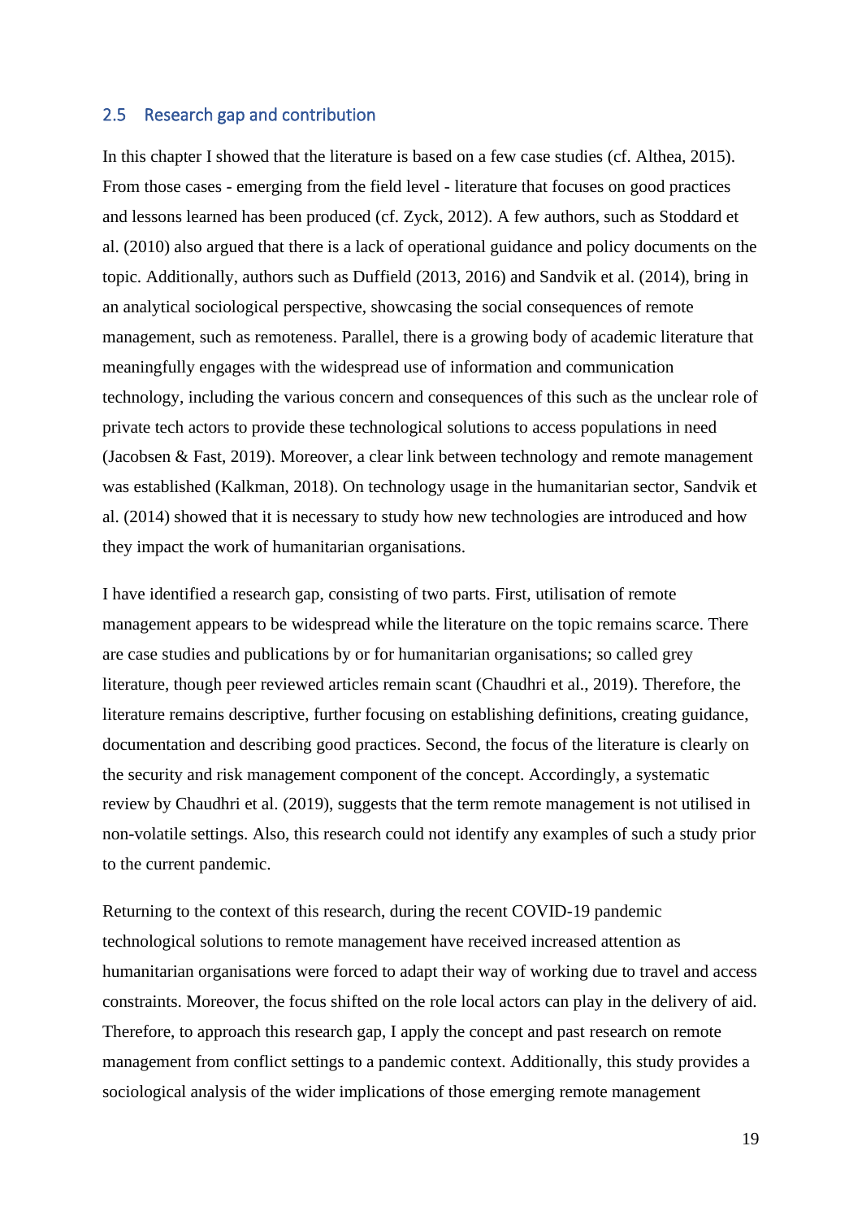## 2.5 Research gap and contribution

In this chapter I showed that the literature is based on a few case studies (cf. Althea, 2015). From those cases - emerging from the field level - literature that focuses on good practices and lessons learned has been produced (cf. Zyck, 2012). A few authors, such as Stoddard et al. (2010) also argued that there is a lack of operational guidance and policy documents on the topic. Additionally, authors such as Duffield (2013, 2016) and Sandvik et al. (2014), bring in an analytical sociological perspective, showcasing the social consequences of remote management, such as remoteness. Parallel, there is a growing body of academic literature that meaningfully engages with the widespread use of information and communication technology, including the various concern and consequences of this such as the unclear role of private tech actors to provide these technological solutions to access populations in need (Jacobsen & Fast, 2019). Moreover, a clear link between technology and remote management was established (Kalkman, 2018). On technology usage in the humanitarian sector, Sandvik et al. (2014) showed that it is necessary to study how new technologies are introduced and how they impact the work of humanitarian organisations.

I have identified a research gap, consisting of two parts. First, utilisation of remote management appears to be widespread while the literature on the topic remains scarce. There are case studies and publications by or for humanitarian organisations; so called grey literature, though peer reviewed articles remain scant (Chaudhri et al., 2019). Therefore, the literature remains descriptive, further focusing on establishing definitions, creating guidance, documentation and describing good practices. Second, the focus of the literature is clearly on the security and risk management component of the concept. Accordingly, a systematic review by Chaudhri et al. (2019), suggests that the term remote management is not utilised in non-volatile settings. Also, this research could not identify any examples of such a study prior to the current pandemic.

Returning to the context of this research, during the recent COVID-19 pandemic technological solutions to remote management have received increased attention as humanitarian organisations were forced to adapt their way of working due to travel and access constraints. Moreover, the focus shifted on the role local actors can play in the delivery of aid. Therefore, to approach this research gap, I apply the concept and past research on remote management from conflict settings to a pandemic context. Additionally, this study provides a sociological analysis of the wider implications of those emerging remote management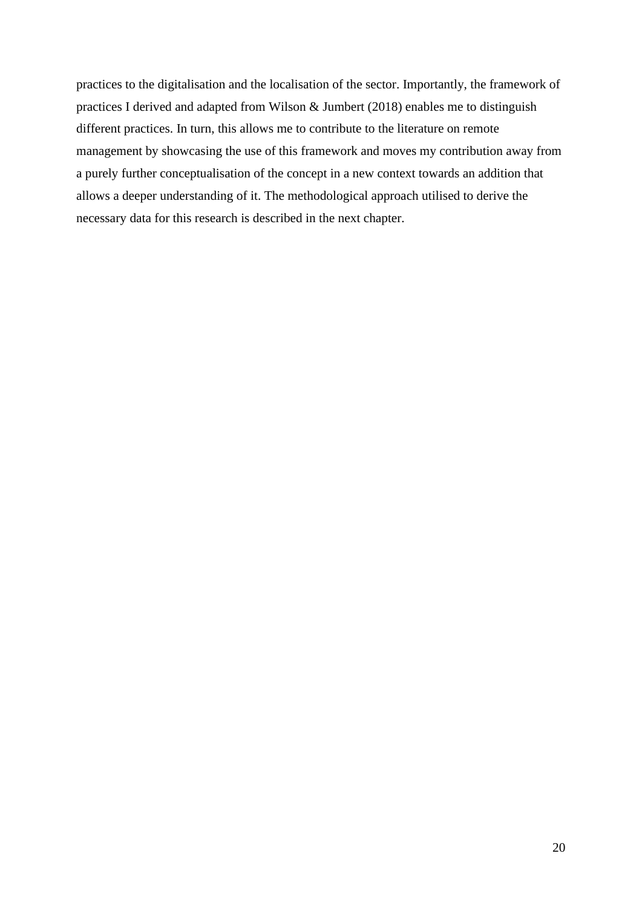practices to the digitalisation and the localisation of the sector. Importantly, the framework of practices I derived and adapted from Wilson & Jumbert (2018) enables me to distinguish different practices. In turn, this allows me to contribute to the literature on remote management by showcasing the use of this framework and moves my contribution away from a purely further conceptualisation of the concept in a new context towards an addition that allows a deeper understanding of it. The methodological approach utilised to derive the necessary data for this research is described in the next chapter.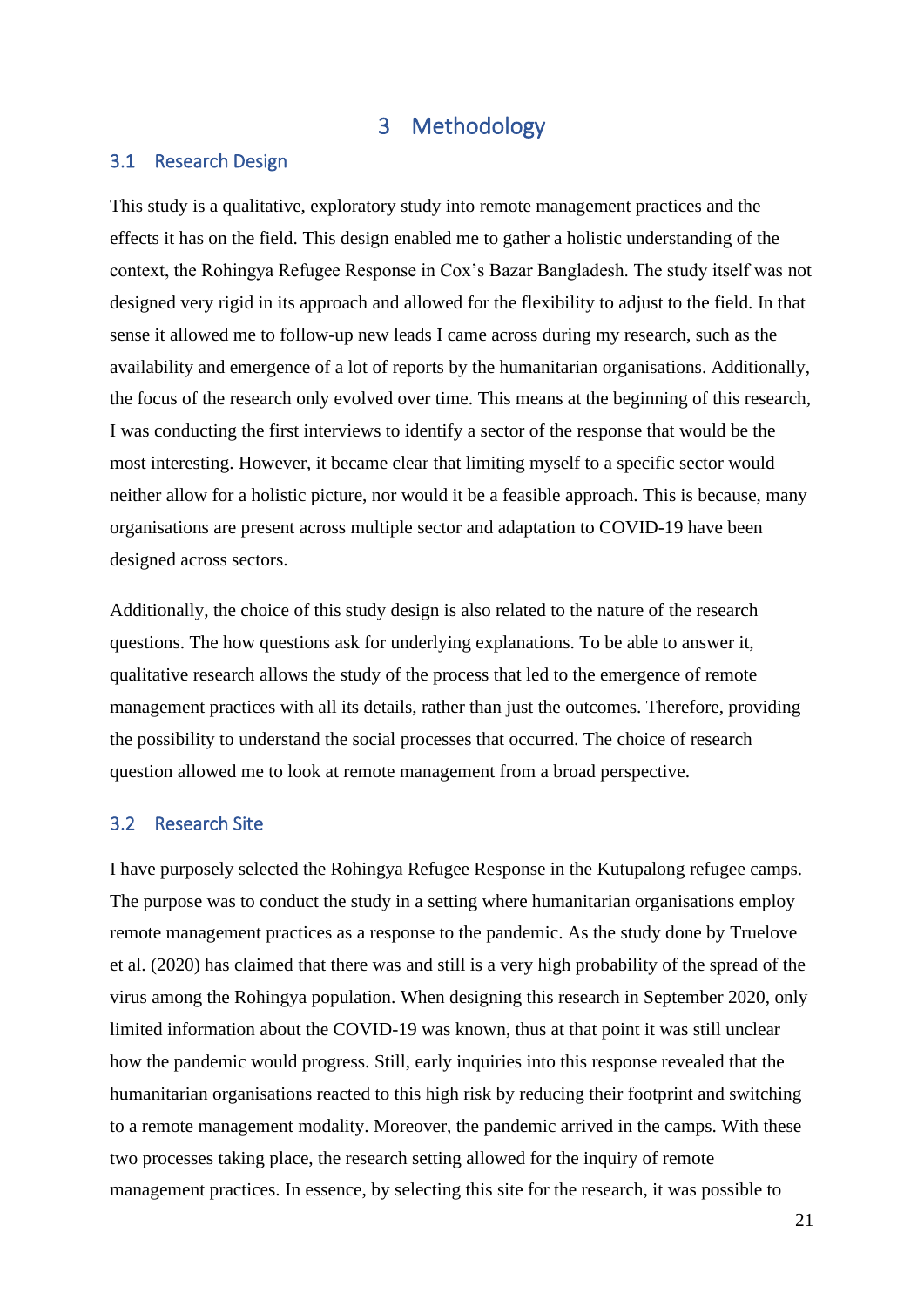# 3 Methodology

## 3.1 Research Design

This study is a qualitative, exploratory study into remote management practices and the effects it has on the field. This design enabled me to gather a holistic understanding of the context, the Rohingya Refugee Response in Cox's Bazar Bangladesh. The study itself was not designed very rigid in its approach and allowed for the flexibility to adjust to the field. In that sense it allowed me to follow-up new leads I came across during my research, such as the availability and emergence of a lot of reports by the humanitarian organisations. Additionally, the focus of the research only evolved over time. This means at the beginning of this research, I was conducting the first interviews to identify a sector of the response that would be the most interesting. However, it became clear that limiting myself to a specific sector would neither allow for a holistic picture, nor would it be a feasible approach. This is because, many organisations are present across multiple sector and adaptation to COVID-19 have been designed across sectors.

Additionally, the choice of this study design is also related to the nature of the research questions. The how questions ask for underlying explanations. To be able to answer it, qualitative research allows the study of the process that led to the emergence of remote management practices with all its details, rather than just the outcomes. Therefore, providing the possibility to understand the social processes that occurred. The choice of research question allowed me to look at remote management from a broad perspective.

## 3.2 Research Site

I have purposely selected the Rohingya Refugee Response in the Kutupalong refugee camps. The purpose was to conduct the study in a setting where humanitarian organisations employ remote management practices as a response to the pandemic. As the study done by Truelove et al. (2020) has claimed that there was and still is a very high probability of the spread of the virus among the Rohingya population. When designing this research in September 2020, only limited information about the COVID-19 was known, thus at that point it was still unclear how the pandemic would progress. Still, early inquiries into this response revealed that the humanitarian organisations reacted to this high risk by reducing their footprint and switching to a remote management modality. Moreover, the pandemic arrived in the camps. With these two processes taking place, the research setting allowed for the inquiry of remote management practices. In essence, by selecting this site for the research, it was possible to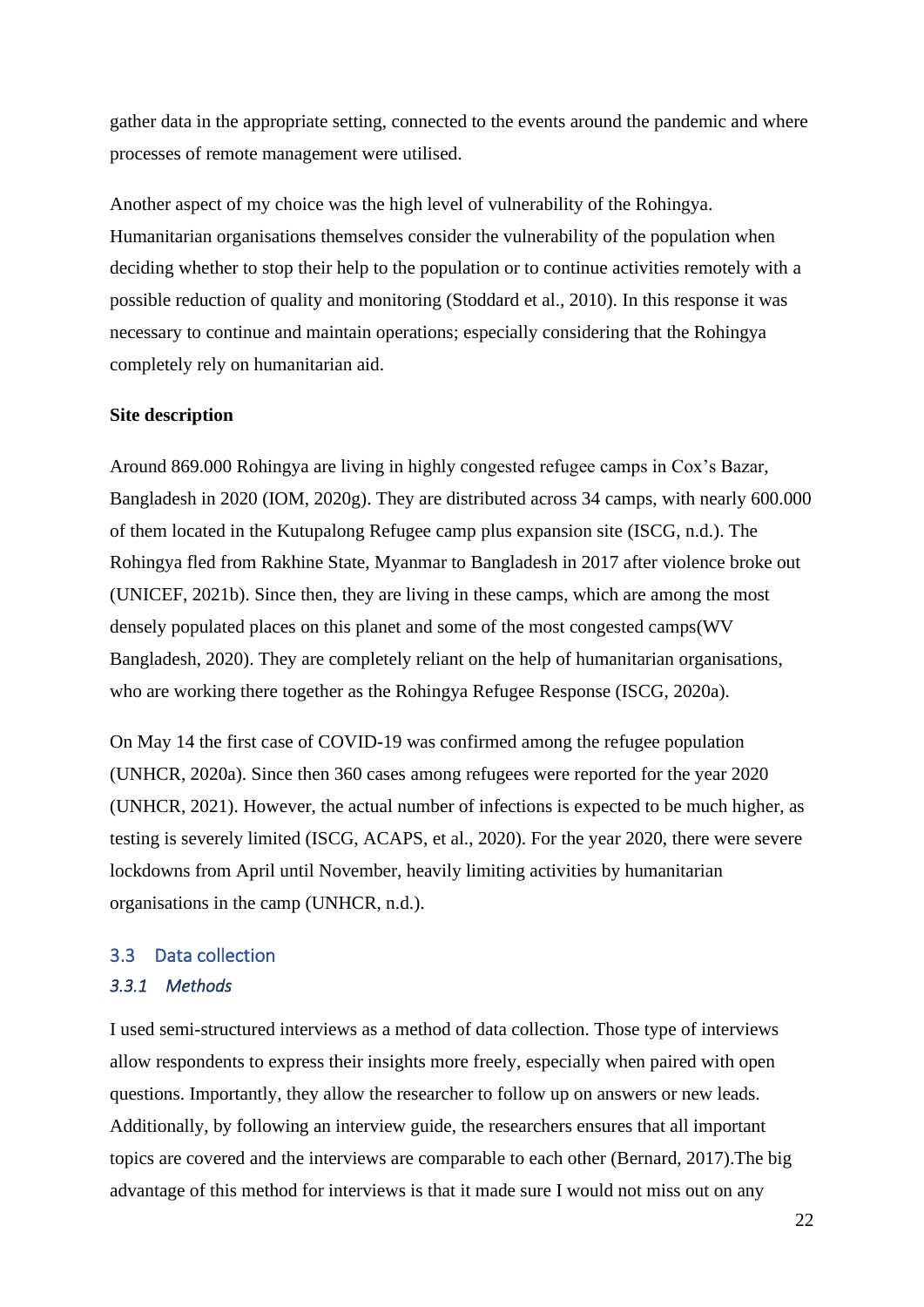gather data in the appropriate setting, connected to the events around the pandemic and where processes of remote management were utilised.

Another aspect of my choice was the high level of vulnerability of the Rohingya. Humanitarian organisations themselves consider the vulnerability of the population when deciding whether to stop their help to the population or to continue activities remotely with a possible reduction of quality and monitoring (Stoddard et al., 2010). In this response it was necessary to continue and maintain operations; especially considering that the Rohingya completely rely on humanitarian aid.

**Site description**

Around 869.000 Rohingya are living in highly congested refugee camps in Cox's Bazar, Bangladesh in 2020 (IOM, 2020g). They are distributed across 34 camps, with nearly 600.000 of them located in the Kutupalong Refugee camp plus expansion site (ISCG, n.d.). The Rohingya fled from Rakhine State, Myanmar to Bangladesh in 2017 after violence broke out (UNICEF, 2021b). Since then, they are living in these camps, which are among the most densely populated places on this planet and some of the most congested camps(WV Bangladesh, 2020). They are completely reliant on the help of humanitarian organisations, who are working there together as the Rohingya Refugee Response (ISCG, 2020a).

On May 14 the first case of COVID-19 was confirmed among the refugee population (UNHCR, 2020a). Since then 360 cases among refugees were reported for the year 2020 (UNHCR, 2021). However, the actual number of infections is expected to be much higher, as testing is severely limited (ISCG, ACAPS, et al., 2020). For the year 2020, there were severe lockdowns from April until November, heavily limiting activities by humanitarian organisations in the camp (UNHCR, n.d.).

## 3.3 Data collection

### *3.3.1 Methods*

I used semi-structured interviews as a method of data collection. Those type of interviews allow respondents to express their insights more freely, especially when paired with open questions. Importantly, they allow the researcher to follow up on answers or new leads. Additionally, by following an interview guide, the researchers ensures that all important topics are covered and the interviews are comparable to each other (Bernard, 2017).The big advantage of this method for interviews is that it made sure I would not miss out on any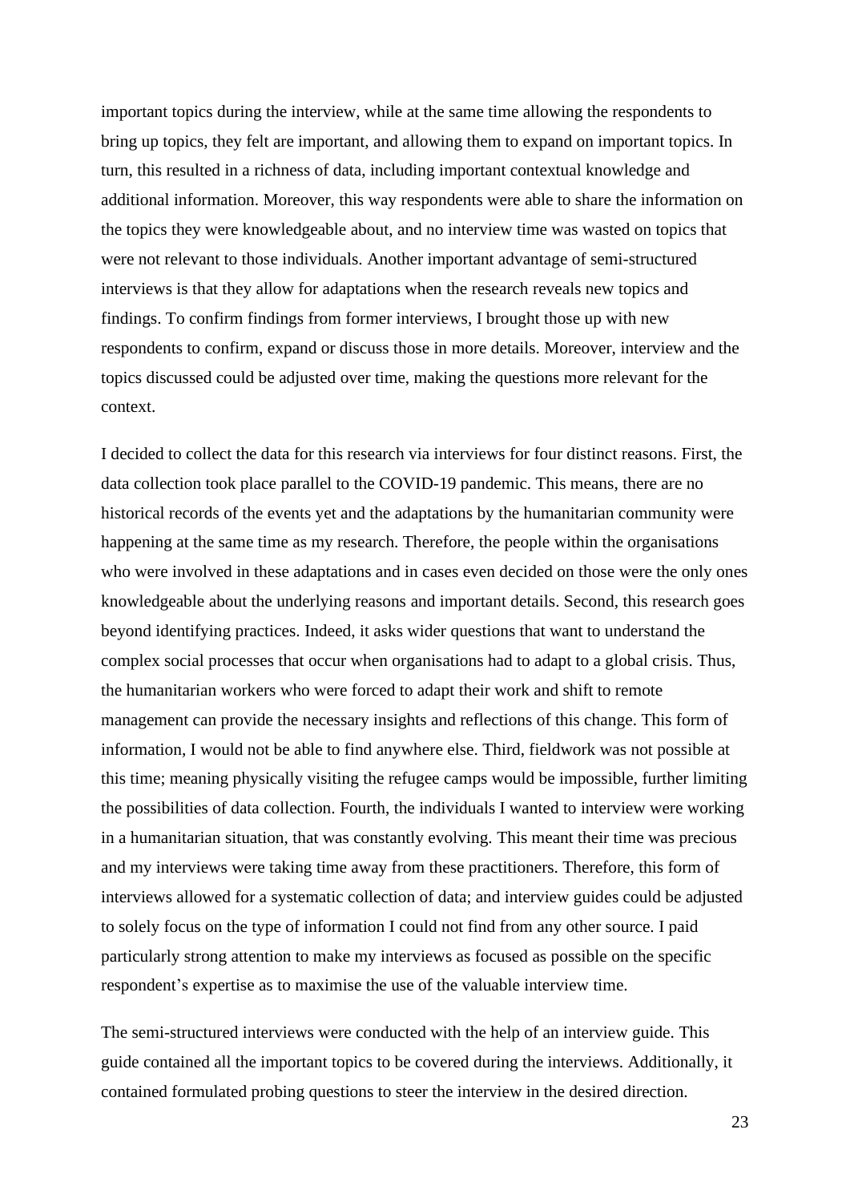important topics during the interview, while at the same time allowing the respondents to bring up topics, they felt are important, and allowing them to expand on important topics. In turn, this resulted in a richness of data, including important contextual knowledge and additional information. Moreover, this way respondents were able to share the information on the topics they were knowledgeable about, and no interview time was wasted on topics that were not relevant to those individuals. Another important advantage of semi-structured interviews is that they allow for adaptations when the research reveals new topics and findings. To confirm findings from former interviews, I brought those up with new respondents to confirm, expand or discuss those in more details. Moreover, interview and the topics discussed could be adjusted over time, making the questions more relevant for the context.

I decided to collect the data for this research via interviews for four distinct reasons. First, the data collection took place parallel to the COVID-19 pandemic. This means, there are no historical records of the events yet and the adaptations by the humanitarian community were happening at the same time as my research. Therefore, the people within the organisations who were involved in these adaptations and in cases even decided on those were the only ones knowledgeable about the underlying reasons and important details. Second, this research goes beyond identifying practices. Indeed, it asks wider questions that want to understand the complex social processes that occur when organisations had to adapt to a global crisis. Thus, the humanitarian workers who were forced to adapt their work and shift to remote management can provide the necessary insights and reflections of this change. This form of information, I would not be able to find anywhere else. Third, fieldwork was not possible at this time; meaning physically visiting the refugee camps would be impossible, further limiting the possibilities of data collection. Fourth, the individuals I wanted to interview were working in a humanitarian situation, that was constantly evolving. This meant their time was precious and my interviews were taking time away from these practitioners. Therefore, this form of interviews allowed for a systematic collection of data; and interview guides could be adjusted to solely focus on the type of information I could not find from any other source. I paid particularly strong attention to make my interviews as focused as possible on the specific respondent's expertise as to maximise the use of the valuable interview time.

The semi-structured interviews were conducted with the help of an interview guide. This guide contained all the important topics to be covered during the interviews. Additionally, it contained formulated probing questions to steer the interview in the desired direction.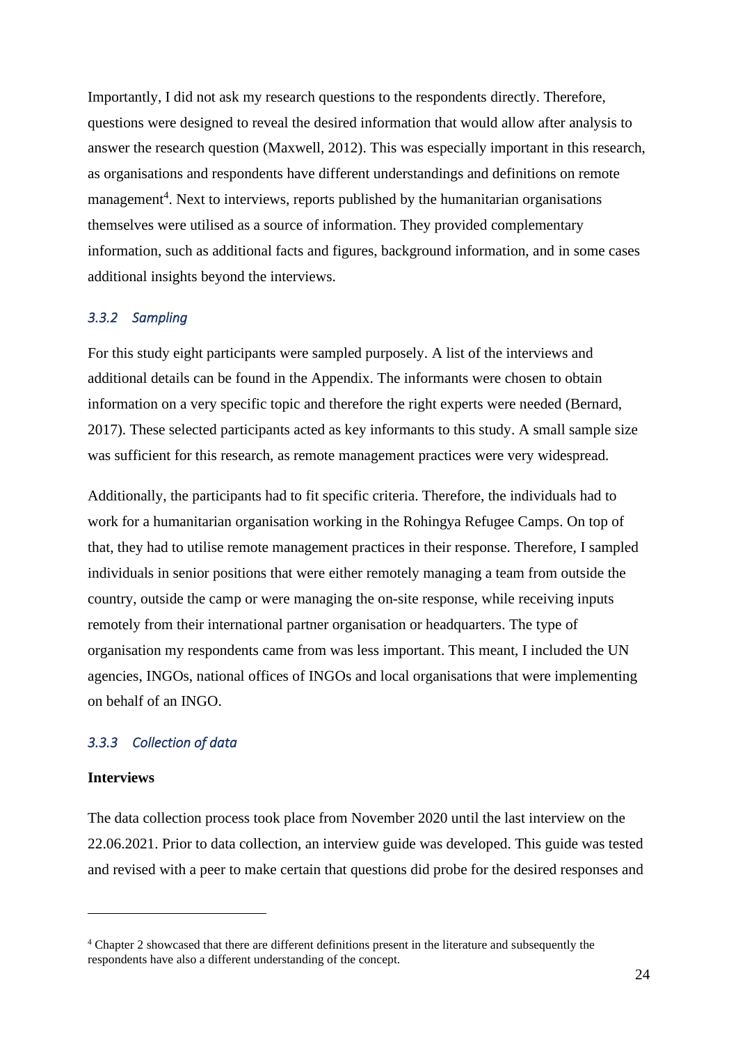Importantly, I did not ask my research questions to the respondents directly. Therefore, questions were designed to reveal the desired information that would allow after analysis to answer the research question (Maxwell, 2012). This was especially important in this research, as organisations and respondents have different understandings and definitions on remote management[4]. Next to interviews, reports published by the humanitarian organisations themselves were utilised as a source of information. They provided complementary information, such as additional facts and figures, background information, and in some cases additional insights beyond the interviews.

### *3.3.2 Sampling*

For this study eight participants were sampled purposely. A list of the interviews and additional details can be found in the Appendix. The informants were chosen to obtain information on a very specific topic and therefore the right experts were needed (Bernard, 2017). These selected participants acted as key informants to this study. A small sample size was sufficient for this research, as remote management practices were very widespread.

Additionally, the participants had to fit specific criteria. Therefore, the individuals had to work for a humanitarian organisation working in the Rohingya Refugee Camps. On top of that, they had to utilise remote management practices in their response. Therefore, I sampled individuals in senior positions that were either remotely managing a team from outside the country, outside the camp or were managing the on-site response, while receiving inputs remotely from their international partner organisation or headquarters. The type of organisation my respondents came from was less important. This meant, I included the UN agencies, INGOs, national offices of INGOs and local organisations that were implementing on behalf of an INGO.

### *3.3.3 Collection of data*

**Interviews**

The data collection process took place from November 2020 until the last interview on the 22.06.2021. Prior to data collection, an interview guide was developed. This guide was tested and revised with a peer to make certain that questions did probe for the desired responses and

[4] Chapter 2 showcased that there are different definitions present in the literature and subsequently the respondents have also a different understanding of the concept.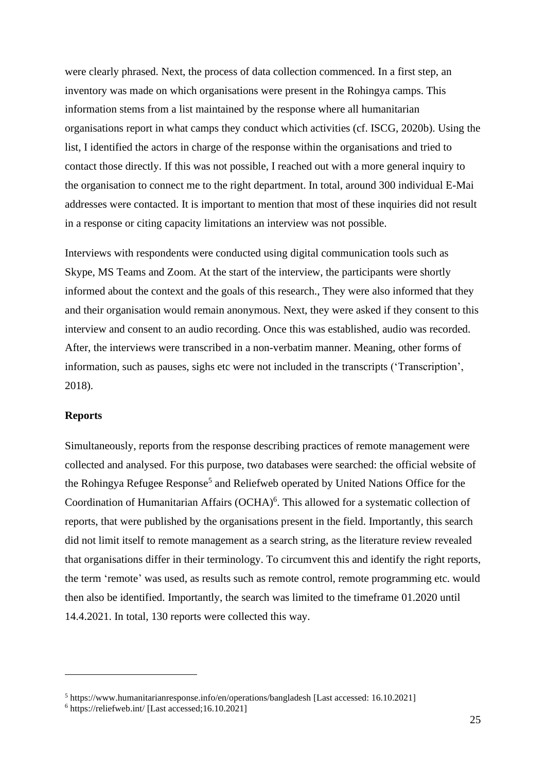were clearly phrased. Next, the process of data collection commenced. In a first step, an inventory was made on which organisations were present in the Rohingya camps. This information stems from a list maintained by the response where all humanitarian organisations report in what camps they conduct which activities (cf. ISCG, 2020b). Using the list, I identified the actors in charge of the response within the organisations and tried to contact those directly. If this was not possible, I reached out with a more general inquiry to the organisation to connect me to the right department. In total, around 300 individual E-Mai addresses were contacted. It is important to mention that most of these inquiries did not result in a response or citing capacity limitations an interview was not possible.

Interviews with respondents were conducted using digital communication tools such as Skype, MS Teams and Zoom. At the start of the interview, the participants were shortly informed about the context and the goals of this research., They were also informed that they and their organisation would remain anonymous. Next, they were asked if they consent to this interview and consent to an audio recording. Once this was established, audio was recorded. After, the interviews were transcribed in a non-verbatim manner. Meaning, other forms of information, such as pauses, sighs etc were not included in the transcripts ('Transcription', 2018).

**Reports**

Simultaneously, reports from the response describing practices of remote management were collected and analysed. For this purpose, two databases were searched: the official website of the Rohingya Refugee Response[5] and Reliefweb operated by United Nations Office for the Coordination of Humanitarian Affairs (OCHA)[6]. This allowed for a systematic collection of reports, that were published by the organisations present in the field. Importantly, this search did not limit itself to remote management as a search string, as the literature review revealed that organisations differ in their terminology. To circumvent this and identify the right reports, the term 'remote' was used, as results such as remote control, remote programming etc. would then also be identified. Importantly, the search was limited to the timeframe 01.2020 until 14.4.2021. In total, 130 reports were collected this way.

---

[5] https://www.humanitarianresponse.info/en/operations/bangladesh [Last accessed: 16.10.2021]

[6] https://reliefweb.int/ [Last accessed;16.10.2021]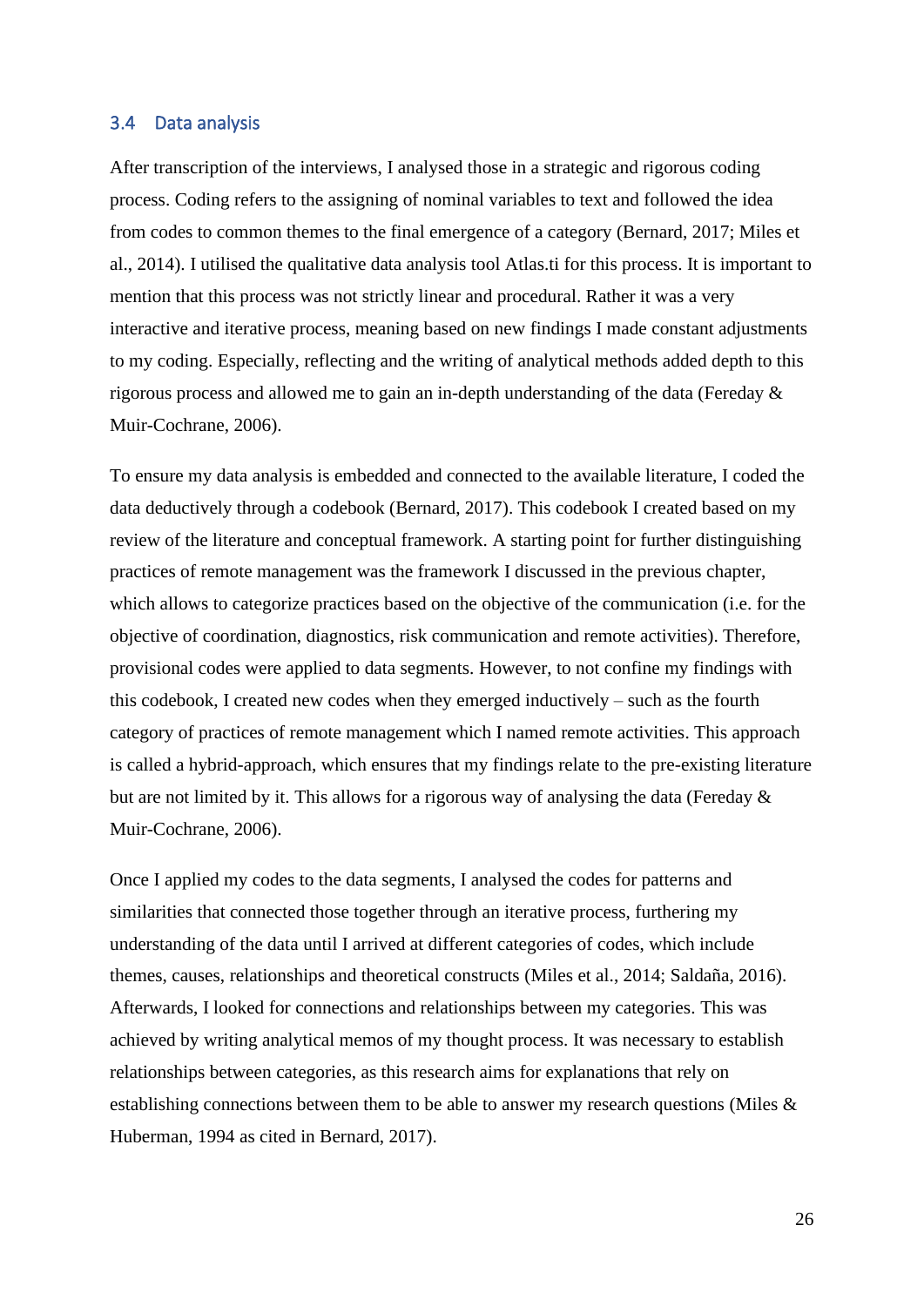### 3.4 Data analysis

After transcription of the interviews, I analysed those in a strategic and rigorous coding process. Coding refers to the assigning of nominal variables to text and followed the idea from codes to common themes to the final emergence of a category (Bernard, 2017; Miles et al., 2014). I utilised the qualitative data analysis tool Atlas.ti for this process. It is important to mention that this process was not strictly linear and procedural. Rather it was a very interactive and iterative process, meaning based on new findings I made constant adjustments to my coding. Especially, reflecting and the writing of analytical methods added depth to this rigorous process and allowed me to gain an in-depth understanding of the data (Fereday & Muir-Cochrane, 2006).

To ensure my data analysis is embedded and connected to the available literature, I coded the data deductively through a codebook (Bernard, 2017). This codebook I created based on my review of the literature and conceptual framework. A starting point for further distinguishing practices of remote management was the framework I discussed in the previous chapter, which allows to categorize practices based on the objective of the communication (i.e. for the objective of coordination, diagnostics, risk communication and remote activities). Therefore, provisional codes were applied to data segments. However, to not confine my findings with this codebook, I created new codes when they emerged inductively – such as the fourth category of practices of remote management which I named remote activities. This approach is called a hybrid-approach, which ensures that my findings relate to the pre-existing literature but are not limited by it. This allows for a rigorous way of analysing the data (Fereday & Muir-Cochrane, 2006).

Once I applied my codes to the data segments, I analysed the codes for patterns and similarities that connected those together through an iterative process, furthering my understanding of the data until I arrived at different categories of codes, which include themes, causes, relationships and theoretical constructs (Miles et al., 2014; Saldaña, 2016). Afterwards, I looked for connections and relationships between my categories. This was achieved by writing analytical memos of my thought process. It was necessary to establish relationships between categories, as this research aims for explanations that rely on establishing connections between them to be able to answer my research questions (Miles & Huberman, 1994 as cited in Bernard, 2017).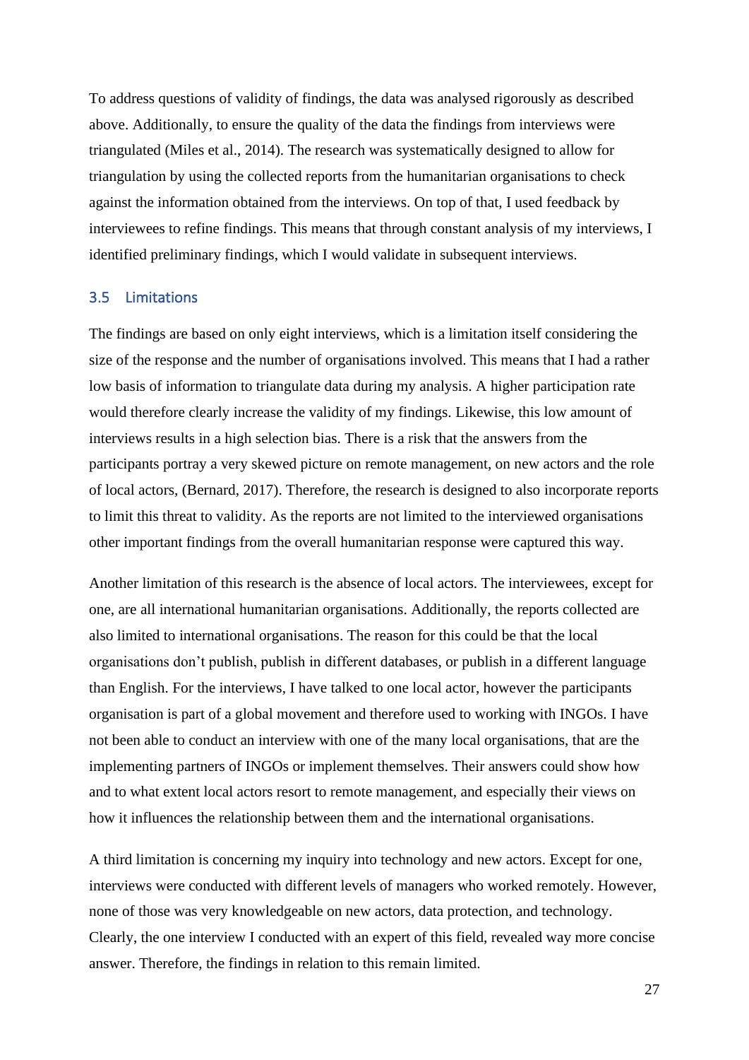To address questions of validity of findings, the data was analysed rigorously as described above. Additionally, to ensure the quality of the data the findings from interviews were triangulated (Miles et al., 2014). The research was systematically designed to allow for triangulation by using the collected reports from the humanitarian organisations to check against the information obtained from the interviews. On top of that, I used feedback by interviewees to refine findings. This means that through constant analysis of my interviews, I identified preliminary findings, which I would validate in subsequent interviews.

## 3.5 Limitations

The findings are based on only eight interviews, which is a limitation itself considering the size of the response and the number of organisations involved. This means that I had a rather low basis of information to triangulate data during my analysis. A higher participation rate would therefore clearly increase the validity of my findings. Likewise, this low amount of interviews results in a high selection bias. There is a risk that the answers from the participants portray a very skewed picture on remote management, on new actors and the role of local actors, (Bernard, 2017). Therefore, the research is designed to also incorporate reports to limit this threat to validity. As the reports are not limited to the interviewed organisations other important findings from the overall humanitarian response were captured this way.

Another limitation of this research is the absence of local actors. The interviewees, except for one, are all international humanitarian organisations. Additionally, the reports collected are also limited to international organisations. The reason for this could be that the local organisations don't publish, publish in different databases, or publish in a different language than English. For the interviews, I have talked to one local actor, however the participants organisation is part of a global movement and therefore used to working with INGOs. I have not been able to conduct an interview with one of the many local organisations, that are the implementing partners of INGOs or implement themselves. Their answers could show how and to what extent local actors resort to remote management, and especially their views on how it influences the relationship between them and the international organisations.

A third limitation is concerning my inquiry into technology and new actors. Except for one, interviews were conducted with different levels of managers who worked remotely. However, none of those was very knowledgeable on new actors, data protection, and technology. Clearly, the one interview I conducted with an expert of this field, revealed way more concise answer. Therefore, the findings in relation to this remain limited.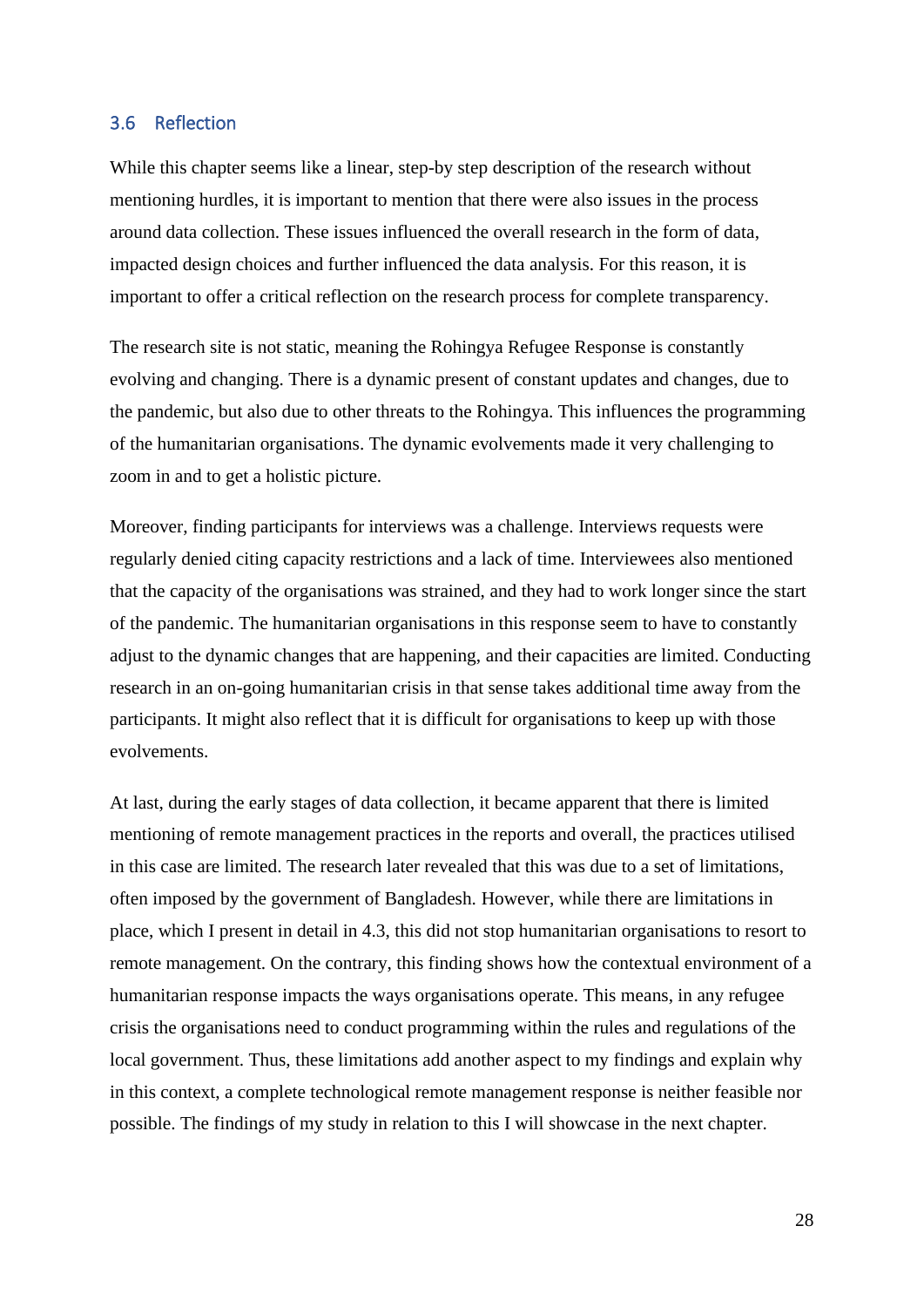## 3.6 Reflection

While this chapter seems like a linear, step-by step description of the research without mentioning hurdles, it is important to mention that there were also issues in the process around data collection. These issues influenced the overall research in the form of data, impacted design choices and further influenced the data analysis. For this reason, it is important to offer a critical reflection on the research process for complete transparency.

The research site is not static, meaning the Rohingya Refugee Response is constantly evolving and changing. There is a dynamic present of constant updates and changes, due to the pandemic, but also due to other threats to the Rohingya. This influences the programming of the humanitarian organisations. The dynamic evolvements made it very challenging to zoom in and to get a holistic picture.

Moreover, finding participants for interviews was a challenge. Interviews requests were regularly denied citing capacity restrictions and a lack of time. Interviewees also mentioned that the capacity of the organisations was strained, and they had to work longer since the start of the pandemic. The humanitarian organisations in this response seem to have to constantly adjust to the dynamic changes that are happening, and their capacities are limited. Conducting research in an on-going humanitarian crisis in that sense takes additional time away from the participants. It might also reflect that it is difficult for organisations to keep up with those evolvements.

At last, during the early stages of data collection, it became apparent that there is limited mentioning of remote management practices in the reports and overall, the practices utilised in this case are limited. The research later revealed that this was due to a set of limitations, often imposed by the government of Bangladesh. However, while there are limitations in place, which I present in detail in 4.3, this did not stop humanitarian organisations to resort to remote management. On the contrary, this finding shows how the contextual environment of a humanitarian response impacts the ways organisations operate. This means, in any refugee crisis the organisations need to conduct programming within the rules and regulations of the local government. Thus, these limitations add another aspect to my findings and explain why in this context, a complete technological remote management response is neither feasible nor possible. The findings of my study in relation to this I will showcase in the next chapter.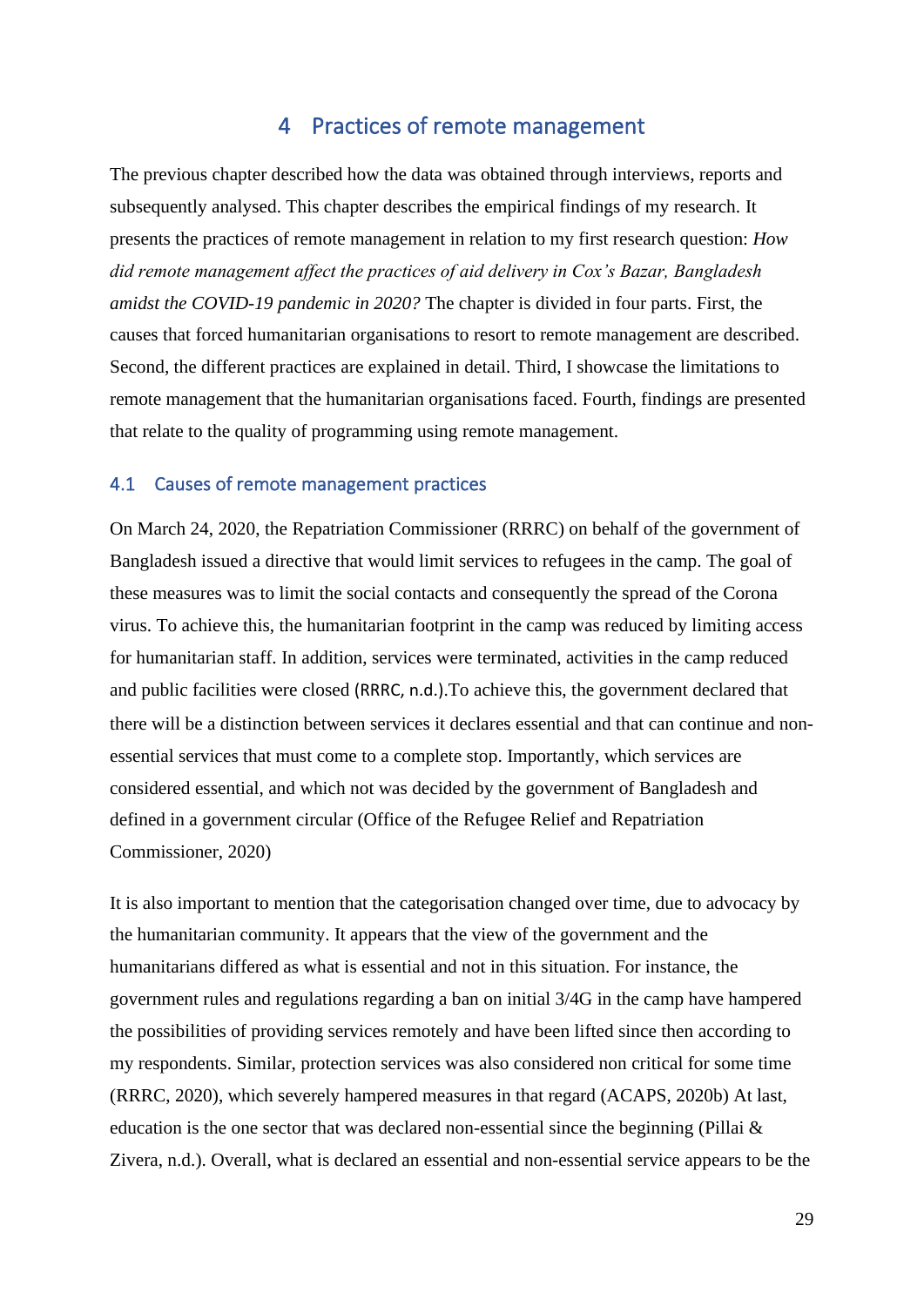# 4 Practices of remote management

The previous chapter described how the data was obtained through interviews, reports and subsequently analysed. This chapter describes the empirical findings of my research. It presents the practices of remote management in relation to my first research question: *How did remote management affect the practices of aid delivery in Cox's Bazar, Bangladesh amidst the COVID-19 pandemic in 2020?* The chapter is divided in four parts. First, the causes that forced humanitarian organisations to resort to remote management are described. Second, the different practices are explained in detail. Third, I showcase the limitations to remote management that the humanitarian organisations faced. Fourth, findings are presented that relate to the quality of programming using remote management.

## 4.1 Causes of remote management practices

On March 24, 2020, the Repatriation Commissioner (RRRC) on behalf of the government of Bangladesh issued a directive that would limit services to refugees in the camp. The goal of these measures was to limit the social contacts and consequently the spread of the Corona virus. To achieve this, the humanitarian footprint in the camp was reduced by limiting access for humanitarian staff. In addition, services were terminated, activities in the camp reduced and public facilities were closed (RRRC, n.d.).To achieve this, the government declared that there will be a distinction between services it declares essential and that can continue and non-essential services that must come to a complete stop. Importantly, which services are considered essential, and which not was decided by the government of Bangladesh and defined in a government circular (Office of the Refugee Relief and Repatriation Commissioner, 2020)

It is also important to mention that the categorisation changed over time, due to advocacy by the humanitarian community. It appears that the view of the government and the humanitarians differed as what is essential and not in this situation. For instance, the government rules and regulations regarding a ban on initial 3/4G in the camp have hampered the possibilities of providing services remotely and have been lifted since then according to my respondents. Similar, protection services was also considered non critical for some time (RRRC, 2020), which severely hampered measures in that regard (ACAPS, 2020b) At last, education is the one sector that was declared non-essential since the beginning (Pillai & Zivera, n.d.). Overall, what is declared an essential and non-essential service appears to be the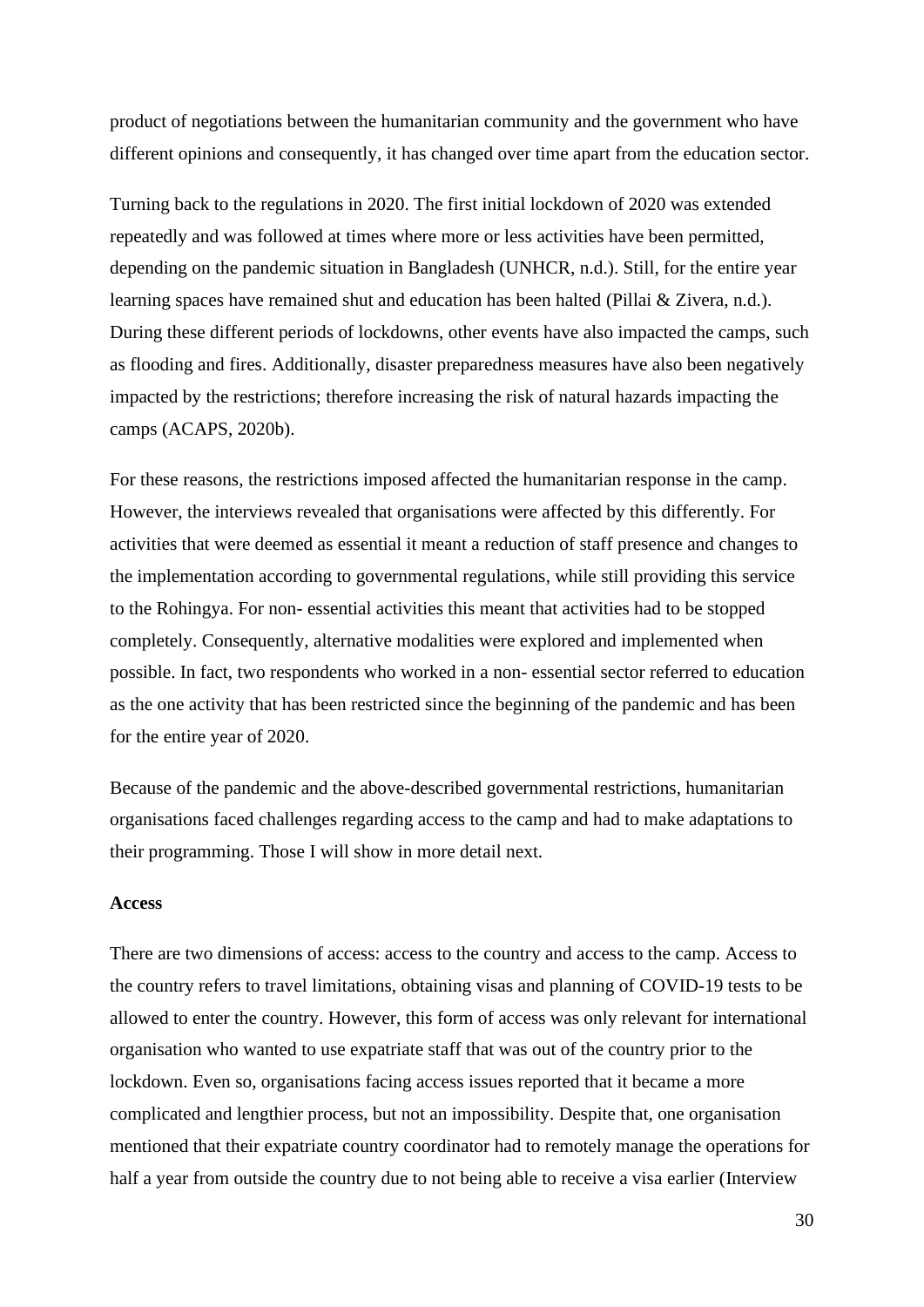product of negotiations between the humanitarian community and the government who have different opinions and consequently, it has changed over time apart from the education sector.

Turning back to the regulations in 2020. The first initial lockdown of 2020 was extended repeatedly and was followed at times where more or less activities have been permitted, depending on the pandemic situation in Bangladesh (UNHCR, n.d.). Still, for the entire year learning spaces have remained shut and education has been halted (Pillai & Zivera, n.d.). During these different periods of lockdowns, other events have also impacted the camps, such as flooding and fires. Additionally, disaster preparedness measures have also been negatively impacted by the restrictions; therefore increasing the risk of natural hazards impacting the camps (ACAPS, 2020b).

For these reasons, the restrictions imposed affected the humanitarian response in the camp. However, the interviews revealed that organisations were affected by this differently. For activities that were deemed as essential it meant a reduction of staff presence and changes to the implementation according to governmental regulations, while still providing this service to the Rohingya. For non- essential activities this meant that activities had to be stopped completely. Consequently, alternative modalities were explored and implemented when possible. In fact, two respondents who worked in a non- essential sector referred to education as the one activity that has been restricted since the beginning of the pandemic and has been for the entire year of 2020.

Because of the pandemic and the above-described governmental restrictions, humanitarian organisations faced challenges regarding access to the camp and had to make adaptations to their programming. Those I will show in more detail next.

**Access**

There are two dimensions of access: access to the country and access to the camp. Access to the country refers to travel limitations, obtaining visas and planning of COVID-19 tests to be allowed to enter the country. However, this form of access was only relevant for international organisation who wanted to use expatriate staff that was out of the country prior to the lockdown. Even so, organisations facing access issues reported that it became a more complicated and lengthier process, but not an impossibility. Despite that, one organisation mentioned that their expatriate country coordinator had to remotely manage the operations for half a year from outside the country due to not being able to receive a visa earlier (Interview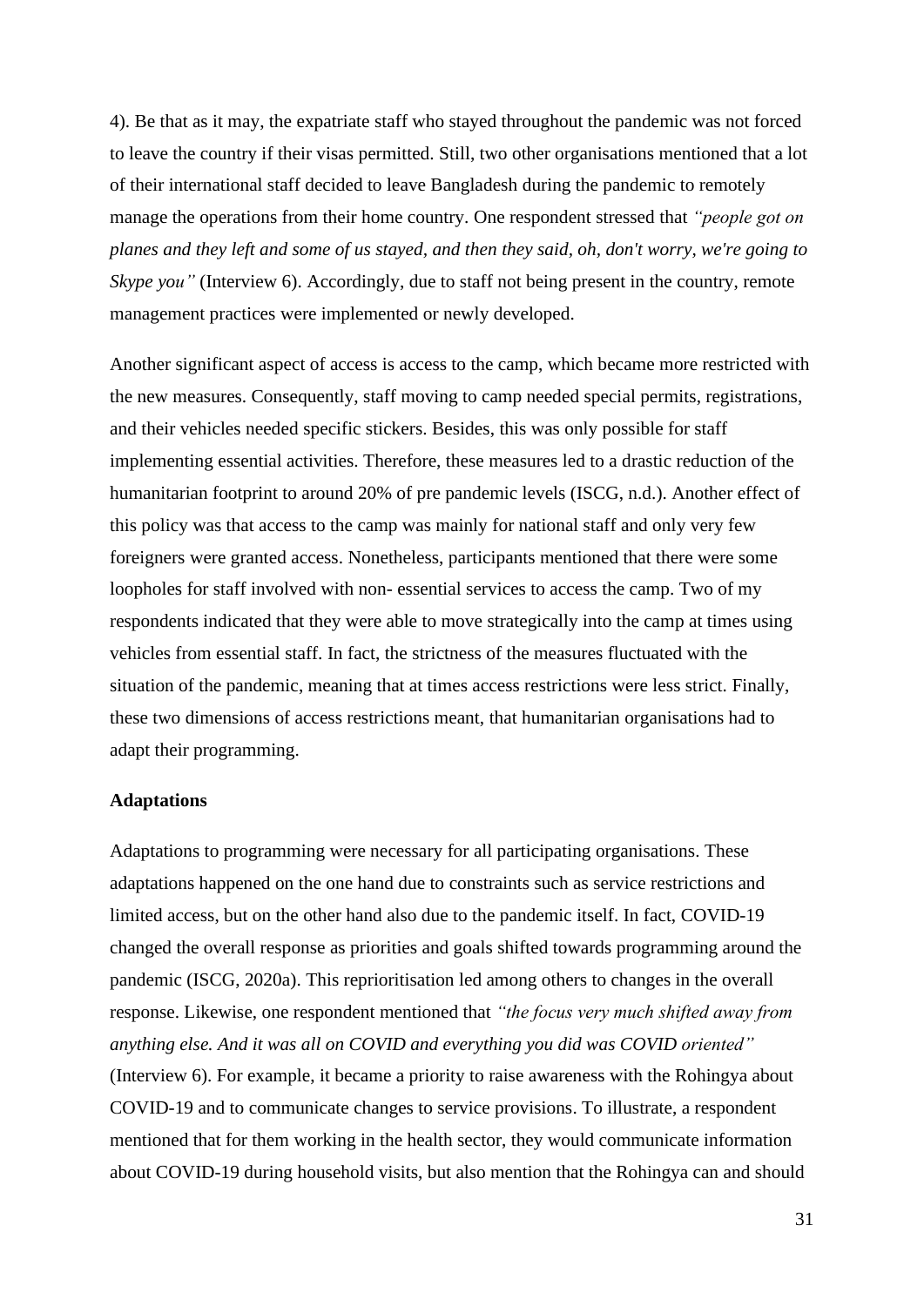4). Be that as it may, the expatriate staff who stayed throughout the pandemic was not forced to leave the country if their visas permitted. Still, two other organisations mentioned that a lot of their international staff decided to leave Bangladesh during the pandemic to remotely manage the operations from their home country. One respondent stressed that *"people got on planes and they left and some of us stayed, and then they said, oh, don't worry, we're going to Skype you"* (Interview 6). Accordingly, due to staff not being present in the country, remote management practices were implemented or newly developed.

Another significant aspect of access is access to the camp, which became more restricted with the new measures. Consequently, staff moving to camp needed special permits, registrations, and their vehicles needed specific stickers. Besides, this was only possible for staff implementing essential activities. Therefore, these measures led to a drastic reduction of the humanitarian footprint to around 20% of pre pandemic levels (ISCG, n.d.). Another effect of this policy was that access to the camp was mainly for national staff and only very few foreigners were granted access. Nonetheless, participants mentioned that there were some loopholes for staff involved with non- essential services to access the camp. Two of my respondents indicated that they were able to move strategically into the camp at times using vehicles from essential staff. In fact, the strictness of the measures fluctuated with the situation of the pandemic, meaning that at times access restrictions were less strict. Finally, these two dimensions of access restrictions meant, that humanitarian organisations had to adapt their programming.

**Adaptations**

Adaptations to programming were necessary for all participating organisations. These adaptations happened on the one hand due to constraints such as service restrictions and limited access, but on the other hand also due to the pandemic itself. In fact, COVID-19 changed the overall response as priorities and goals shifted towards programming around the pandemic (ISCG, 2020a). This reprioritisation led among others to changes in the overall response. Likewise, one respondent mentioned that *"the focus very much shifted away from anything else. And it was all on COVID and everything you did was COVID oriented"* (Interview 6). For example, it became a priority to raise awareness with the Rohingya about COVID-19 and to communicate changes to service provisions. To illustrate, a respondent mentioned that for them working in the health sector, they would communicate information about COVID-19 during household visits, but also mention that the Rohingya can and should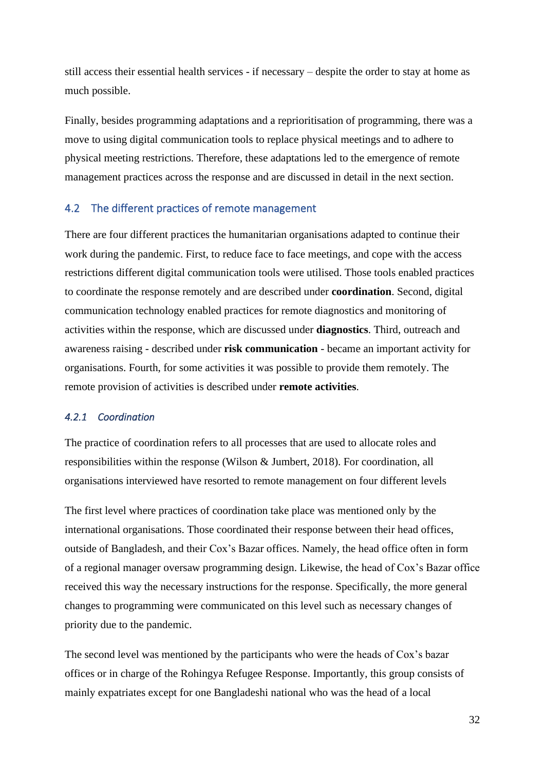still access their essential health services - if necessary – despite the order to stay at home as much possible.

Finally, besides programming adaptations and a reprioritisation of programming, there was a move to using digital communication tools to replace physical meetings and to adhere to physical meeting restrictions. Therefore, these adaptations led to the emergence of remote management practices across the response and are discussed in detail in the next section.

## 4.2 The different practices of remote management

There are four different practices the humanitarian organisations adapted to continue their work during the pandemic. First, to reduce face to face meetings, and cope with the access restrictions different digital communication tools were utilised. Those tools enabled practices to coordinate the response remotely and are described under **coordination**. Second, digital communication technology enabled practices for remote diagnostics and monitoring of activities within the response, which are discussed under **diagnostics**. Third, outreach and awareness raising - described under **risk communication** - became an important activity for organisations. Fourth, for some activities it was possible to provide them remotely. The remote provision of activities is described under **remote activities**.

### *4.2.1 Coordination*

The practice of coordination refers to all processes that are used to allocate roles and responsibilities within the response (Wilson & Jumbert, 2018). For coordination, all organisations interviewed have resorted to remote management on four different levels

The first level where practices of coordination take place was mentioned only by the international organisations. Those coordinated their response between their head offices, outside of Bangladesh, and their Cox's Bazar offices. Namely, the head office often in form of a regional manager oversaw programming design. Likewise, the head of Cox's Bazar office received this way the necessary instructions for the response. Specifically, the more general changes to programming were communicated on this level such as necessary changes of priority due to the pandemic.

The second level was mentioned by the participants who were the heads of Cox's bazar offices or in charge of the Rohingya Refugee Response. Importantly, this group consists of mainly expatriates except for one Bangladeshi national who was the head of a local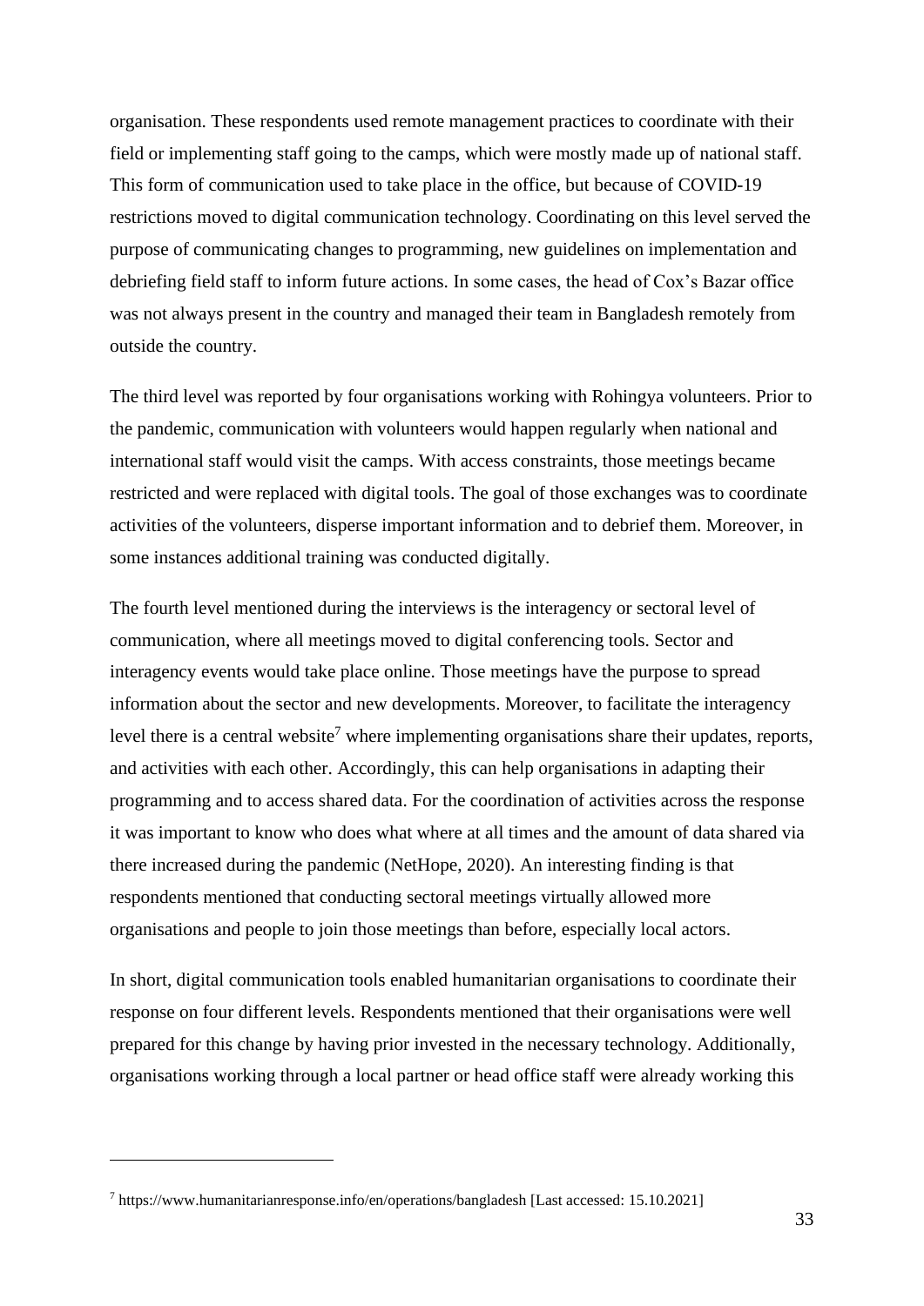organisation. These respondents used remote management practices to coordinate with their field or implementing staff going to the camps, which were mostly made up of national staff. This form of communication used to take place in the office, but because of COVID-19 restrictions moved to digital communication technology. Coordinating on this level served the purpose of communicating changes to programming, new guidelines on implementation and debriefing field staff to inform future actions. In some cases, the head of Cox's Bazar office was not always present in the country and managed their team in Bangladesh remotely from outside the country.

The third level was reported by four organisations working with Rohingya volunteers. Prior to the pandemic, communication with volunteers would happen regularly when national and international staff would visit the camps. With access constraints, those meetings became restricted and were replaced with digital tools. The goal of those exchanges was to coordinate activities of the volunteers, disperse important information and to debrief them. Moreover, in some instances additional training was conducted digitally.

The fourth level mentioned during the interviews is the interagency or sectoral level of communication, where all meetings moved to digital conferencing tools. Sector and interagency events would take place online. Those meetings have the purpose to spread information about the sector and new developments. Moreover, to facilitate the interagency level there is a central website[7] where implementing organisations share their updates, reports, and activities with each other. Accordingly, this can help organisations in adapting their programming and to access shared data. For the coordination of activities across the response it was important to know who does what where at all times and the amount of data shared via there increased during the pandemic (NetHope, 2020). An interesting finding is that respondents mentioned that conducting sectoral meetings virtually allowed more organisations and people to join those meetings than before, especially local actors.

In short, digital communication tools enabled humanitarian organisations to coordinate their response on four different levels. Respondents mentioned that their organisations were well prepared for this change by having prior invested in the necessary technology. Additionally, organisations working through a local partner or head office staff were already working this

[7] https://www.humanitarianresponse.info/en/operations/bangladesh [Last accessed: 15.10.2021]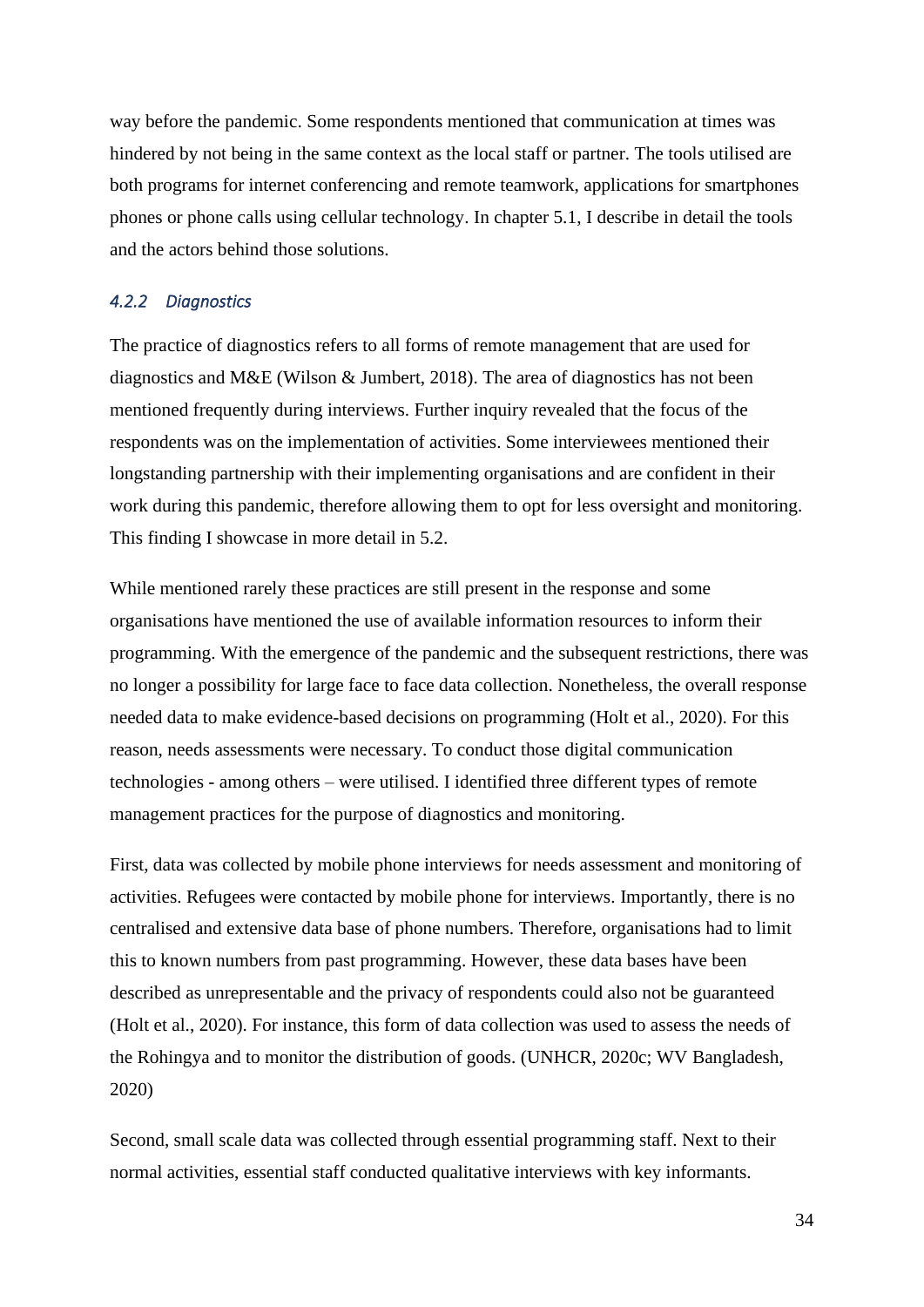way before the pandemic. Some respondents mentioned that communication at times was hindered by not being in the same context as the local staff or partner. The tools utilised are both programs for internet conferencing and remote teamwork, applications for smartphones phones or phone calls using cellular technology. In chapter 5.1, I describe in detail the tools and the actors behind those solutions.

### *4.2.2 Diagnostics*

The practice of diagnostics refers to all forms of remote management that are used for diagnostics and M&E (Wilson & Jumbert, 2018). The area of diagnostics has not been mentioned frequently during interviews. Further inquiry revealed that the focus of the respondents was on the implementation of activities. Some interviewees mentioned their longstanding partnership with their implementing organisations and are confident in their work during this pandemic, therefore allowing them to opt for less oversight and monitoring. This finding I showcase in more detail in 5.2.

While mentioned rarely these practices are still present in the response and some organisations have mentioned the use of available information resources to inform their programming. With the emergence of the pandemic and the subsequent restrictions, there was no longer a possibility for large face to face data collection. Nonetheless, the overall response needed data to make evidence-based decisions on programming (Holt et al., 2020). For this reason, needs assessments were necessary. To conduct those digital communication technologies - among others – were utilised. I identified three different types of remote management practices for the purpose of diagnostics and monitoring.

First, data was collected by mobile phone interviews for needs assessment and monitoring of activities. Refugees were contacted by mobile phone for interviews. Importantly, there is no centralised and extensive data base of phone numbers. Therefore, organisations had to limit this to known numbers from past programming. However, these data bases have been described as unrepresentable and the privacy of respondents could also not be guaranteed (Holt et al., 2020). For instance, this form of data collection was used to assess the needs of the Rohingya and to monitor the distribution of goods. (UNHCR, 2020c; WV Bangladesh, 2020)

Second, small scale data was collected through essential programming staff. Next to their normal activities, essential staff conducted qualitative interviews with key informants.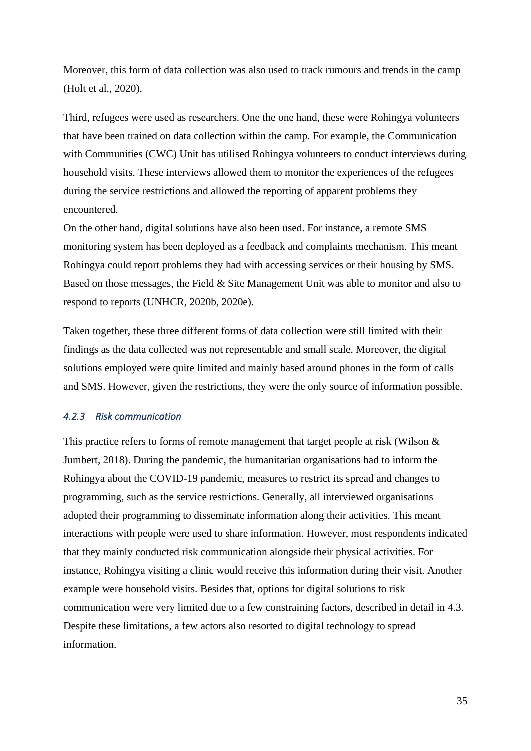Moreover, this form of data collection was also used to track rumours and trends in the camp (Holt et al., 2020).

Third, refugees were used as researchers. One the one hand, these were Rohingya volunteers that have been trained on data collection within the camp. For example, the Communication with Communities (CWC) Unit has utilised Rohingya volunteers to conduct interviews during household visits. These interviews allowed them to monitor the experiences of the refugees during the service restrictions and allowed the reporting of apparent problems they encountered.
On the other hand, digital solutions have also been used. For instance, a remote SMS monitoring system has been deployed as a feedback and complaints mechanism. This meant Rohingya could report problems they had with accessing services or their housing by SMS. Based on those messages, the Field & Site Management Unit was able to monitor and also to respond to reports (UNHCR, 2020b, 2020e).

Taken together, these three different forms of data collection were still limited with their findings as the data collected was not representable and small scale. Moreover, the digital solutions employed were quite limited and mainly based around phones in the form of calls and SMS. However, given the restrictions, they were the only source of information possible.

#### *4.2.3 Risk communication*

This practice refers to forms of remote management that target people at risk (Wilson & Jumbert, 2018). During the pandemic, the humanitarian organisations had to inform the Rohingya about the COVID-19 pandemic, measures to restrict its spread and changes to programming, such as the service restrictions. Generally, all interviewed organisations adopted their programming to disseminate information along their activities. This meant interactions with people were used to share information. However, most respondents indicated that they mainly conducted risk communication alongside their physical activities. For instance, Rohingya visiting a clinic would receive this information during their visit. Another example were household visits. Besides that, options for digital solutions to risk communication were very limited due to a few constraining factors, described in detail in 4.3. Despite these limitations, a few actors also resorted to digital technology to spread information.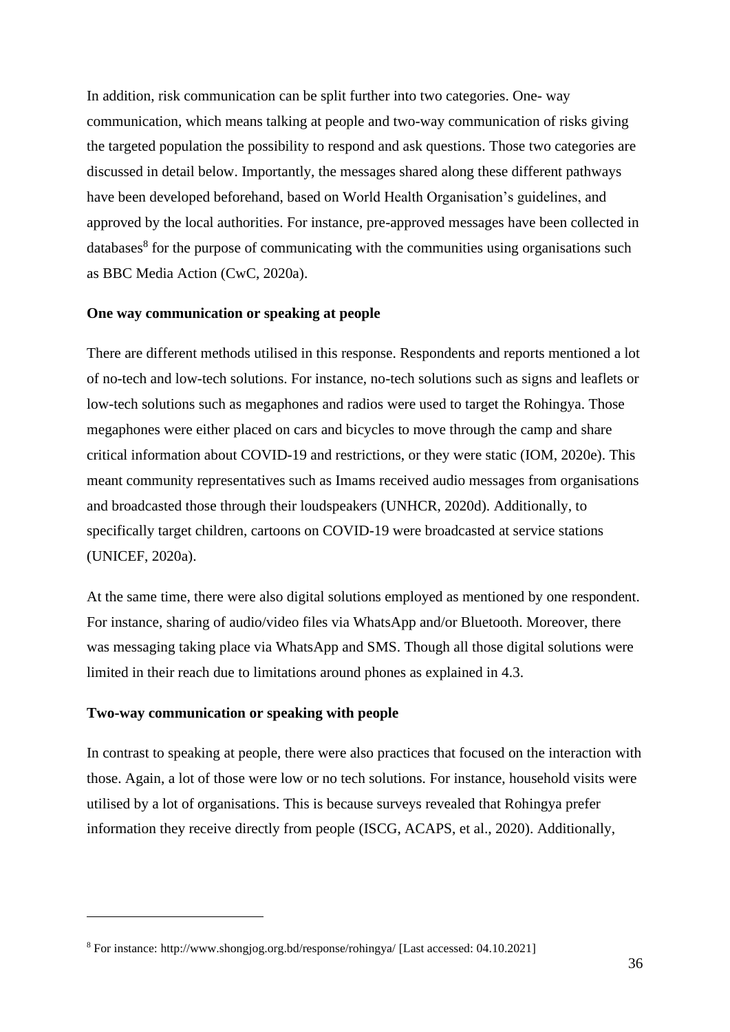In addition, risk communication can be split further into two categories. One- way communication, which means talking at people and two-way communication of risks giving the targeted population the possibility to respond and ask questions. Those two categories are discussed in detail below. Importantly, the messages shared along these different pathways have been developed beforehand, based on World Health Organisation's guidelines, and approved by the local authorities. For instance, pre-approved messages have been collected in databases[8] for the purpose of communicating with the communities using organisations such as BBC Media Action (CwC, 2020a).

**One way communication or speaking at people**

There are different methods utilised in this response. Respondents and reports mentioned a lot of no-tech and low-tech solutions. For instance, no-tech solutions such as signs and leaflets or low-tech solutions such as megaphones and radios were used to target the Rohingya. Those megaphones were either placed on cars and bicycles to move through the camp and share critical information about COVID-19 and restrictions, or they were static (IOM, 2020e). This meant community representatives such as Imams received audio messages from organisations and broadcasted those through their loudspeakers (UNHCR, 2020d). Additionally, to specifically target children, cartoons on COVID-19 were broadcasted at service stations (UNICEF, 2020a).

At the same time, there were also digital solutions employed as mentioned by one respondent. For instance, sharing of audio/video files via WhatsApp and/or Bluetooth. Moreover, there was messaging taking place via WhatsApp and SMS. Though all those digital solutions were limited in their reach due to limitations around phones as explained in 4.3.

**Two-way communication or speaking with people**

In contrast to speaking at people, there were also practices that focused on the interaction with those. Again, a lot of those were low or no tech solutions. For instance, household visits were utilised by a lot of organisations. This is because surveys revealed that Rohingya prefer information they receive directly from people (ISCG, ACAPS, et al., 2020). Additionally,

---

[8] For instance: http://www.shongjog.org.bd/response/rohingya/ [Last accessed: 04.10.2021]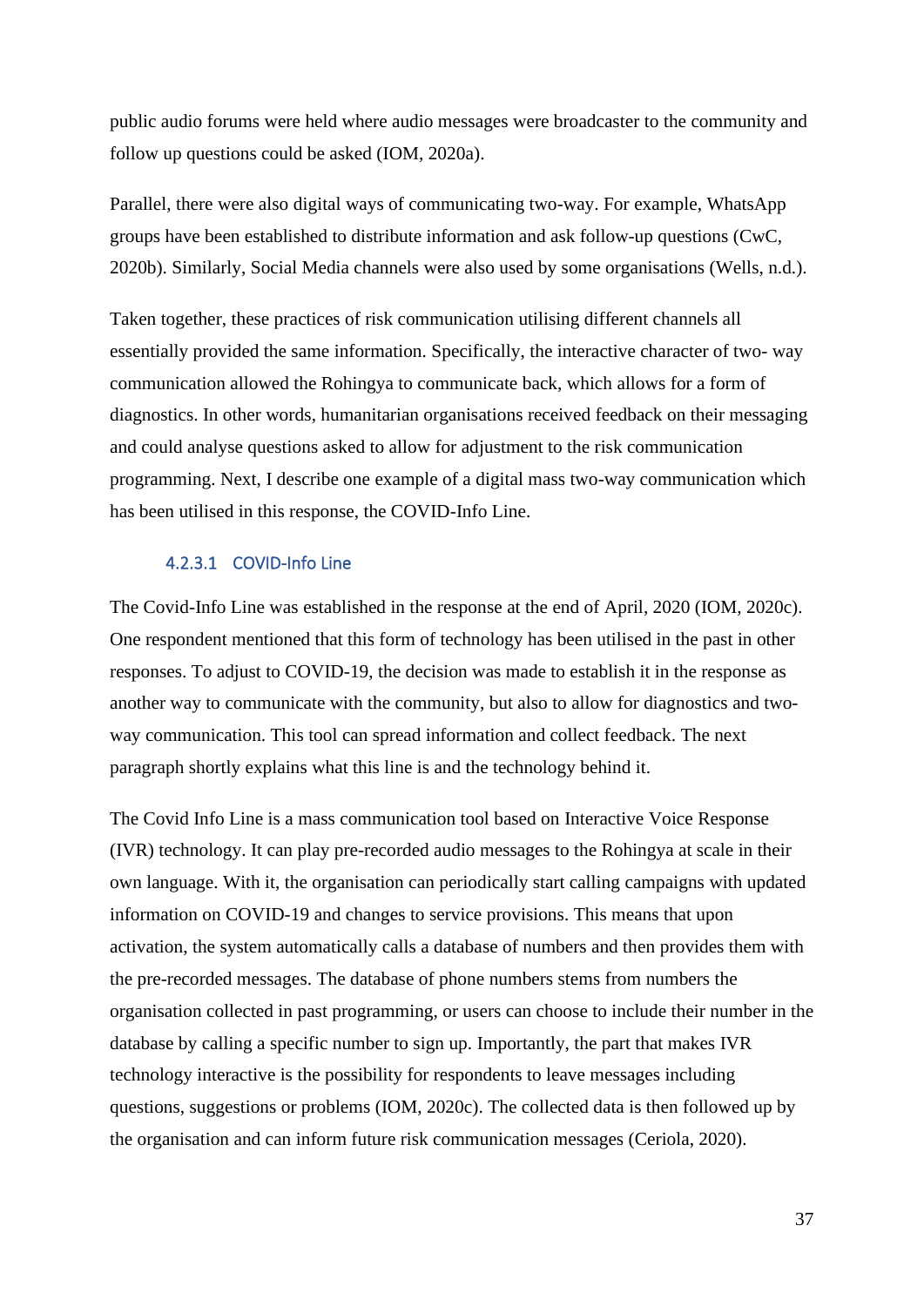public audio forums were held where audio messages were broadcaster to the community and follow up questions could be asked (IOM, 2020a).

Parallel, there were also digital ways of communicating two-way. For example, WhatsApp groups have been established to distribute information and ask follow-up questions (CwC, 2020b). Similarly, Social Media channels were also used by some organisations (Wells, n.d.).

Taken together, these practices of risk communication utilising different channels all essentially provided the same information. Specifically, the interactive character of two- way communication allowed the Rohingya to communicate back, which allows for a form of diagnostics. In other words, humanitarian organisations received feedback on their messaging and could analyse questions asked to allow for adjustment to the risk communication programming. Next, I describe one example of a digital mass two-way communication which has been utilised in this response, the COVID-Info Line.

#### 4.2.3.1 COVID-Info Line

The Covid-Info Line was established in the response at the end of April, 2020 (IOM, 2020c). One respondent mentioned that this form of technology has been utilised in the past in other responses. To adjust to COVID-19, the decision was made to establish it in the response as another way to communicate with the community, but also to allow for diagnostics and two-way communication. This tool can spread information and collect feedback. The next paragraph shortly explains what this line is and the technology behind it.

The Covid Info Line is a mass communication tool based on Interactive Voice Response (IVR) technology. It can play pre-recorded audio messages to the Rohingya at scale in their own language. With it, the organisation can periodically start calling campaigns with updated information on COVID-19 and changes to service provisions. This means that upon activation, the system automatically calls a database of numbers and then provides them with the pre-recorded messages. The database of phone numbers stems from numbers the organisation collected in past programming, or users can choose to include their number in the database by calling a specific number to sign up. Importantly, the part that makes IVR technology interactive is the possibility for respondents to leave messages including questions, suggestions or problems (IOM, 2020c). The collected data is then followed up by the organisation and can inform future risk communication messages (Ceriola, 2020).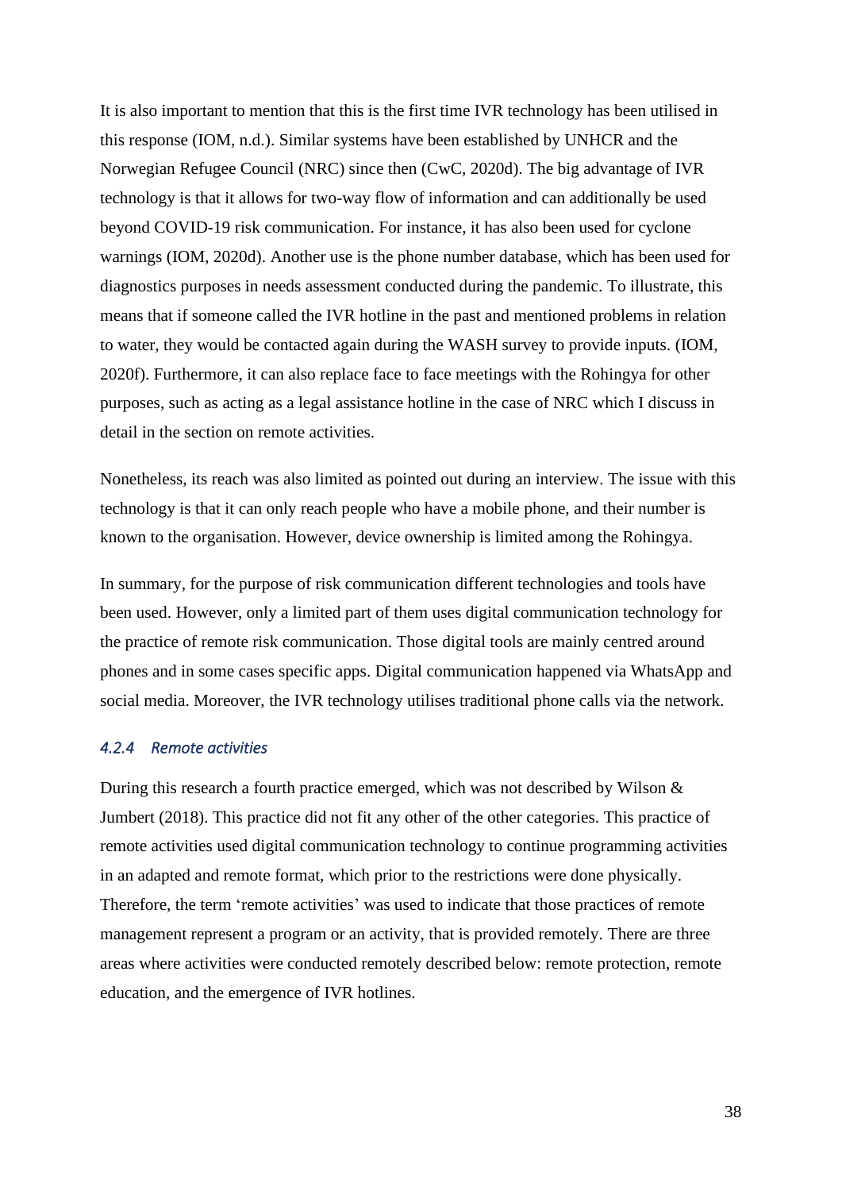It is also important to mention that this is the first time IVR technology has been utilised in this response (IOM, n.d.). Similar systems have been established by UNHCR and the Norwegian Refugee Council (NRC) since then (CwC, 2020d). The big advantage of IVR technology is that it allows for two-way flow of information and can additionally be used beyond COVID-19 risk communication. For instance, it has also been used for cyclone warnings (IOM, 2020d). Another use is the phone number database, which has been used for diagnostics purposes in needs assessment conducted during the pandemic. To illustrate, this means that if someone called the IVR hotline in the past and mentioned problems in relation to water, they would be contacted again during the WASH survey to provide inputs. (IOM, 2020f). Furthermore, it can also replace face to face meetings with the Rohingya for other purposes, such as acting as a legal assistance hotline in the case of NRC which I discuss in detail in the section on remote activities.

Nonetheless, its reach was also limited as pointed out during an interview. The issue with this technology is that it can only reach people who have a mobile phone, and their number is known to the organisation. However, device ownership is limited among the Rohingya.

In summary, for the purpose of risk communication different technologies and tools have been used. However, only a limited part of them uses digital communication technology for the practice of remote risk communication. Those digital tools are mainly centred around phones and in some cases specific apps. Digital communication happened via WhatsApp and social media. Moreover, the IVR technology utilises traditional phone calls via the network.

#### *4.2.4 Remote activities*

During this research a fourth practice emerged, which was not described by Wilson & Jumbert (2018). This practice did not fit any other of the other categories. This practice of remote activities used digital communication technology to continue programming activities in an adapted and remote format, which prior to the restrictions were done physically. Therefore, the term 'remote activities' was used to indicate that those practices of remote management represent a program or an activity, that is provided remotely. There are three areas where activities were conducted remotely described below: remote protection, remote education, and the emergence of IVR hotlines.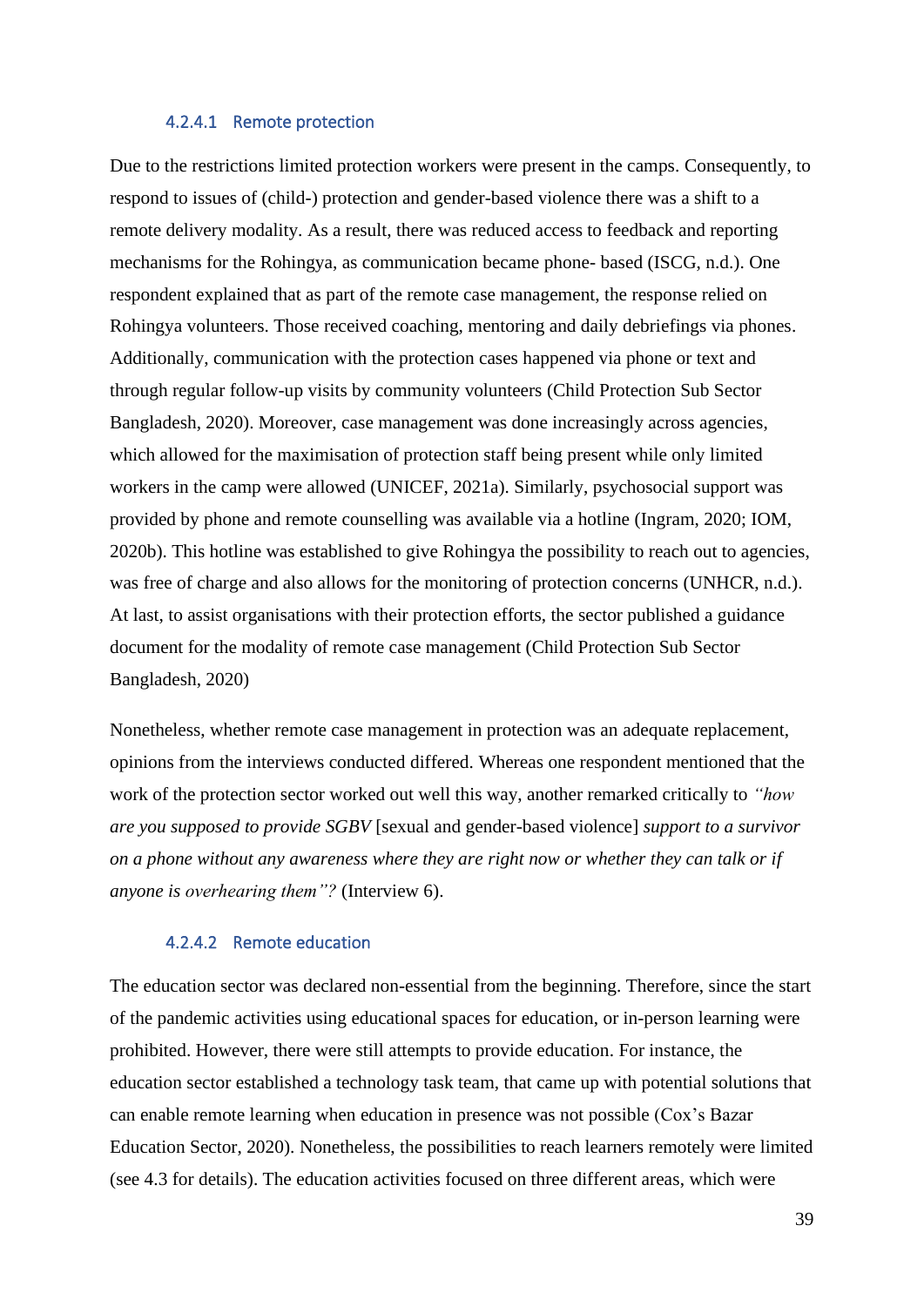#### 4.2.4.1 Remote protection

Due to the restrictions limited protection workers were present in the camps. Consequently, to respond to issues of (child-) protection and gender-based violence there was a shift to a remote delivery modality. As a result, there was reduced access to feedback and reporting mechanisms for the Rohingya, as communication became phone- based (ISCG, n.d.). One respondent explained that as part of the remote case management, the response relied on Rohingya volunteers. Those received coaching, mentoring and daily debriefings via phones. Additionally, communication with the protection cases happened via phone or text and through regular follow-up visits by community volunteers (Child Protection Sub Sector Bangladesh, 2020). Moreover, case management was done increasingly across agencies, which allowed for the maximisation of protection staff being present while only limited workers in the camp were allowed (UNICEF, 2021a). Similarly, psychosocial support was provided by phone and remote counselling was available via a hotline (Ingram, 2020; IOM, 2020b). This hotline was established to give Rohingya the possibility to reach out to agencies, was free of charge and also allows for the monitoring of protection concerns (UNHCR, n.d.). At last, to assist organisations with their protection efforts, the sector published a guidance document for the modality of remote case management (Child Protection Sub Sector Bangladesh, 2020)

Nonetheless, whether remote case management in protection was an adequate replacement, opinions from the interviews conducted differed. Whereas one respondent mentioned that the work of the protection sector worked out well this way, another remarked critically to *"how are you supposed to provide SGBV* [sexual and gender-based violence] *support to a survivor on a phone without any awareness where they are right now or whether they can talk or if anyone is overhearing them"?* (Interview 6).

#### 4.2.4.2 Remote education

The education sector was declared non-essential from the beginning. Therefore, since the start of the pandemic activities using educational spaces for education, or in-person learning were prohibited. However, there were still attempts to provide education. For instance, the education sector established a technology task team, that came up with potential solutions that can enable remote learning when education in presence was not possible (Cox's Bazar Education Sector, 2020). Nonetheless, the possibilities to reach learners remotely were limited (see 4.3 for details). The education activities focused on three different areas, which were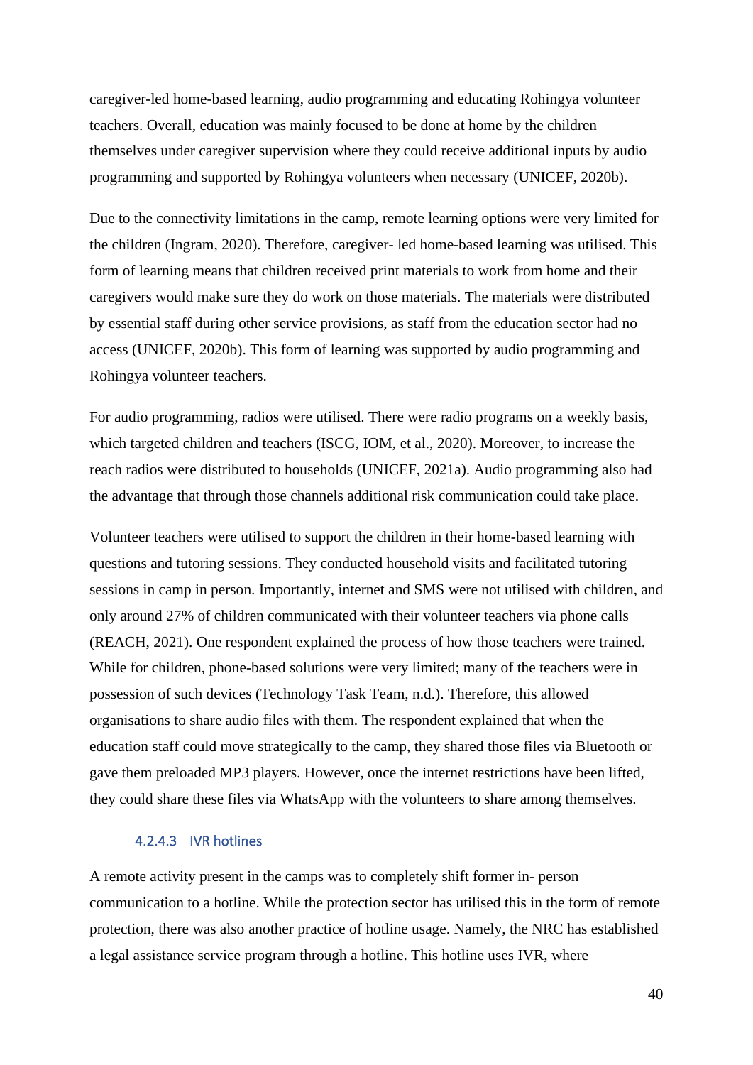caregiver-led home-based learning, audio programming and educating Rohingya volunteer teachers. Overall, education was mainly focused to be done at home by the children themselves under caregiver supervision where they could receive additional inputs by audio programming and supported by Rohingya volunteers when necessary (UNICEF, 2020b).

Due to the connectivity limitations in the camp, remote learning options were very limited for the children (Ingram, 2020). Therefore, caregiver- led home-based learning was utilised. This form of learning means that children received print materials to work from home and their caregivers would make sure they do work on those materials. The materials were distributed by essential staff during other service provisions, as staff from the education sector had no access (UNICEF, 2020b). This form of learning was supported by audio programming and Rohingya volunteer teachers.

For audio programming, radios were utilised. There were radio programs on a weekly basis, which targeted children and teachers (ISCG, IOM, et al., 2020). Moreover, to increase the reach radios were distributed to households (UNICEF, 2021a). Audio programming also had the advantage that through those channels additional risk communication could take place.

Volunteer teachers were utilised to support the children in their home-based learning with questions and tutoring sessions. They conducted household visits and facilitated tutoring sessions in camp in person. Importantly, internet and SMS were not utilised with children, and only around 27% of children communicated with their volunteer teachers via phone calls (REACH, 2021). One respondent explained the process of how those teachers were trained. While for children, phone-based solutions were very limited; many of the teachers were in possession of such devices (Technology Task Team, n.d.). Therefore, this allowed organisations to share audio files with them. The respondent explained that when the education staff could move strategically to the camp, they shared those files via Bluetooth or gave them preloaded MP3 players. However, once the internet restrictions have been lifted, they could share these files via WhatsApp with the volunteers to share among themselves.

#### 4.2.4.3 IVR hotlines

A remote activity present in the camps was to completely shift former in- person communication to a hotline. While the protection sector has utilised this in the form of remote protection, there was also another practice of hotline usage. Namely, the NRC has established a legal assistance service program through a hotline. This hotline uses IVR, where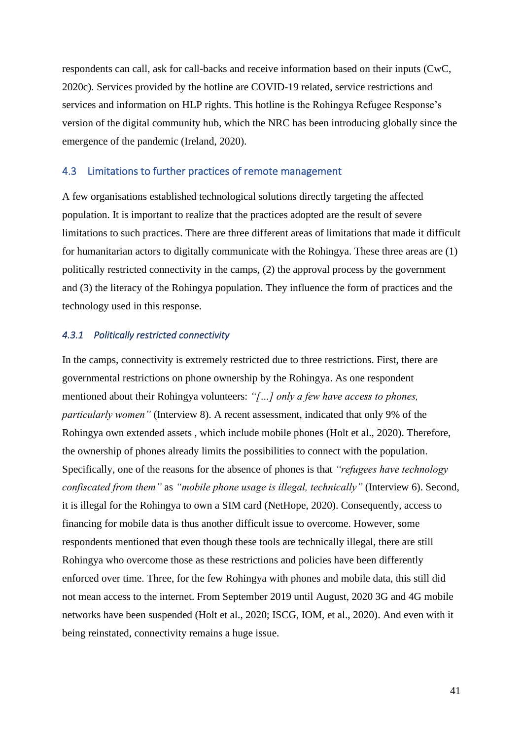respondents can call, ask for call-backs and receive information based on their inputs (CwC, 2020c). Services provided by the hotline are COVID-19 related, service restrictions and services and information on HLP rights. This hotline is the Rohingya Refugee Response's version of the digital community hub, which the NRC has been introducing globally since the emergence of the pandemic (Ireland, 2020).

## 4.3 Limitations to further practices of remote management

A few organisations established technological solutions directly targeting the affected population. It is important to realize that the practices adopted are the result of severe limitations to such practices. There are three different areas of limitations that made it difficult for humanitarian actors to digitally communicate with the Rohingya. These three areas are (1) politically restricted connectivity in the camps, (2) the approval process by the government and (3) the literacy of the Rohingya population. They influence the form of practices and the technology used in this response.

### *4.3.1 Politically restricted connectivity*

In the camps, connectivity is extremely restricted due to three restrictions. First, there are governmental restrictions on phone ownership by the Rohingya. As one respondent mentioned about their Rohingya volunteers: *"[…] only a few have access to phones, particularly women"* (Interview 8). A recent assessment, indicated that only 9% of the Rohingya own extended assets , which include mobile phones (Holt et al., 2020). Therefore, the ownership of phones already limits the possibilities to connect with the population. Specifically, one of the reasons for the absence of phones is that *"refugees have technology confiscated from them"* as *"mobile phone usage is illegal, technically"* (Interview 6). Second, it is illegal for the Rohingya to own a SIM card (NetHope, 2020). Consequently, access to financing for mobile data is thus another difficult issue to overcome. However, some respondents mentioned that even though these tools are technically illegal, there are still Rohingya who overcome those as these restrictions and policies have been differently enforced over time. Three, for the few Rohingya with phones and mobile data, this still did not mean access to the internet. From September 2019 until August, 2020 3G and 4G mobile networks have been suspended (Holt et al., 2020; ISCG, IOM, et al., 2020). And even with it being reinstated, connectivity remains a huge issue.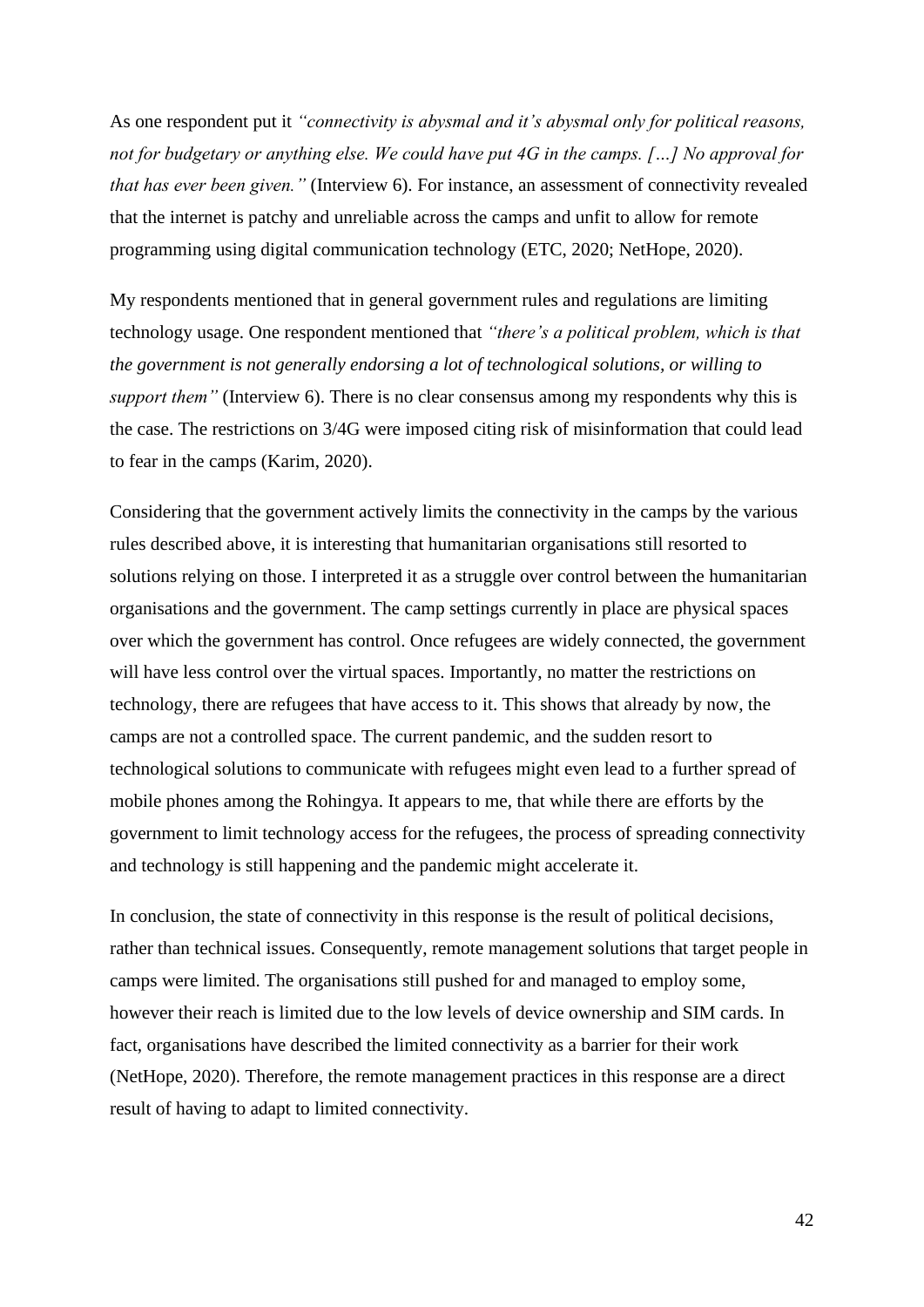As one respondent put it *"connectivity is abysmal and it's abysmal only for political reasons, not for budgetary or anything else. We could have put 4G in the camps. […] No approval for that has ever been given."* (Interview 6). For instance, an assessment of connectivity revealed that the internet is patchy and unreliable across the camps and unfit to allow for remote programming using digital communication technology (ETC, 2020; NetHope, 2020).

My respondents mentioned that in general government rules and regulations are limiting technology usage. One respondent mentioned that *"there's a political problem, which is that the government is not generally endorsing a lot of technological solutions, or willing to support them"* (Interview 6). There is no clear consensus among my respondents why this is the case. The restrictions on 3/4G were imposed citing risk of misinformation that could lead to fear in the camps (Karim, 2020).

Considering that the government actively limits the connectivity in the camps by the various rules described above, it is interesting that humanitarian organisations still resorted to solutions relying on those. I interpreted it as a struggle over control between the humanitarian organisations and the government. The camp settings currently in place are physical spaces over which the government has control. Once refugees are widely connected, the government will have less control over the virtual spaces. Importantly, no matter the restrictions on technology, there are refugees that have access to it. This shows that already by now, the camps are not a controlled space. The current pandemic, and the sudden resort to technological solutions to communicate with refugees might even lead to a further spread of mobile phones among the Rohingya. It appears to me, that while there are efforts by the government to limit technology access for the refugees, the process of spreading connectivity and technology is still happening and the pandemic might accelerate it.

In conclusion, the state of connectivity in this response is the result of political decisions, rather than technical issues. Consequently, remote management solutions that target people in camps were limited. The organisations still pushed for and managed to employ some, however their reach is limited due to the low levels of device ownership and SIM cards. In fact, organisations have described the limited connectivity as a barrier for their work (NetHope, 2020). Therefore, the remote management practices in this response are a direct result of having to adapt to limited connectivity.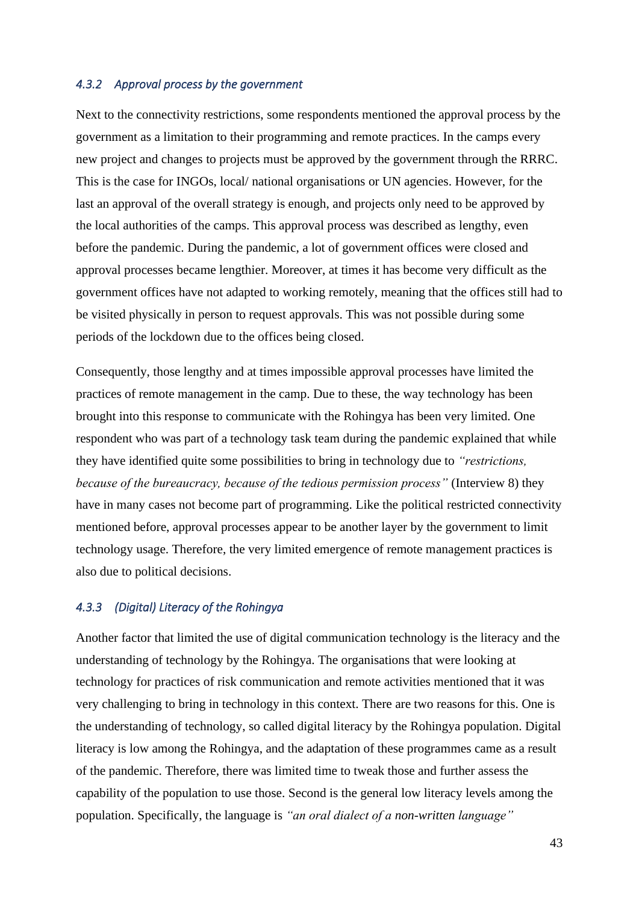### *4.3.2 Approval process by the government*

Next to the connectivity restrictions, some respondents mentioned the approval process by the government as a limitation to their programming and remote practices. In the camps every new project and changes to projects must be approved by the government through the RRRC. This is the case for INGOs, local/ national organisations or UN agencies. However, for the last an approval of the overall strategy is enough, and projects only need to be approved by the local authorities of the camps. This approval process was described as lengthy, even before the pandemic. During the pandemic, a lot of government offices were closed and approval processes became lengthier. Moreover, at times it has become very difficult as the government offices have not adapted to working remotely, meaning that the offices still had to be visited physically in person to request approvals. This was not possible during some periods of the lockdown due to the offices being closed.

Consequently, those lengthy and at times impossible approval processes have limited the practices of remote management in the camp. Due to these, the way technology has been brought into this response to communicate with the Rohingya has been very limited. One respondent who was part of a technology task team during the pandemic explained that while they have identified quite some possibilities to bring in technology due to *"restrictions, because of the bureaucracy, because of the tedious permission process"* (Interview 8) they have in many cases not become part of programming. Like the political restricted connectivity mentioned before, approval processes appear to be another layer by the government to limit technology usage. Therefore, the very limited emergence of remote management practices is also due to political decisions.

### *4.3.3 (Digital) Literacy of the Rohingya*

Another factor that limited the use of digital communication technology is the literacy and the understanding of technology by the Rohingya. The organisations that were looking at technology for practices of risk communication and remote activities mentioned that it was very challenging to bring in technology in this context. There are two reasons for this. One is the understanding of technology, so called digital literacy by the Rohingya population. Digital literacy is low among the Rohingya, and the adaptation of these programmes came as a result of the pandemic. Therefore, there was limited time to tweak those and further assess the capability of the population to use those. Second is the general low literacy levels among the population. Specifically, the language is *"an oral dialect of a non-written language"*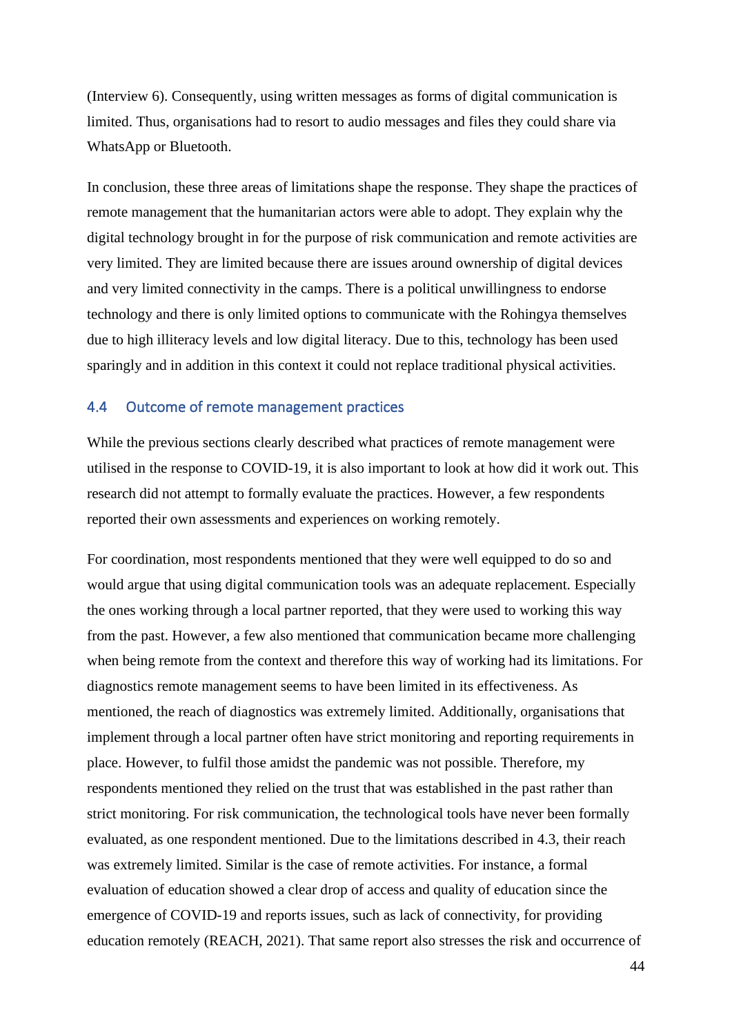(Interview 6). Consequently, using written messages as forms of digital communication is limited. Thus, organisations had to resort to audio messages and files they could share via WhatsApp or Bluetooth.

In conclusion, these three areas of limitations shape the response. They shape the practices of remote management that the humanitarian actors were able to adopt. They explain why the digital technology brought in for the purpose of risk communication and remote activities are very limited. They are limited because there are issues around ownership of digital devices and very limited connectivity in the camps. There is a political unwillingness to endorse technology and there is only limited options to communicate with the Rohingya themselves due to high illiteracy levels and low digital literacy. Due to this, technology has been used sparingly and in addition in this context it could not replace traditional physical activities.

### 4.4 Outcome of remote management practices

While the previous sections clearly described what practices of remote management were utilised in the response to COVID-19, it is also important to look at how did it work out. This research did not attempt to formally evaluate the practices. However, a few respondents reported their own assessments and experiences on working remotely.

For coordination, most respondents mentioned that they were well equipped to do so and would argue that using digital communication tools was an adequate replacement. Especially the ones working through a local partner reported, that they were used to working this way from the past. However, a few also mentioned that communication became more challenging when being remote from the context and therefore this way of working had its limitations. For diagnostics remote management seems to have been limited in its effectiveness. As mentioned, the reach of diagnostics was extremely limited. Additionally, organisations that implement through a local partner often have strict monitoring and reporting requirements in place. However, to fulfil those amidst the pandemic was not possible. Therefore, my respondents mentioned they relied on the trust that was established in the past rather than strict monitoring. For risk communication, the technological tools have never been formally evaluated, as one respondent mentioned. Due to the limitations described in 4.3, their reach was extremely limited. Similar is the case of remote activities. For instance, a formal evaluation of education showed a clear drop of access and quality of education since the emergence of COVID-19 and reports issues, such as lack of connectivity, for providing education remotely (REACH, 2021). That same report also stresses the risk and occurrence of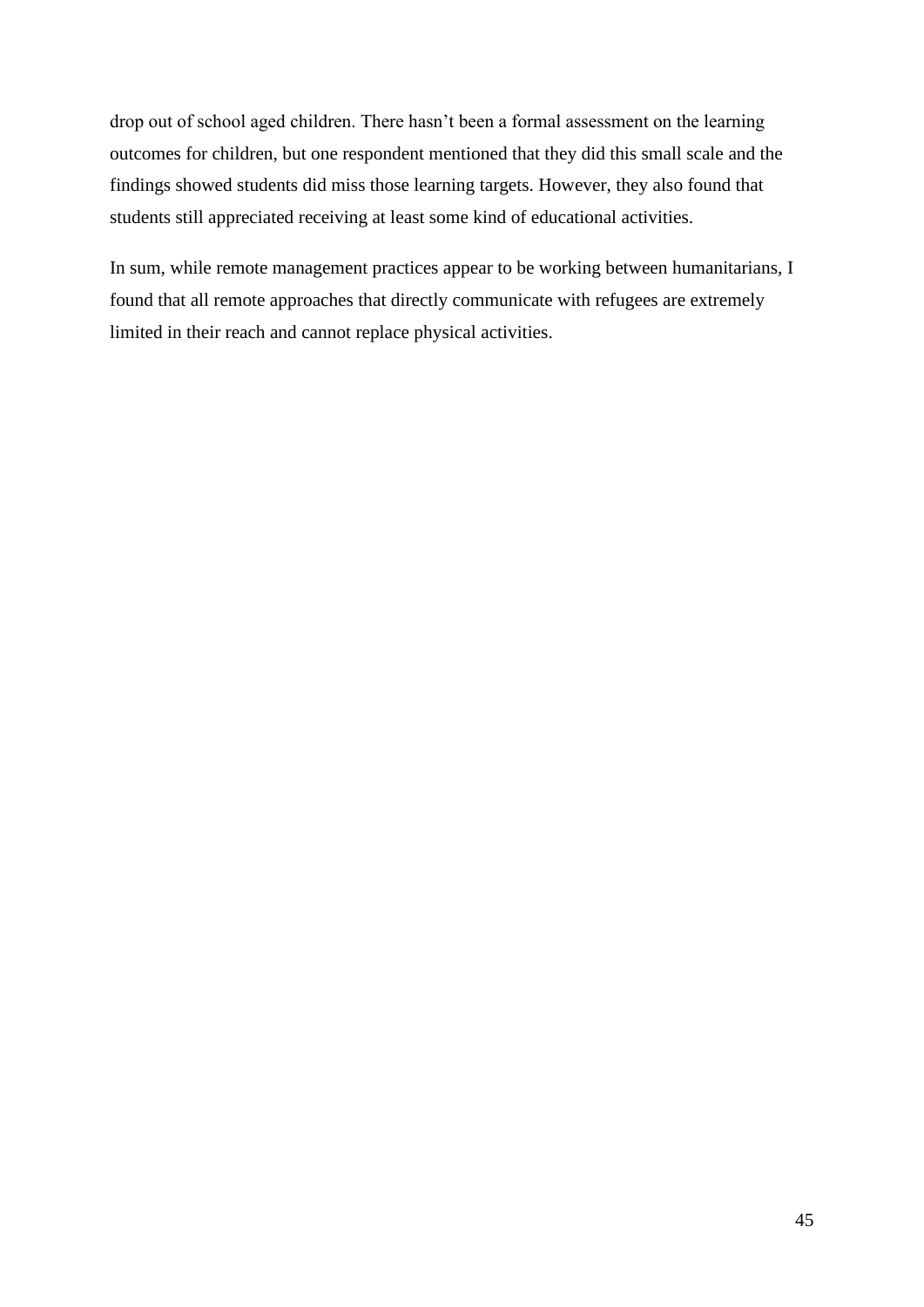drop out of school aged children. There hasn't been a formal assessment on the learning outcomes for children, but one respondent mentioned that they did this small scale and the findings showed students did miss those learning targets. However, they also found that students still appreciated receiving at least some kind of educational activities.

In sum, while remote management practices appear to be working between humanitarians, I found that all remote approaches that directly communicate with refugees are extremely limited in their reach and cannot replace physical activities.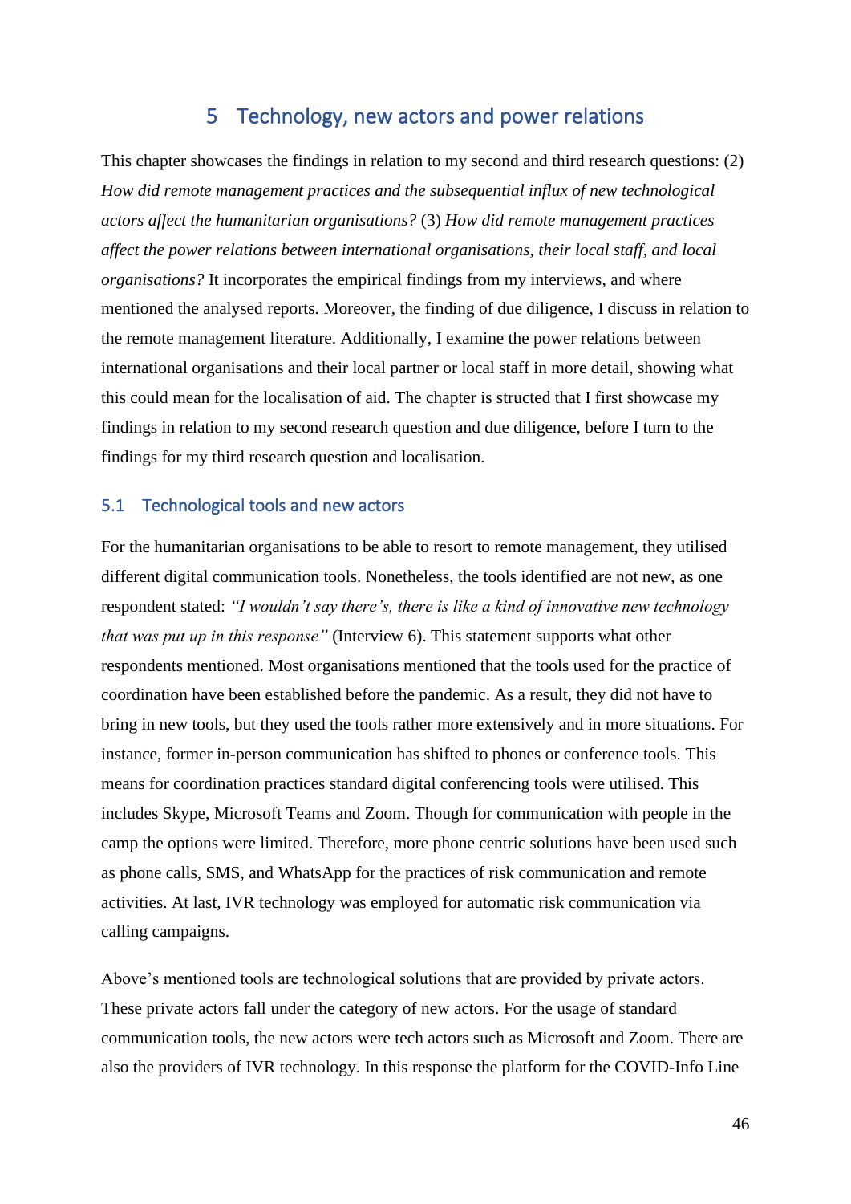# 5 Technology, new actors and power relations

This chapter showcases the findings in relation to my second and third research questions: (2) *How did remote management practices and the subsequential influx of new technological actors affect the humanitarian organisations?* (3) *How did remote management practices affect the power relations between international organisations, their local staff, and local organisations?* It incorporates the empirical findings from my interviews, and where mentioned the analysed reports. Moreover, the finding of due diligence, I discuss in relation to the remote management literature. Additionally, I examine the power relations between international organisations and their local partner or local staff in more detail, showing what this could mean for the localisation of aid. The chapter is structed that I first showcase my findings in relation to my second research question and due diligence, before I turn to the findings for my third research question and localisation.

## 5.1 Technological tools and new actors

For the humanitarian organisations to be able to resort to remote management, they utilised different digital communication tools. Nonetheless, the tools identified are not new, as one respondent stated: *"I wouldn't say there's, there is like a kind of innovative new technology that was put up in this response"* (Interview 6). This statement supports what other respondents mentioned. Most organisations mentioned that the tools used for the practice of coordination have been established before the pandemic. As a result, they did not have to bring in new tools, but they used the tools rather more extensively and in more situations. For instance, former in-person communication has shifted to phones or conference tools. This means for coordination practices standard digital conferencing tools were utilised. This includes Skype, Microsoft Teams and Zoom. Though for communication with people in the camp the options were limited. Therefore, more phone centric solutions have been used such as phone calls, SMS, and WhatsApp for the practices of risk communication and remote activities. At last, IVR technology was employed for automatic risk communication via calling campaigns.

Above's mentioned tools are technological solutions that are provided by private actors. These private actors fall under the category of new actors. For the usage of standard communication tools, the new actors were tech actors such as Microsoft and Zoom. There are also the providers of IVR technology. In this response the platform for the COVID-Info Line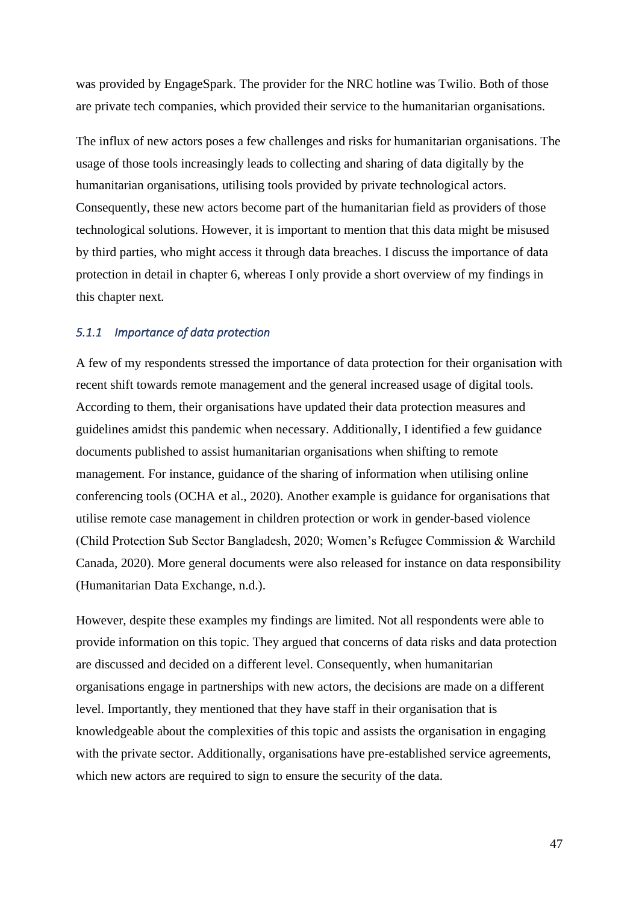was provided by EngageSpark. The provider for the NRC hotline was Twilio. Both of those are private tech companies, which provided their service to the humanitarian organisations.

The influx of new actors poses a few challenges and risks for humanitarian organisations. The usage of those tools increasingly leads to collecting and sharing of data digitally by the humanitarian organisations, utilising tools provided by private technological actors. Consequently, these new actors become part of the humanitarian field as providers of those technological solutions. However, it is important to mention that this data might be misused by third parties, who might access it through data breaches. I discuss the importance of data protection in detail in chapter 6, whereas I only provide a short overview of my findings in this chapter next.

### *5.1.1 Importance of data protection*

A few of my respondents stressed the importance of data protection for their organisation with recent shift towards remote management and the general increased usage of digital tools. According to them, their organisations have updated their data protection measures and guidelines amidst this pandemic when necessary. Additionally, I identified a few guidance documents published to assist humanitarian organisations when shifting to remote management. For instance, guidance of the sharing of information when utilising online conferencing tools (OCHA et al., 2020). Another example is guidance for organisations that utilise remote case management in children protection or work in gender-based violence (Child Protection Sub Sector Bangladesh, 2020; Women's Refugee Commission & Warchild Canada, 2020). More general documents were also released for instance on data responsibility (Humanitarian Data Exchange, n.d.).

However, despite these examples my findings are limited. Not all respondents were able to provide information on this topic. They argued that concerns of data risks and data protection are discussed and decided on a different level. Consequently, when humanitarian organisations engage in partnerships with new actors, the decisions are made on a different level. Importantly, they mentioned that they have staff in their organisation that is knowledgeable about the complexities of this topic and assists the organisation in engaging with the private sector. Additionally, organisations have pre-established service agreements, which new actors are required to sign to ensure the security of the data.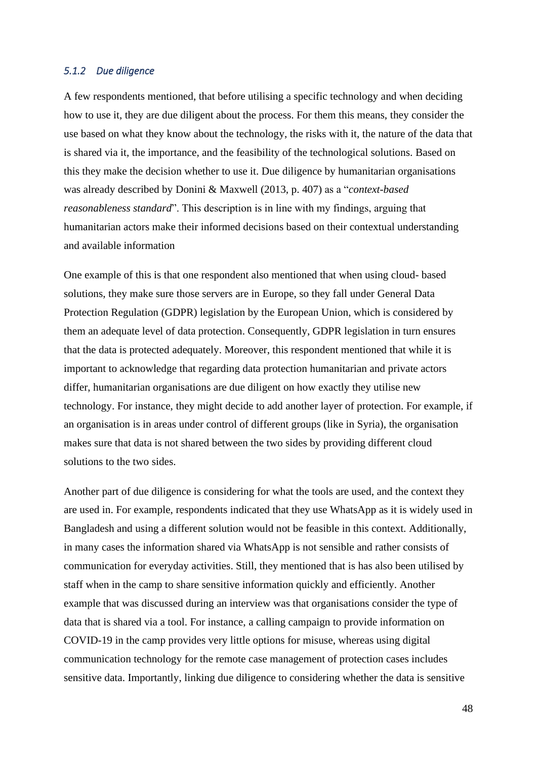### *5.1.2 Due diligence*

A few respondents mentioned, that before utilising a specific technology and when deciding how to use it, they are due diligent about the process. For them this means, they consider the use based on what they know about the technology, the risks with it, the nature of the data that is shared via it, the importance, and the feasibility of the technological solutions. Based on this they make the decision whether to use it. Due diligence by humanitarian organisations was already described by Donini & Maxwell (2013, p. 407) as a "*context-based reasonableness standard*". This description is in line with my findings, arguing that humanitarian actors make their informed decisions based on their contextual understanding and available information

One example of this is that one respondent also mentioned that when using cloud- based solutions, they make sure those servers are in Europe, so they fall under General Data Protection Regulation (GDPR) legislation by the European Union, which is considered by them an adequate level of data protection. Consequently, GDPR legislation in turn ensures that the data is protected adequately. Moreover, this respondent mentioned that while it is important to acknowledge that regarding data protection humanitarian and private actors differ, humanitarian organisations are due diligent on how exactly they utilise new technology. For instance, they might decide to add another layer of protection. For example, if an organisation is in areas under control of different groups (like in Syria), the organisation makes sure that data is not shared between the two sides by providing different cloud solutions to the two sides.

Another part of due diligence is considering for what the tools are used, and the context they are used in. For example, respondents indicated that they use WhatsApp as it is widely used in Bangladesh and using a different solution would not be feasible in this context. Additionally, in many cases the information shared via WhatsApp is not sensible and rather consists of communication for everyday activities. Still, they mentioned that is has also been utilised by staff when in the camp to share sensitive information quickly and efficiently. Another example that was discussed during an interview was that organisations consider the type of data that is shared via a tool. For instance, a calling campaign to provide information on COVID-19 in the camp provides very little options for misuse, whereas using digital communication technology for the remote case management of protection cases includes sensitive data. Importantly, linking due diligence to considering whether the data is sensitive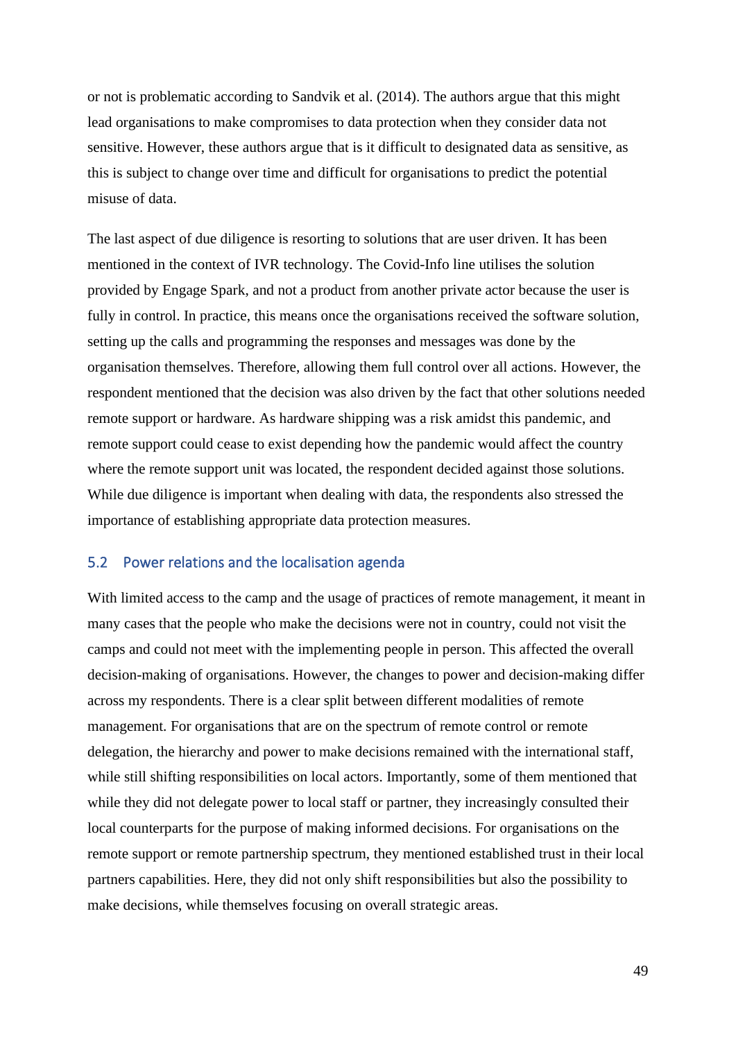or not is problematic according to Sandvik et al. (2014). The authors argue that this might lead organisations to make compromises to data protection when they consider data not sensitive. However, these authors argue that is it difficult to designated data as sensitive, as this is subject to change over time and difficult for organisations to predict the potential misuse of data.

The last aspect of due diligence is resorting to solutions that are user driven. It has been mentioned in the context of IVR technology. The Covid-Info line utilises the solution provided by Engage Spark, and not a product from another private actor because the user is fully in control. In practice, this means once the organisations received the software solution, setting up the calls and programming the responses and messages was done by the organisation themselves. Therefore, allowing them full control over all actions. However, the respondent mentioned that the decision was also driven by the fact that other solutions needed remote support or hardware. As hardware shipping was a risk amidst this pandemic, and remote support could cease to exist depending how the pandemic would affect the country where the remote support unit was located, the respondent decided against those solutions. While due diligence is important when dealing with data, the respondents also stressed the importance of establishing appropriate data protection measures.

## 5.2 Power relations and the localisation agenda

With limited access to the camp and the usage of practices of remote management, it meant in many cases that the people who make the decisions were not in country, could not visit the camps and could not meet with the implementing people in person. This affected the overall decision-making of organisations. However, the changes to power and decision-making differ across my respondents. There is a clear split between different modalities of remote management. For organisations that are on the spectrum of remote control or remote delegation, the hierarchy and power to make decisions remained with the international staff, while still shifting responsibilities on local actors. Importantly, some of them mentioned that while they did not delegate power to local staff or partner, they increasingly consulted their local counterparts for the purpose of making informed decisions. For organisations on the remote support or remote partnership spectrum, they mentioned established trust in their local partners capabilities. Here, they did not only shift responsibilities but also the possibility to make decisions, while themselves focusing on overall strategic areas.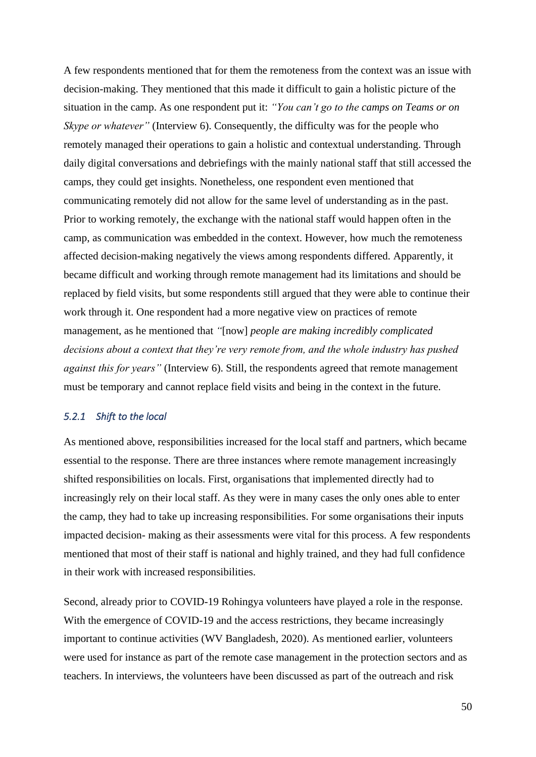A few respondents mentioned that for them the remoteness from the context was an issue with decision-making. They mentioned that this made it difficult to gain a holistic picture of the situation in the camp. As one respondent put it: *"You can't go to the camps on Teams or on Skype or whatever"* (Interview 6). Consequently, the difficulty was for the people who remotely managed their operations to gain a holistic and contextual understanding. Through daily digital conversations and debriefings with the mainly national staff that still accessed the camps, they could get insights. Nonetheless, one respondent even mentioned that communicating remotely did not allow for the same level of understanding as in the past. Prior to working remotely, the exchange with the national staff would happen often in the camp, as communication was embedded in the context. However, how much the remoteness affected decision-making negatively the views among respondents differed. Apparently, it became difficult and working through remote management had its limitations and should be replaced by field visits, but some respondents still argued that they were able to continue their work through it. One respondent had a more negative view on practices of remote management, as he mentioned that *"*[now] *people are making incredibly complicated decisions about a context that they're very remote from, and the whole industry has pushed against this for years"* (Interview 6). Still, the respondents agreed that remote management must be temporary and cannot replace field visits and being in the context in the future.

### *5.2.1 Shift to the local*

As mentioned above, responsibilities increased for the local staff and partners, which became essential to the response. There are three instances where remote management increasingly shifted responsibilities on locals. First, organisations that implemented directly had to increasingly rely on their local staff. As they were in many cases the only ones able to enter the camp, they had to take up increasing responsibilities. For some organisations their inputs impacted decision- making as their assessments were vital for this process. A few respondents mentioned that most of their staff is national and highly trained, and they had full confidence in their work with increased responsibilities.

Second, already prior to COVID-19 Rohingya volunteers have played a role in the response. With the emergence of COVID-19 and the access restrictions, they became increasingly important to continue activities (WV Bangladesh, 2020). As mentioned earlier, volunteers were used for instance as part of the remote case management in the protection sectors and as teachers. In interviews, the volunteers have been discussed as part of the outreach and risk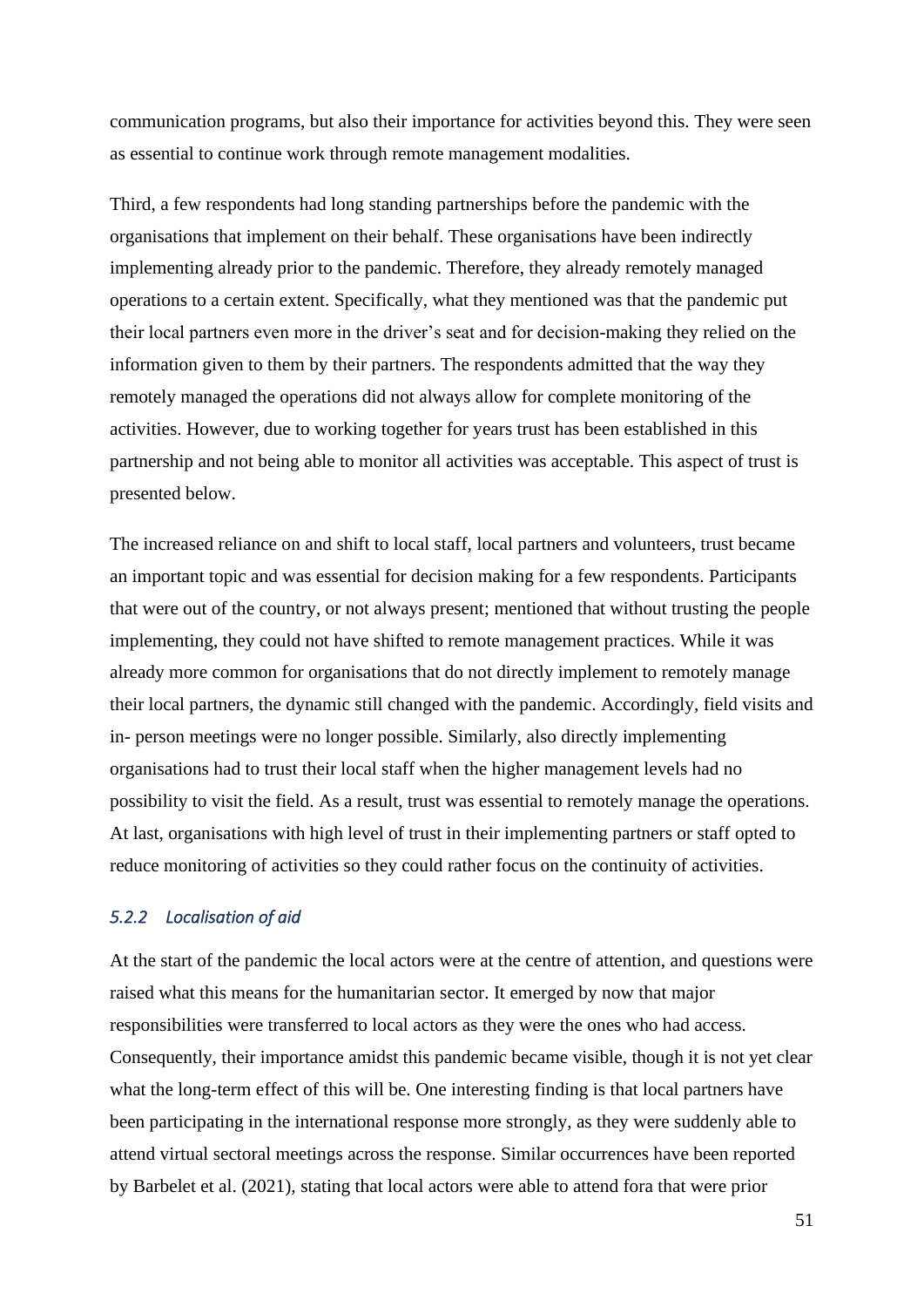communication programs, but also their importance for activities beyond this. They were seen as essential to continue work through remote management modalities.

Third, a few respondents had long standing partnerships before the pandemic with the organisations that implement on their behalf. These organisations have been indirectly implementing already prior to the pandemic. Therefore, they already remotely managed operations to a certain extent. Specifically, what they mentioned was that the pandemic put their local partners even more in the driver's seat and for decision-making they relied on the information given to them by their partners. The respondents admitted that the way they remotely managed the operations did not always allow for complete monitoring of the activities. However, due to working together for years trust has been established in this partnership and not being able to monitor all activities was acceptable. This aspect of trust is presented below.

The increased reliance on and shift to local staff, local partners and volunteers, trust became an important topic and was essential for decision making for a few respondents. Participants that were out of the country, or not always present; mentioned that without trusting the people implementing, they could not have shifted to remote management practices. While it was already more common for organisations that do not directly implement to remotely manage their local partners, the dynamic still changed with the pandemic. Accordingly, field visits and in- person meetings were no longer possible. Similarly, also directly implementing organisations had to trust their local staff when the higher management levels had no possibility to visit the field. As a result, trust was essential to remotely manage the operations. At last, organisations with high level of trust in their implementing partners or staff opted to reduce monitoring of activities so they could rather focus on the continuity of activities.

### *5.2.2 Localisation of aid*

At the start of the pandemic the local actors were at the centre of attention, and questions were raised what this means for the humanitarian sector. It emerged by now that major responsibilities were transferred to local actors as they were the ones who had access. Consequently, their importance amidst this pandemic became visible, though it is not yet clear what the long-term effect of this will be. One interesting finding is that local partners have been participating in the international response more strongly, as they were suddenly able to attend virtual sectoral meetings across the response. Similar occurrences have been reported by Barbelet et al. (2021), stating that local actors were able to attend fora that were prior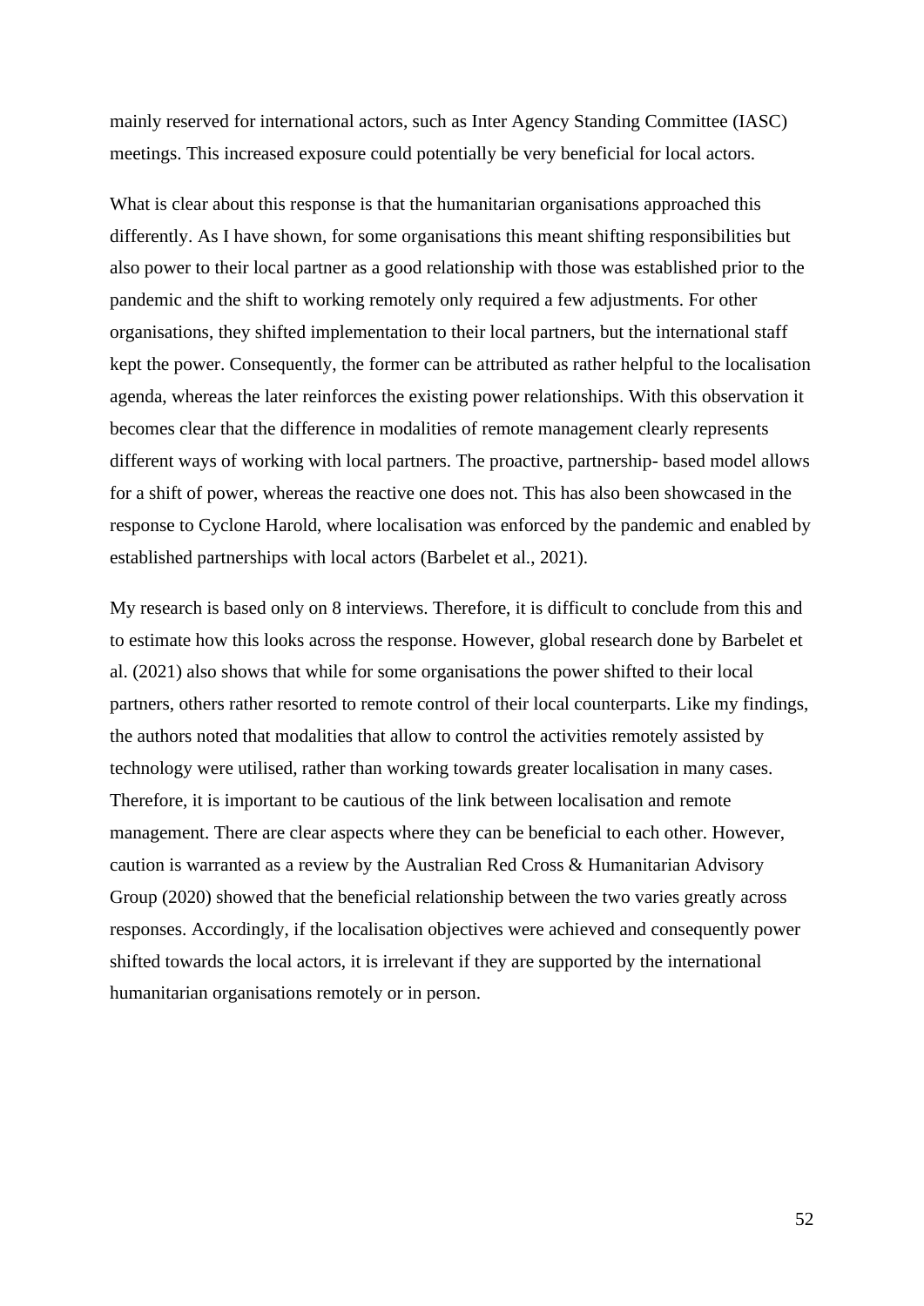mainly reserved for international actors, such as Inter Agency Standing Committee (IASC) meetings. This increased exposure could potentially be very beneficial for local actors.

What is clear about this response is that the humanitarian organisations approached this differently. As I have shown, for some organisations this meant shifting responsibilities but also power to their local partner as a good relationship with those was established prior to the pandemic and the shift to working remotely only required a few adjustments. For other organisations, they shifted implementation to their local partners, but the international staff kept the power. Consequently, the former can be attributed as rather helpful to the localisation agenda, whereas the later reinforces the existing power relationships. With this observation it becomes clear that the difference in modalities of remote management clearly represents different ways of working with local partners. The proactive, partnership- based model allows for a shift of power, whereas the reactive one does not. This has also been showcased in the response to Cyclone Harold, where localisation was enforced by the pandemic and enabled by established partnerships with local actors (Barbelet et al., 2021).

My research is based only on 8 interviews. Therefore, it is difficult to conclude from this and to estimate how this looks across the response. However, global research done by Barbelet et al. (2021) also shows that while for some organisations the power shifted to their local partners, others rather resorted to remote control of their local counterparts. Like my findings, the authors noted that modalities that allow to control the activities remotely assisted by technology were utilised, rather than working towards greater localisation in many cases. Therefore, it is important to be cautious of the link between localisation and remote management. There are clear aspects where they can be beneficial to each other. However, caution is warranted as a review by the Australian Red Cross & Humanitarian Advisory Group (2020) showed that the beneficial relationship between the two varies greatly across responses. Accordingly, if the localisation objectives were achieved and consequently power shifted towards the local actors, it is irrelevant if they are supported by the international humanitarian organisations remotely or in person.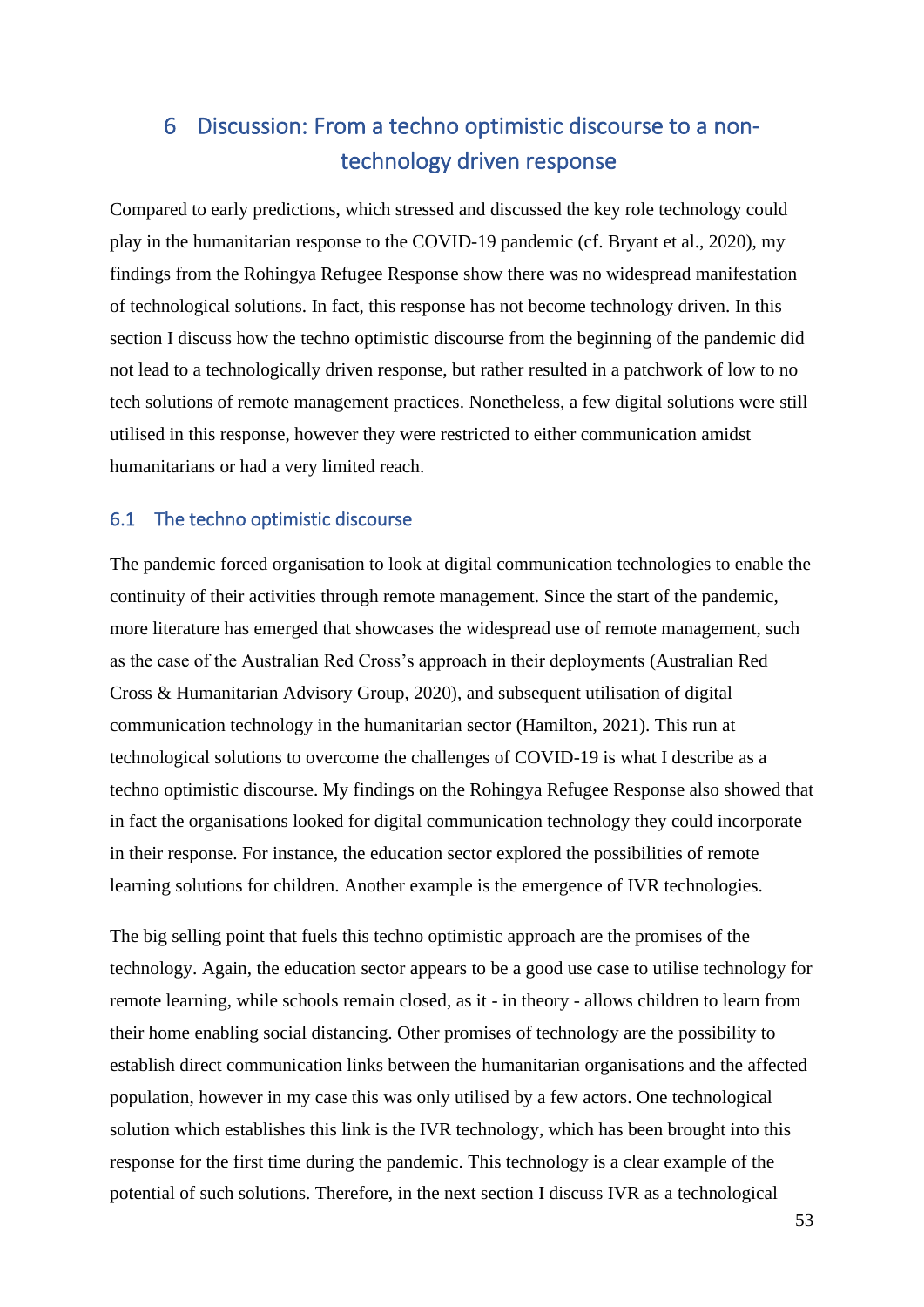# 6 Discussion: From a techno optimistic discourse to a non-technology driven response

Compared to early predictions, which stressed and discussed the key role technology could play in the humanitarian response to the COVID-19 pandemic (cf. Bryant et al., 2020), my findings from the Rohingya Refugee Response show there was no widespread manifestation of technological solutions. In fact, this response has not become technology driven. In this section I discuss how the techno optimistic discourse from the beginning of the pandemic did not lead to a technologically driven response, but rather resulted in a patchwork of low to no tech solutions of remote management practices. Nonetheless, a few digital solutions were still utilised in this response, however they were restricted to either communication amidst humanitarians or had a very limited reach.

## 6.1 The techno optimistic discourse

The pandemic forced organisation to look at digital communication technologies to enable the continuity of their activities through remote management. Since the start of the pandemic, more literature has emerged that showcases the widespread use of remote management, such as the case of the Australian Red Cross's approach in their deployments (Australian Red Cross & Humanitarian Advisory Group, 2020), and subsequent utilisation of digital communication technology in the humanitarian sector (Hamilton, 2021). This run at technological solutions to overcome the challenges of COVID-19 is what I describe as a techno optimistic discourse. My findings on the Rohingya Refugee Response also showed that in fact the organisations looked for digital communication technology they could incorporate in their response. For instance, the education sector explored the possibilities of remote learning solutions for children. Another example is the emergence of IVR technologies.

The big selling point that fuels this techno optimistic approach are the promises of the technology. Again, the education sector appears to be a good use case to utilise technology for remote learning, while schools remain closed, as it - in theory - allows children to learn from their home enabling social distancing. Other promises of technology are the possibility to establish direct communication links between the humanitarian organisations and the affected population, however in my case this was only utilised by a few actors. One technological solution which establishes this link is the IVR technology, which has been brought into this response for the first time during the pandemic. This technology is a clear example of the potential of such solutions. Therefore, in the next section I discuss IVR as a technological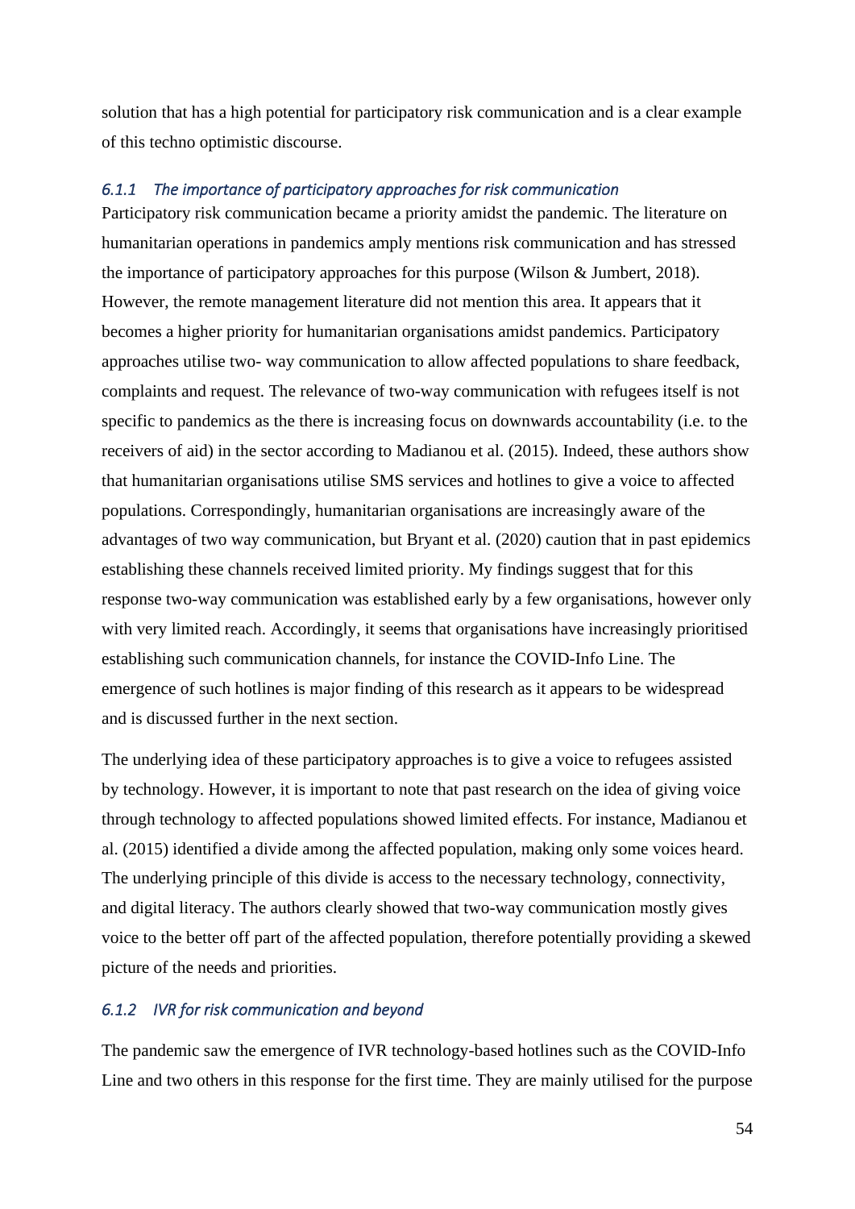solution that has a high potential for participatory risk communication and is a clear example of this techno optimistic discourse.

### *6.1.1 The importance of participatory approaches for risk communication*

Participatory risk communication became a priority amidst the pandemic. The literature on humanitarian operations in pandemics amply mentions risk communication and has stressed the importance of participatory approaches for this purpose (Wilson & Jumbert, 2018). However, the remote management literature did not mention this area. It appears that it becomes a higher priority for humanitarian organisations amidst pandemics. Participatory approaches utilise two- way communication to allow affected populations to share feedback, complaints and request. The relevance of two-way communication with refugees itself is not specific to pandemics as the there is increasing focus on downwards accountability (i.e. to the receivers of aid) in the sector according to Madianou et al. (2015). Indeed, these authors show that humanitarian organisations utilise SMS services and hotlines to give a voice to affected populations. Correspondingly, humanitarian organisations are increasingly aware of the advantages of two way communication, but Bryant et al. (2020) caution that in past epidemics establishing these channels received limited priority. My findings suggest that for this response two-way communication was established early by a few organisations, however only with very limited reach. Accordingly, it seems that organisations have increasingly prioritised establishing such communication channels, for instance the COVID-Info Line. The emergence of such hotlines is major finding of this research as it appears to be widespread and is discussed further in the next section.

The underlying idea of these participatory approaches is to give a voice to refugees assisted by technology. However, it is important to note that past research on the idea of giving voice through technology to affected populations showed limited effects. For instance, Madianou et al. (2015) identified a divide among the affected population, making only some voices heard. The underlying principle of this divide is access to the necessary technology, connectivity, and digital literacy. The authors clearly showed that two-way communication mostly gives voice to the better off part of the affected population, therefore potentially providing a skewed picture of the needs and priorities.

### *6.1.2 IVR for risk communication and beyond*

The pandemic saw the emergence of IVR technology-based hotlines such as the COVID-Info Line and two others in this response for the first time. They are mainly utilised for the purpose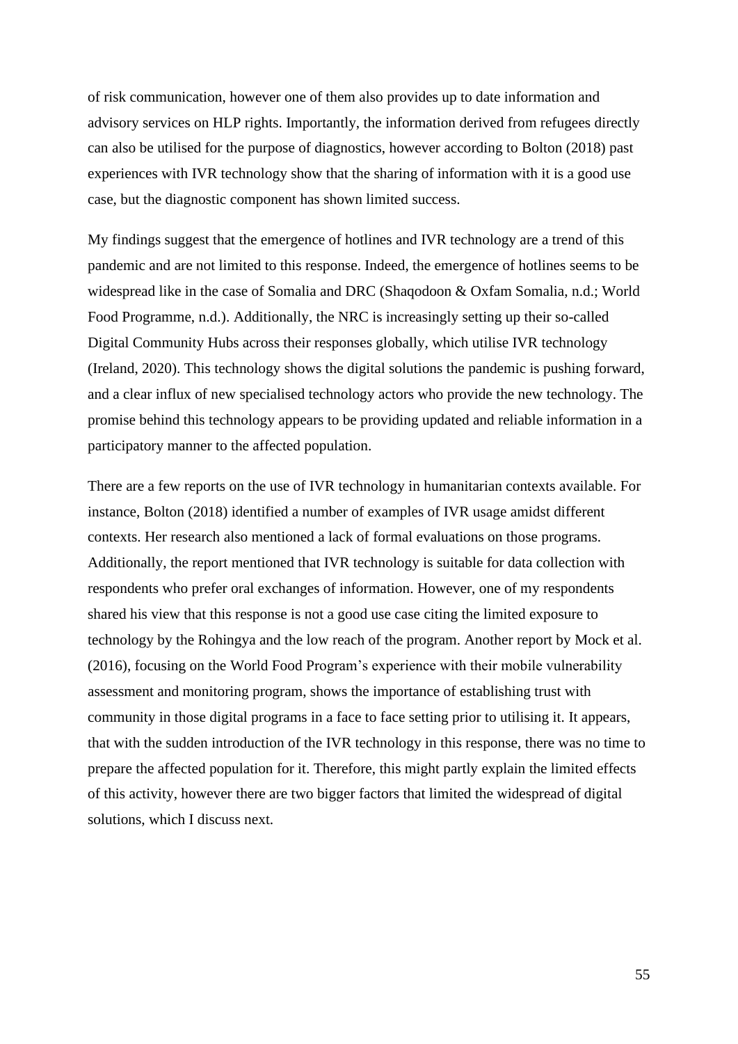of risk communication, however one of them also provides up to date information and advisory services on HLP rights. Importantly, the information derived from refugees directly can also be utilised for the purpose of diagnostics, however according to Bolton (2018) past experiences with IVR technology show that the sharing of information with it is a good use case, but the diagnostic component has shown limited success.

My findings suggest that the emergence of hotlines and IVR technology are a trend of this pandemic and are not limited to this response. Indeed, the emergence of hotlines seems to be widespread like in the case of Somalia and DRC (Shaqodoon & Oxfam Somalia, n.d.; World Food Programme, n.d.). Additionally, the NRC is increasingly setting up their so-called Digital Community Hubs across their responses globally, which utilise IVR technology (Ireland, 2020). This technology shows the digital solutions the pandemic is pushing forward, and a clear influx of new specialised technology actors who provide the new technology. The promise behind this technology appears to be providing updated and reliable information in a participatory manner to the affected population.

There are a few reports on the use of IVR technology in humanitarian contexts available. For instance, Bolton (2018) identified a number of examples of IVR usage amidst different contexts. Her research also mentioned a lack of formal evaluations on those programs. Additionally, the report mentioned that IVR technology is suitable for data collection with respondents who prefer oral exchanges of information. However, one of my respondents shared his view that this response is not a good use case citing the limited exposure to technology by the Rohingya and the low reach of the program. Another report by Mock et al. (2016), focusing on the World Food Program's experience with their mobile vulnerability assessment and monitoring program, shows the importance of establishing trust with community in those digital programs in a face to face setting prior to utilising it. It appears, that with the sudden introduction of the IVR technology in this response, there was no time to prepare the affected population for it. Therefore, this might partly explain the limited effects of this activity, however there are two bigger factors that limited the widespread of digital solutions, which I discuss next.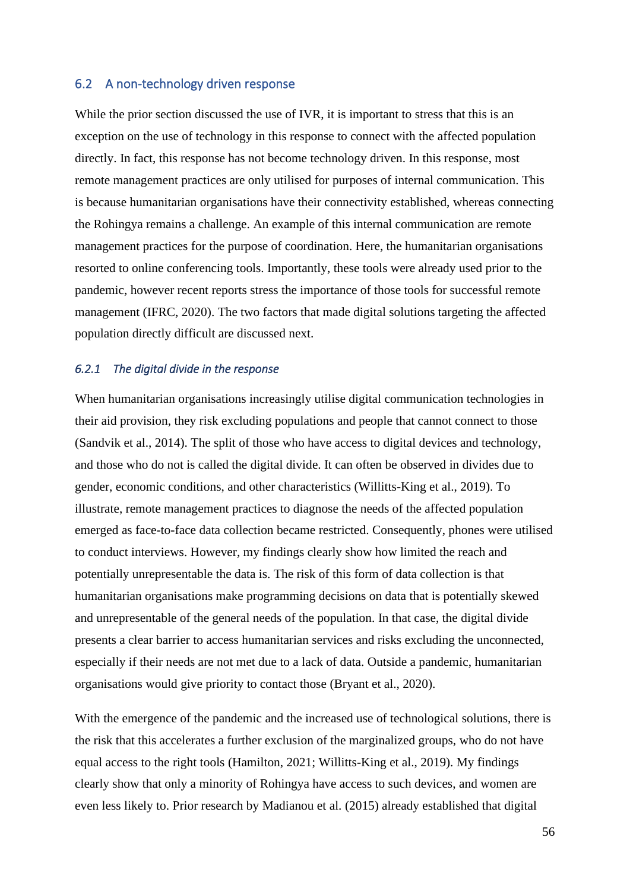## 6.2 A non-technology driven response

While the prior section discussed the use of IVR, it is important to stress that this is an exception on the use of technology in this response to connect with the affected population directly. In fact, this response has not become technology driven. In this response, most remote management practices are only utilised for purposes of internal communication. This is because humanitarian organisations have their connectivity established, whereas connecting the Rohingya remains a challenge. An example of this internal communication are remote management practices for the purpose of coordination. Here, the humanitarian organisations resorted to online conferencing tools. Importantly, these tools were already used prior to the pandemic, however recent reports stress the importance of those tools for successful remote management (IFRC, 2020). The two factors that made digital solutions targeting the affected population directly difficult are discussed next.

### *6.2.1 The digital divide in the response*

When humanitarian organisations increasingly utilise digital communication technologies in their aid provision, they risk excluding populations and people that cannot connect to those (Sandvik et al., 2014). The split of those who have access to digital devices and technology, and those who do not is called the digital divide. It can often be observed in divides due to gender, economic conditions, and other characteristics (Willitts-King et al., 2019). To illustrate, remote management practices to diagnose the needs of the affected population emerged as face-to-face data collection became restricted. Consequently, phones were utilised to conduct interviews. However, my findings clearly show how limited the reach and potentially unrepresentable the data is. The risk of this form of data collection is that humanitarian organisations make programming decisions on data that is potentially skewed and unrepresentable of the general needs of the population. In that case, the digital divide presents a clear barrier to access humanitarian services and risks excluding the unconnected, especially if their needs are not met due to a lack of data. Outside a pandemic, humanitarian organisations would give priority to contact those (Bryant et al., 2020).

With the emergence of the pandemic and the increased use of technological solutions, there is the risk that this accelerates a further exclusion of the marginalized groups, who do not have equal access to the right tools (Hamilton, 2021; Willitts-King et al., 2019). My findings clearly show that only a minority of Rohingya have access to such devices, and women are even less likely to. Prior research by Madianou et al. (2015) already established that digital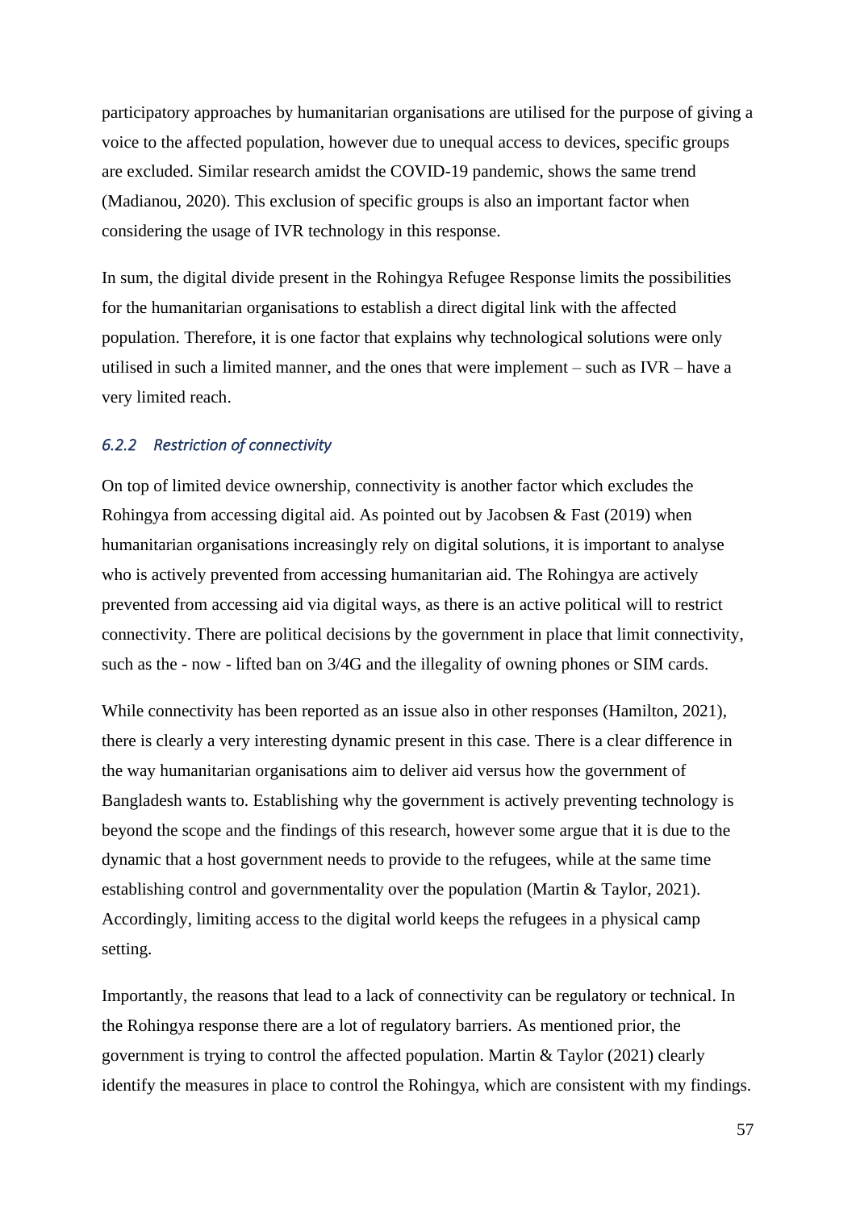participatory approaches by humanitarian organisations are utilised for the purpose of giving a voice to the affected population, however due to unequal access to devices, specific groups are excluded. Similar research amidst the COVID-19 pandemic, shows the same trend (Madianou, 2020). This exclusion of specific groups is also an important factor when considering the usage of IVR technology in this response.

In sum, the digital divide present in the Rohingya Refugee Response limits the possibilities for the humanitarian organisations to establish a direct digital link with the affected population. Therefore, it is one factor that explains why technological solutions were only utilised in such a limited manner, and the ones that were implement – such as IVR – have a very limited reach.

### *6.2.2 Restriction of connectivity*

On top of limited device ownership, connectivity is another factor which excludes the Rohingya from accessing digital aid. As pointed out by Jacobsen & Fast (2019) when humanitarian organisations increasingly rely on digital solutions, it is important to analyse who is actively prevented from accessing humanitarian aid. The Rohingya are actively prevented from accessing aid via digital ways, as there is an active political will to restrict connectivity. There are political decisions by the government in place that limit connectivity, such as the - now - lifted ban on 3/4G and the illegality of owning phones or SIM cards.

While connectivity has been reported as an issue also in other responses (Hamilton, 2021), there is clearly a very interesting dynamic present in this case. There is a clear difference in the way humanitarian organisations aim to deliver aid versus how the government of Bangladesh wants to. Establishing why the government is actively preventing technology is beyond the scope and the findings of this research, however some argue that it is due to the dynamic that a host government needs to provide to the refugees, while at the same time establishing control and governmentality over the population (Martin & Taylor, 2021). Accordingly, limiting access to the digital world keeps the refugees in a physical camp setting.

Importantly, the reasons that lead to a lack of connectivity can be regulatory or technical. In the Rohingya response there are a lot of regulatory barriers. As mentioned prior, the government is trying to control the affected population. Martin & Taylor (2021) clearly identify the measures in place to control the Rohingya, which are consistent with my findings.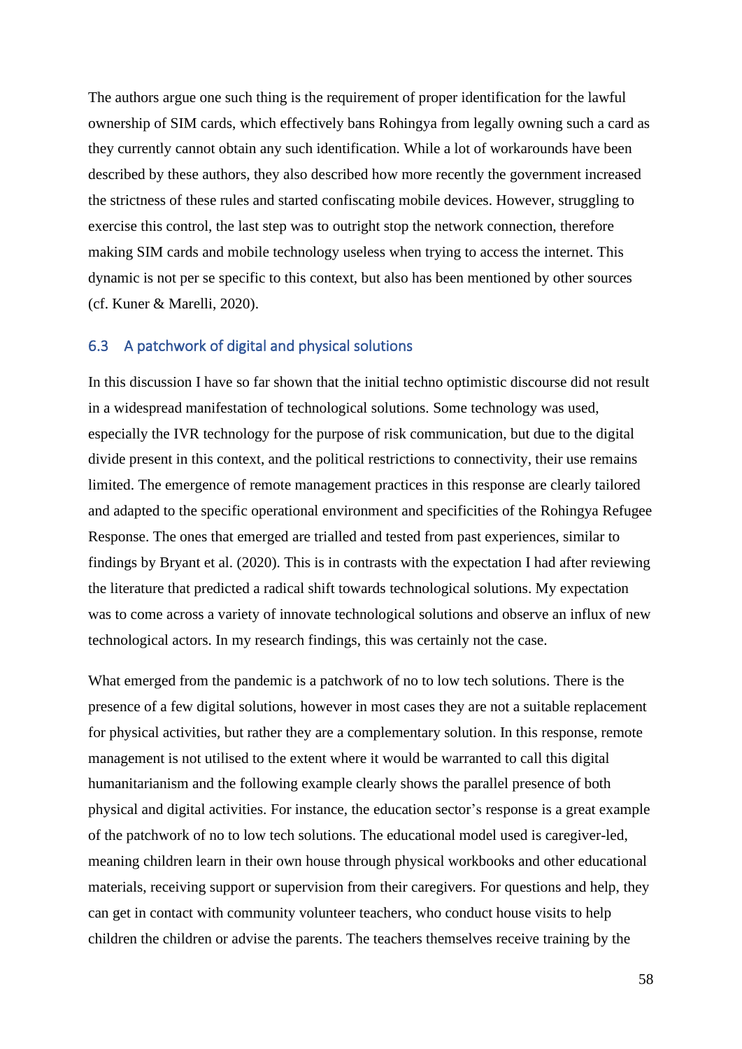The authors argue one such thing is the requirement of proper identification for the lawful ownership of SIM cards, which effectively bans Rohingya from legally owning such a card as they currently cannot obtain any such identification. While a lot of workarounds have been described by these authors, they also described how more recently the government increased the strictness of these rules and started confiscating mobile devices. However, struggling to exercise this control, the last step was to outright stop the network connection, therefore making SIM cards and mobile technology useless when trying to access the internet. This dynamic is not per se specific to this context, but also has been mentioned by other sources (cf. Kuner & Marelli, 2020).

### 6.3 A patchwork of digital and physical solutions

In this discussion I have so far shown that the initial techno optimistic discourse did not result in a widespread manifestation of technological solutions. Some technology was used, especially the IVR technology for the purpose of risk communication, but due to the digital divide present in this context, and the political restrictions to connectivity, their use remains limited. The emergence of remote management practices in this response are clearly tailored and adapted to the specific operational environment and specificities of the Rohingya Refugee Response. The ones that emerged are trialled and tested from past experiences, similar to findings by Bryant et al. (2020). This is in contrasts with the expectation I had after reviewing the literature that predicted a radical shift towards technological solutions. My expectation was to come across a variety of innovate technological solutions and observe an influx of new technological actors. In my research findings, this was certainly not the case.

What emerged from the pandemic is a patchwork of no to low tech solutions. There is the presence of a few digital solutions, however in most cases they are not a suitable replacement for physical activities, but rather they are a complementary solution. In this response, remote management is not utilised to the extent where it would be warranted to call this digital humanitarianism and the following example clearly shows the parallel presence of both physical and digital activities. For instance, the education sector's response is a great example of the patchwork of no to low tech solutions. The educational model used is caregiver-led, meaning children learn in their own house through physical workbooks and other educational materials, receiving support or supervision from their caregivers. For questions and help, they can get in contact with community volunteer teachers, who conduct house visits to help children the children or advise the parents. The teachers themselves receive training by the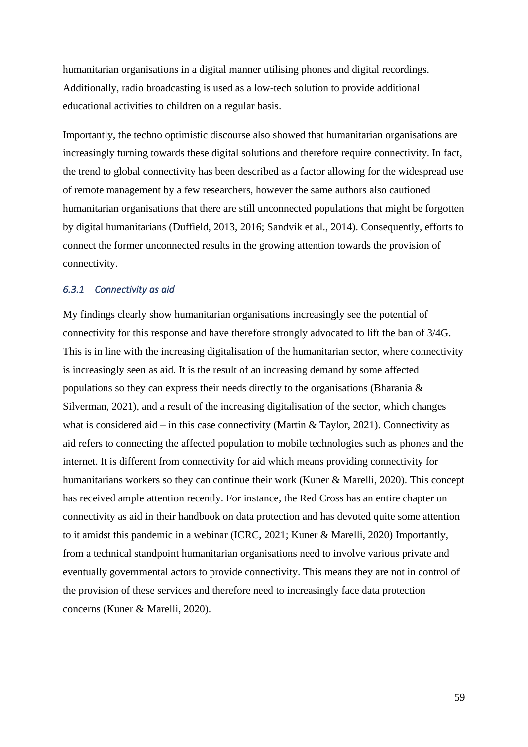humanitarian organisations in a digital manner utilising phones and digital recordings. Additionally, radio broadcasting is used as a low-tech solution to provide additional educational activities to children on a regular basis.

Importantly, the techno optimistic discourse also showed that humanitarian organisations are increasingly turning towards these digital solutions and therefore require connectivity. In fact, the trend to global connectivity has been described as a factor allowing for the widespread use of remote management by a few researchers, however the same authors also cautioned humanitarian organisations that there are still unconnected populations that might be forgotten by digital humanitarians (Duffield, 2013, 2016; Sandvik et al., 2014). Consequently, efforts to connect the former unconnected results in the growing attention towards the provision of connectivity.

### *6.3.1 Connectivity as aid*

My findings clearly show humanitarian organisations increasingly see the potential of connectivity for this response and have therefore strongly advocated to lift the ban of 3/4G. This is in line with the increasing digitalisation of the humanitarian sector, where connectivity is increasingly seen as aid. It is the result of an increasing demand by some affected populations so they can express their needs directly to the organisations (Bharania & Silverman, 2021), and a result of the increasing digitalisation of the sector, which changes what is considered aid – in this case connectivity (Martin & Taylor, 2021). Connectivity as aid refers to connecting the affected population to mobile technologies such as phones and the internet. It is different from connectivity for aid which means providing connectivity for humanitarians workers so they can continue their work (Kuner & Marelli, 2020). This concept has received ample attention recently. For instance, the Red Cross has an entire chapter on connectivity as aid in their handbook on data protection and has devoted quite some attention to it amidst this pandemic in a webinar (ICRC, 2021; Kuner & Marelli, 2020) Importantly, from a technical standpoint humanitarian organisations need to involve various private and eventually governmental actors to provide connectivity. This means they are not in control of the provision of these services and therefore need to increasingly face data protection concerns (Kuner & Marelli, 2020).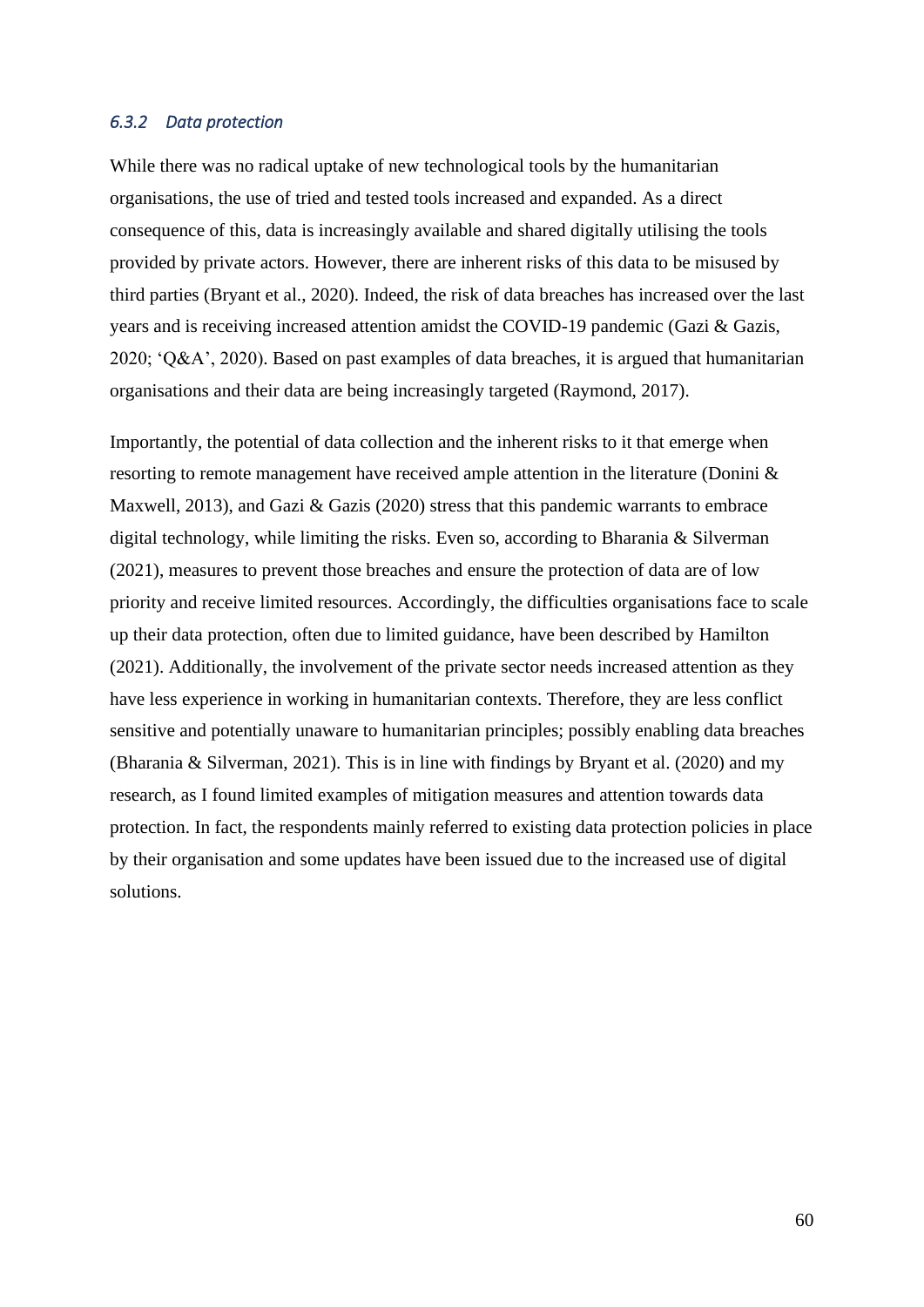### *6.3.2 Data protection*

While there was no radical uptake of new technological tools by the humanitarian organisations, the use of tried and tested tools increased and expanded. As a direct consequence of this, data is increasingly available and shared digitally utilising the tools provided by private actors. However, there are inherent risks of this data to be misused by third parties (Bryant et al., 2020). Indeed, the risk of data breaches has increased over the last years and is receiving increased attention amidst the COVID-19 pandemic (Gazi & Gazis, 2020; 'Q&A', 2020). Based on past examples of data breaches, it is argued that humanitarian organisations and their data are being increasingly targeted (Raymond, 2017).

Importantly, the potential of data collection and the inherent risks to it that emerge when resorting to remote management have received ample attention in the literature (Donini & Maxwell, 2013), and Gazi & Gazis (2020) stress that this pandemic warrants to embrace digital technology, while limiting the risks. Even so, according to Bharania & Silverman (2021), measures to prevent those breaches and ensure the protection of data are of low priority and receive limited resources. Accordingly, the difficulties organisations face to scale up their data protection, often due to limited guidance, have been described by Hamilton (2021). Additionally, the involvement of the private sector needs increased attention as they have less experience in working in humanitarian contexts. Therefore, they are less conflict sensitive and potentially unaware to humanitarian principles; possibly enabling data breaches (Bharania & Silverman, 2021). This is in line with findings by Bryant et al. (2020) and my research, as I found limited examples of mitigation measures and attention towards data protection. In fact, the respondents mainly referred to existing data protection policies in place by their organisation and some updates have been issued due to the increased use of digital solutions.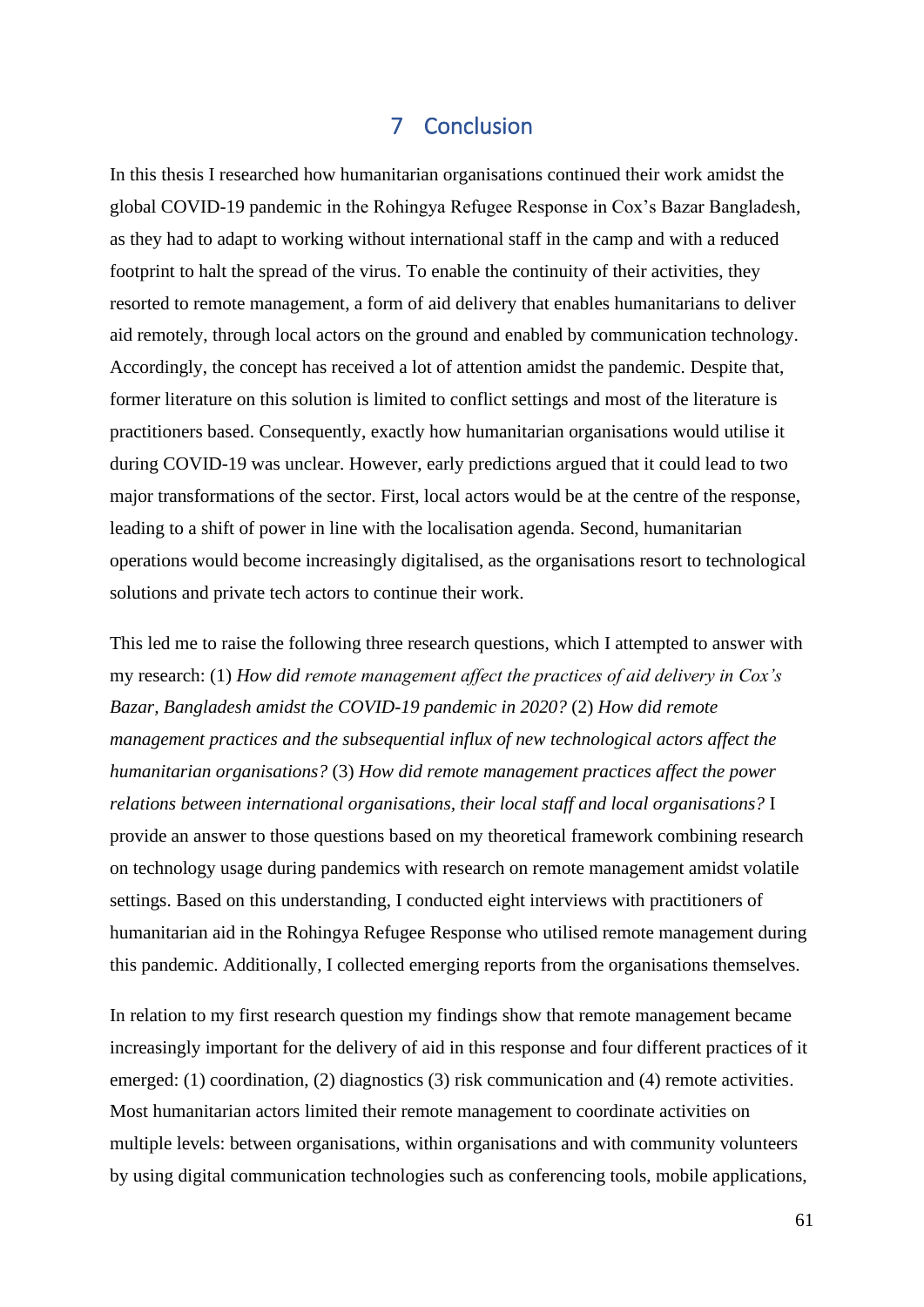# 7 Conclusion

In this thesis I researched how humanitarian organisations continued their work amidst the global COVID-19 pandemic in the Rohingya Refugee Response in Cox's Bazar Bangladesh, as they had to adapt to working without international staff in the camp and with a reduced footprint to halt the spread of the virus. To enable the continuity of their activities, they resorted to remote management, a form of aid delivery that enables humanitarians to deliver aid remotely, through local actors on the ground and enabled by communication technology. Accordingly, the concept has received a lot of attention amidst the pandemic. Despite that, former literature on this solution is limited to conflict settings and most of the literature is practitioners based. Consequently, exactly how humanitarian organisations would utilise it during COVID-19 was unclear. However, early predictions argued that it could lead to two major transformations of the sector. First, local actors would be at the centre of the response, leading to a shift of power in line with the localisation agenda. Second, humanitarian operations would become increasingly digitalised, as the organisations resort to technological solutions and private tech actors to continue their work.

This led me to raise the following three research questions, which I attempted to answer with my research: (1) *How did remote management affect the practices of aid delivery in Cox's Bazar, Bangladesh amidst the COVID-19 pandemic in 2020?* (2) *How did remote management practices and the subsequential influx of new technological actors affect the humanitarian organisations?* (3) *How did remote management practices affect the power relations between international organisations, their local staff and local organisations?* I provide an answer to those questions based on my theoretical framework combining research on technology usage during pandemics with research on remote management amidst volatile settings. Based on this understanding, I conducted eight interviews with practitioners of humanitarian aid in the Rohingya Refugee Response who utilised remote management during this pandemic. Additionally, I collected emerging reports from the organisations themselves.

In relation to my first research question my findings show that remote management became increasingly important for the delivery of aid in this response and four different practices of it emerged: (1) coordination, (2) diagnostics (3) risk communication and (4) remote activities. Most humanitarian actors limited their remote management to coordinate activities on multiple levels: between organisations, within organisations and with community volunteers by using digital communication technologies such as conferencing tools, mobile applications,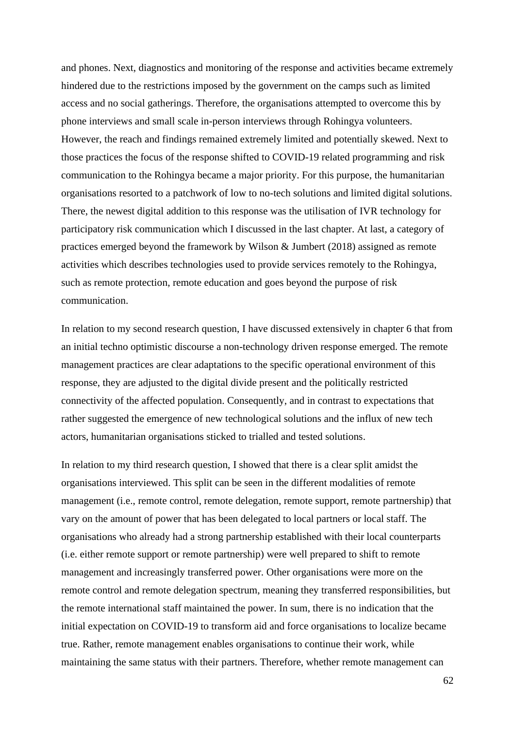and phones. Next, diagnostics and monitoring of the response and activities became extremely hindered due to the restrictions imposed by the government on the camps such as limited access and no social gatherings. Therefore, the organisations attempted to overcome this by phone interviews and small scale in-person interviews through Rohingya volunteers. However, the reach and findings remained extremely limited and potentially skewed. Next to those practices the focus of the response shifted to COVID-19 related programming and risk communication to the Rohingya became a major priority. For this purpose, the humanitarian organisations resorted to a patchwork of low to no-tech solutions and limited digital solutions. There, the newest digital addition to this response was the utilisation of IVR technology for participatory risk communication which I discussed in the last chapter. At last, a category of practices emerged beyond the framework by Wilson & Jumbert (2018) assigned as remote activities which describes technologies used to provide services remotely to the Rohingya, such as remote protection, remote education and goes beyond the purpose of risk communication.

In relation to my second research question, I have discussed extensively in chapter 6 that from an initial techno optimistic discourse a non-technology driven response emerged. The remote management practices are clear adaptations to the specific operational environment of this response, they are adjusted to the digital divide present and the politically restricted connectivity of the affected population. Consequently, and in contrast to expectations that rather suggested the emergence of new technological solutions and the influx of new tech actors, humanitarian organisations sticked to trialled and tested solutions.

In relation to my third research question, I showed that there is a clear split amidst the organisations interviewed. This split can be seen in the different modalities of remote management (i.e., remote control, remote delegation, remote support, remote partnership) that vary on the amount of power that has been delegated to local partners or local staff. The organisations who already had a strong partnership established with their local counterparts (i.e. either remote support or remote partnership) were well prepared to shift to remote management and increasingly transferred power. Other organisations were more on the remote control and remote delegation spectrum, meaning they transferred responsibilities, but the remote international staff maintained the power. In sum, there is no indication that the initial expectation on COVID-19 to transform aid and force organisations to localize became true. Rather, remote management enables organisations to continue their work, while maintaining the same status with their partners. Therefore, whether remote management can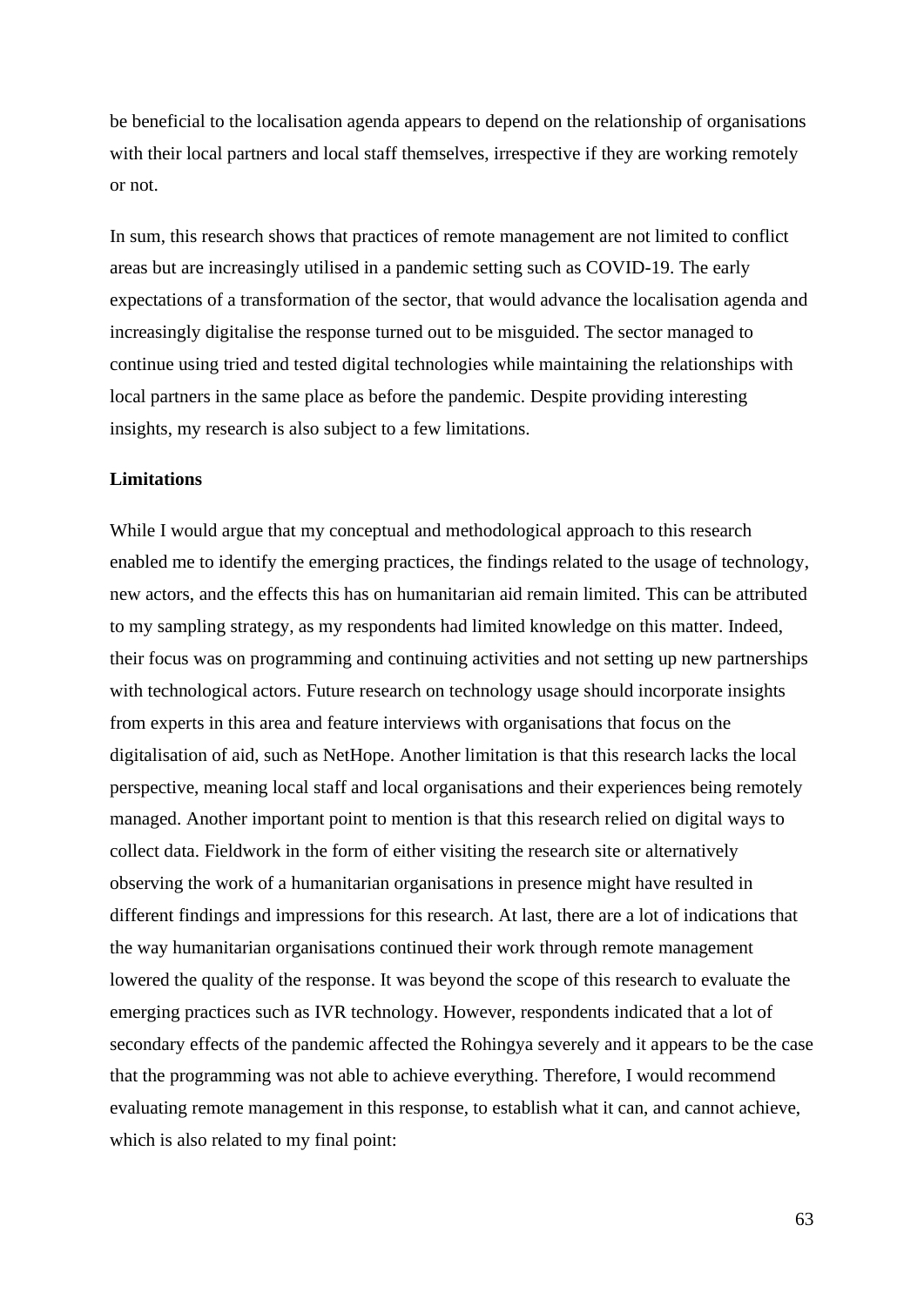be beneficial to the localisation agenda appears to depend on the relationship of organisations with their local partners and local staff themselves, irrespective if they are working remotely or not.

In sum, this research shows that practices of remote management are not limited to conflict areas but are increasingly utilised in a pandemic setting such as COVID-19. The early expectations of a transformation of the sector, that would advance the localisation agenda and increasingly digitalise the response turned out to be misguided. The sector managed to continue using tried and tested digital technologies while maintaining the relationships with local partners in the same place as before the pandemic. Despite providing interesting insights, my research is also subject to a few limitations.

**Limitations**

While I would argue that my conceptual and methodological approach to this research enabled me to identify the emerging practices, the findings related to the usage of technology, new actors, and the effects this has on humanitarian aid remain limited. This can be attributed to my sampling strategy, as my respondents had limited knowledge on this matter. Indeed, their focus was on programming and continuing activities and not setting up new partnerships with technological actors. Future research on technology usage should incorporate insights from experts in this area and feature interviews with organisations that focus on the digitalisation of aid, such as NetHope. Another limitation is that this research lacks the local perspective, meaning local staff and local organisations and their experiences being remotely managed. Another important point to mention is that this research relied on digital ways to collect data. Fieldwork in the form of either visiting the research site or alternatively observing the work of a humanitarian organisations in presence might have resulted in different findings and impressions for this research. At last, there are a lot of indications that the way humanitarian organisations continued their work through remote management lowered the quality of the response. It was beyond the scope of this research to evaluate the emerging practices such as IVR technology. However, respondents indicated that a lot of secondary effects of the pandemic affected the Rohingya severely and it appears to be the case that the programming was not able to achieve everything. Therefore, I would recommend evaluating remote management in this response, to establish what it can, and cannot achieve, which is also related to my final point: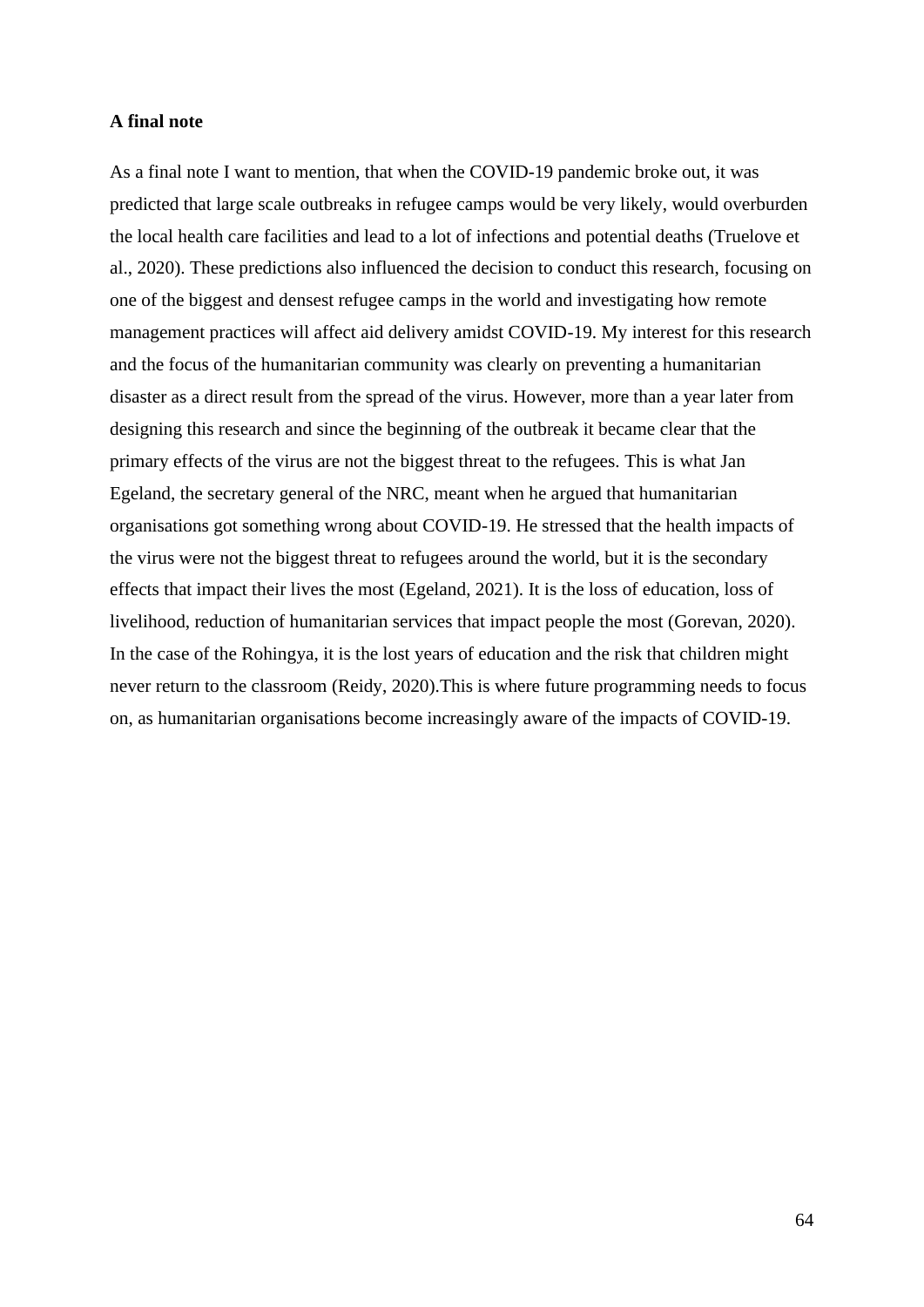**A final note**

As a final note I want to mention, that when the COVID-19 pandemic broke out, it was predicted that large scale outbreaks in refugee camps would be very likely, would overburden the local health care facilities and lead to a lot of infections and potential deaths (Truelove et al., 2020). These predictions also influenced the decision to conduct this research, focusing on one of the biggest and densest refugee camps in the world and investigating how remote management practices will affect aid delivery amidst COVID-19. My interest for this research and the focus of the humanitarian community was clearly on preventing a humanitarian disaster as a direct result from the spread of the virus. However, more than a year later from designing this research and since the beginning of the outbreak it became clear that the primary effects of the virus are not the biggest threat to the refugees. This is what Jan Egeland, the secretary general of the NRC, meant when he argued that humanitarian organisations got something wrong about COVID-19. He stressed that the health impacts of the virus were not the biggest threat to refugees around the world, but it is the secondary effects that impact their lives the most (Egeland, 2021). It is the loss of education, loss of livelihood, reduction of humanitarian services that impact people the most (Gorevan, 2020). In the case of the Rohingya, it is the lost years of education and the risk that children might never return to the classroom (Reidy, 2020).This is where future programming needs to focus on, as humanitarian organisations become increasingly aware of the impacts of COVID-19.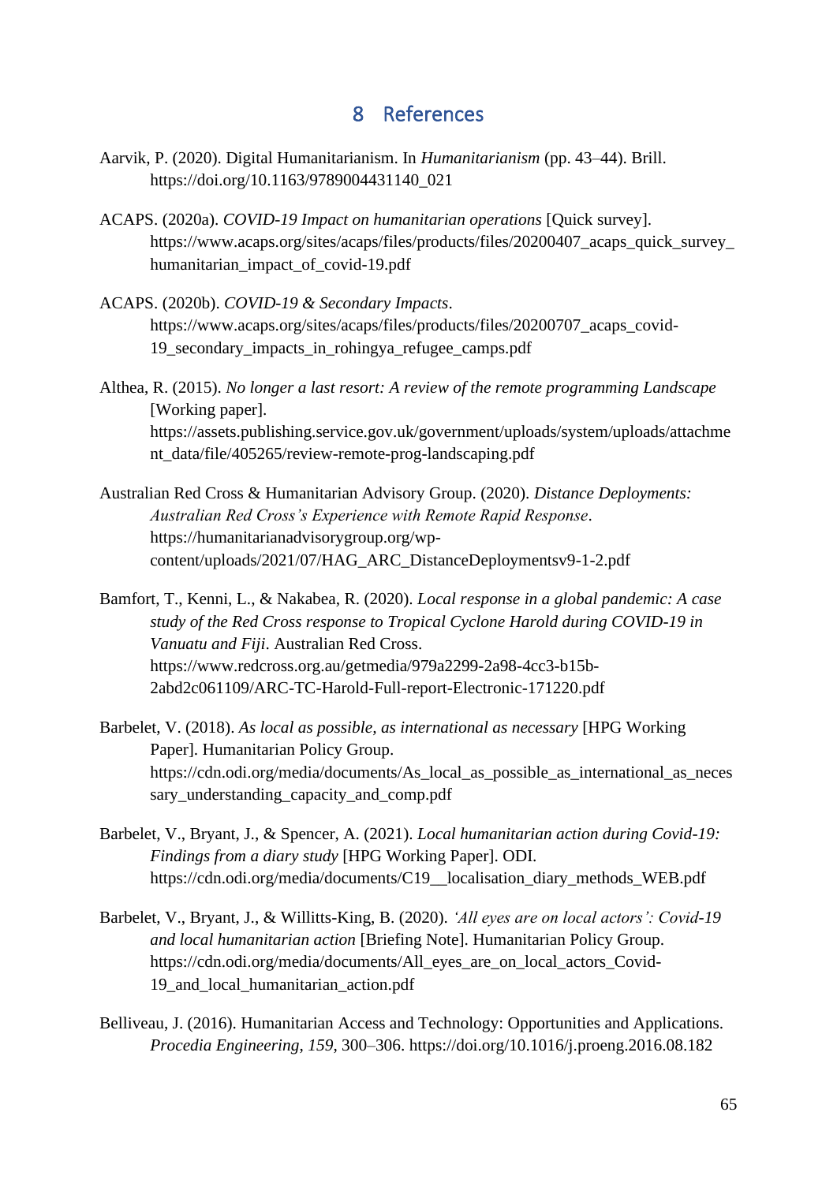# 8 References

Aarvik, P. (2020). Digital Humanitarianism. In *Humanitarianism* (pp. 43–44). Brill. https://doi.org/10.1163/9789004431140_021

ACAPS. (2020a). *COVID-19 Impact on humanitarian operations* [Quick survey]. https://www.acaps.org/sites/acaps/files/products/files/20200407_acaps_quick_survey_humanitarian_impact_of_covid-19.pdf

ACAPS. (2020b). *COVID-19 & Secondary Impacts*. https://www.acaps.org/sites/acaps/files/products/files/20200707_acaps_covid-19_secondary_impacts_in_rohingya_refugee_camps.pdf

Althea, R. (2015). *No longer a last resort: A review of the remote programming Landscape* [Working paper]. https://assets.publishing.service.gov.uk/government/uploads/system/uploads/attachment_data/file/405265/review-remote-prog-landscaping.pdf

Australian Red Cross & Humanitarian Advisory Group. (2020). *Distance Deployments: Australian Red Cross's Experience with Remote Rapid Response*. https://humanitarianadvisorygroup.org/wp-content/uploads/2021/07/HAG_ARC_DistanceDeploymentsv9-1-2.pdf

Bamfort, T., Kenni, L., & Nakabea, R. (2020). *Local response in a global pandemic: A case study of the Red Cross response to Tropical Cyclone Harold during COVID-19 in Vanuatu and Fiji*. Australian Red Cross. https://www.redcross.org.au/getmedia/979a2299-2a98-4cc3-b15b-2abd2c061109/ARC-TC-Harold-Full-report-Electronic-171220.pdf

Barbelet, V. (2018). *As local as possible, as international as necessary* [HPG Working Paper]. Humanitarian Policy Group. https://cdn.odi.org/media/documents/As_local_as_possible_as_international_as_necessary_understanding_capacity_and_comp.pdf

Barbelet, V., Bryant, J., & Spencer, A. (2021). *Local humanitarian action during Covid-19: Findings from a diary study* [HPG Working Paper]. ODI. https://cdn.odi.org/media/documents/C19__localisation_diary_methods_WEB.pdf

Barbelet, V., Bryant, J., & Willitts-King, B. (2020). *'All eyes are on local actors': Covid-19 and local humanitarian action* [Briefing Note]. Humanitarian Policy Group. https://cdn.odi.org/media/documents/All_eyes_are_on_local_actors_Covid-19_and_local_humanitarian_action.pdf

Belliveau, J. (2016). Humanitarian Access and Technology: Opportunities and Applications. *Procedia Engineering*, *159*, 300–306. https://doi.org/10.1016/j.proeng.2016.08.182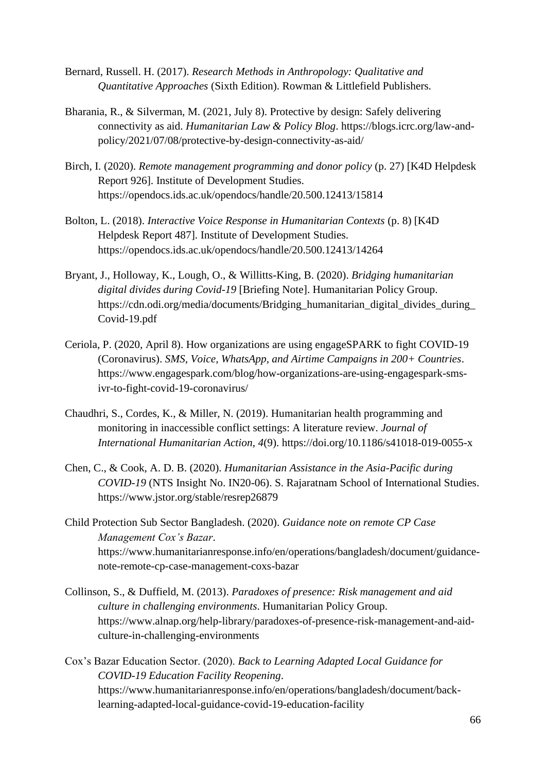Bernard, Russell. H. (2017). *Research Methods in Anthropology: Qualitative and Quantitative Approaches* (Sixth Edition). Rowman & Littlefield Publishers.

Bharania, R., & Silverman, M. (2021, July 8). Protective by design: Safely delivering connectivity as aid. *Humanitarian Law & Policy Blog*. https://blogs.icrc.org/law-and-policy/2021/07/08/protective-by-design-connectivity-as-aid/

Birch, I. (2020). *Remote management programming and donor policy* (p. 27) [K4D Helpdesk Report 926]. Institute of Development Studies. https://opendocs.ids.ac.uk/opendocs/handle/20.500.12413/15814

Bolton, L. (2018). *Interactive Voice Response in Humanitarian Contexts* (p. 8) [K4D Helpdesk Report 487]. Institute of Development Studies. https://opendocs.ids.ac.uk/opendocs/handle/20.500.12413/14264

Bryant, J., Holloway, K., Lough, O., & Willitts-King, B. (2020). *Bridging humanitarian digital divides during Covid-19* [Briefing Note]. Humanitarian Policy Group. https://cdn.odi.org/media/documents/Bridging_humanitarian_digital_divides_during_Covid-19.pdf

Ceriola, P. (2020, April 8). How organizations are using engageSPARK to fight COVID-19 (Coronavirus). *SMS, Voice, WhatsApp, and Airtime Campaigns in 200+ Countries*. https://www.engagespark.com/blog/how-organizations-are-using-engagespark-sms-ivr-to-fight-covid-19-coronavirus/

Chaudhri, S., Cordes, K., & Miller, N. (2019). Humanitarian health programming and monitoring in inaccessible conflict settings: A literature review. *Journal of International Humanitarian Action*, *4*(9). https://doi.org/10.1186/s41018-019-0055-x

Chen, C., & Cook, A. D. B. (2020). *Humanitarian Assistance in the Asia-Pacific during COVID-19* (NTS Insight No. IN20-06). S. Rajaratnam School of International Studies. https://www.jstor.org/stable/resrep26879

Child Protection Sub Sector Bangladesh. (2020). *Guidance note on remote CP Case Management Cox's Bazar*. https://www.humanitarianresponse.info/en/operations/bangladesh/document/guidance-note-remote-cp-case-management-coxs-bazar

Collinson, S., & Duffield, M. (2013). *Paradoxes of presence: Risk management and aid culture in challenging environments*. Humanitarian Policy Group. https://www.alnap.org/help-library/paradoxes-of-presence-risk-management-and-aid-culture-in-challenging-environments

Cox's Bazar Education Sector. (2020). *Back to Learning Adapted Local Guidance for COVID-19 Education Facility Reopening*. https://www.humanitarianresponse.info/en/operations/bangladesh/document/back-learning-adapted-local-guidance-covid-19-education-facility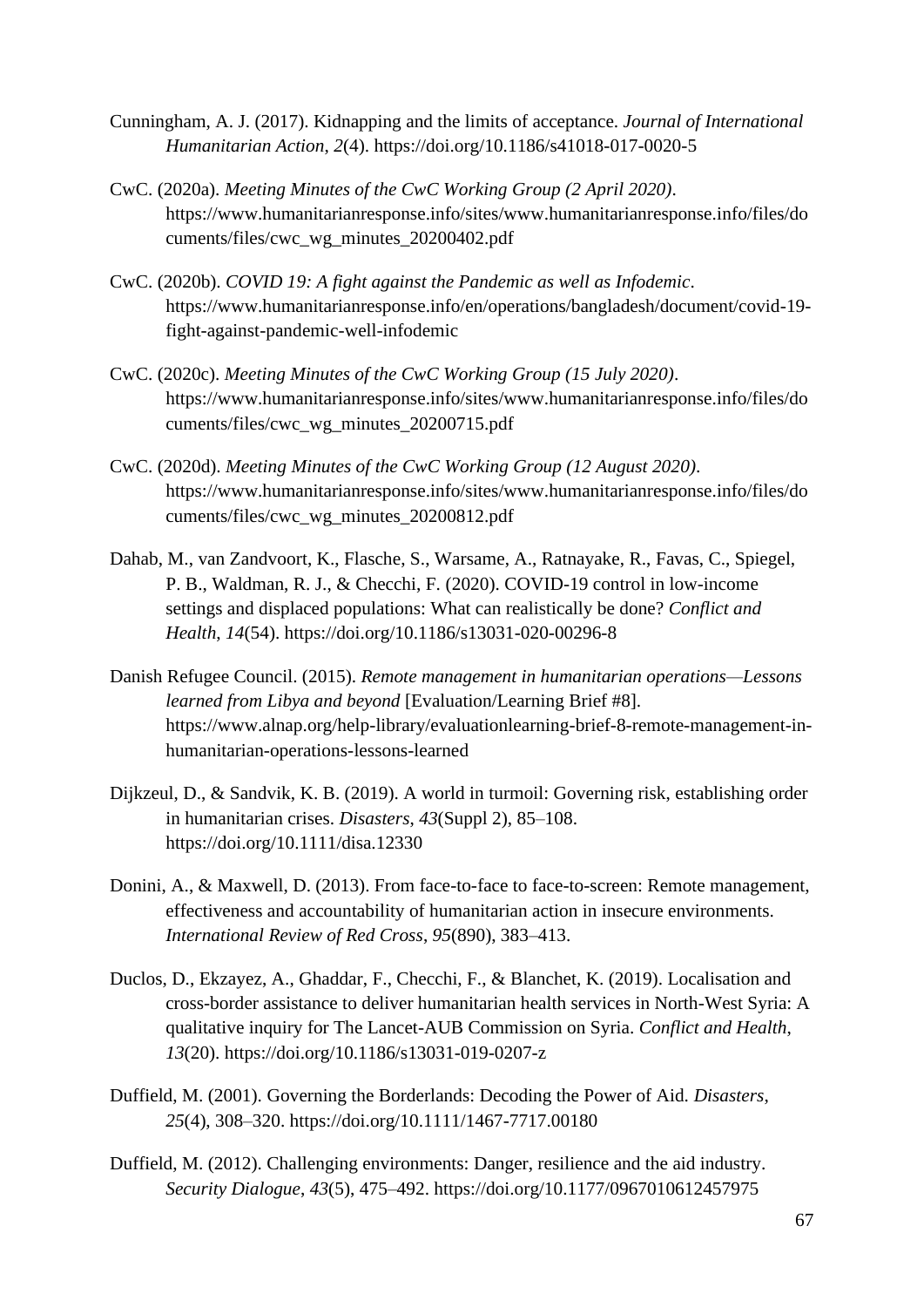Cunningham, A. J. (2017). Kidnapping and the limits of acceptance. *Journal of International Humanitarian Action*, *2*(4). https://doi.org/10.1186/s41018-017-0020-5

CwC. (2020a). *Meeting Minutes of the CwC Working Group (2 April 2020)*. https://www.humanitarianresponse.info/sites/www.humanitarianresponse.info/files/documents/files/cwc_wg_minutes_20200402.pdf

CwC. (2020b). *COVID 19: A fight against the Pandemic as well as Infodemic*. https://www.humanitarianresponse.info/en/operations/bangladesh/document/covid-19-fight-against-pandemic-well-infodemic

CwC. (2020c). *Meeting Minutes of the CwC Working Group (15 July 2020)*. https://www.humanitarianresponse.info/sites/www.humanitarianresponse.info/files/documents/files/cwc_wg_minutes_20200715.pdf

CwC. (2020d). *Meeting Minutes of the CwC Working Group (12 August 2020)*. https://www.humanitarianresponse.info/sites/www.humanitarianresponse.info/files/documents/files/cwc_wg_minutes_20200812.pdf

Dahab, M., van Zandvoort, K., Flasche, S., Warsame, A., Ratnayake, R., Favas, C., Spiegel, P. B., Waldman, R. J., & Checchi, F. (2020). COVID-19 control in low-income settings and displaced populations: What can realistically be done? *Conflict and Health*, *14*(54). https://doi.org/10.1186/s13031-020-00296-8

Danish Refugee Council. (2015). *Remote management in humanitarian operations—Lessons learned from Libya and beyond* [Evaluation/Learning Brief #8]. https://www.alnap.org/help-library/evaluationlearning-brief-8-remote-management-in-humanitarian-operations-lessons-learned

Dijkzeul, D., & Sandvik, K. B. (2019). A world in turmoil: Governing risk, establishing order in humanitarian crises. *Disasters*, *43*(Suppl 2), 85–108. https://doi.org/10.1111/disa.12330

Donini, A., & Maxwell, D. (2013). From face-to-face to face-to-screen: Remote management, effectiveness and accountability of humanitarian action in insecure environments. *International Review of Red Cross*, *95*(890), 383–413.

Duclos, D., Ekzayez, A., Ghaddar, F., Checchi, F., & Blanchet, K. (2019). Localisation and cross-border assistance to deliver humanitarian health services in North-West Syria: A qualitative inquiry for The Lancet-AUB Commission on Syria. *Conflict and Health*, *13*(20). https://doi.org/10.1186/s13031-019-0207-z

Duffield, M. (2001). Governing the Borderlands: Decoding the Power of Aid. *Disasters*, *25*(4), 308–320. https://doi.org/10.1111/1467-7717.00180

Duffield, M. (2012). Challenging environments: Danger, resilience and the aid industry. *Security Dialogue*, *43*(5), 475–492. https://doi.org/10.1177/0967010612457975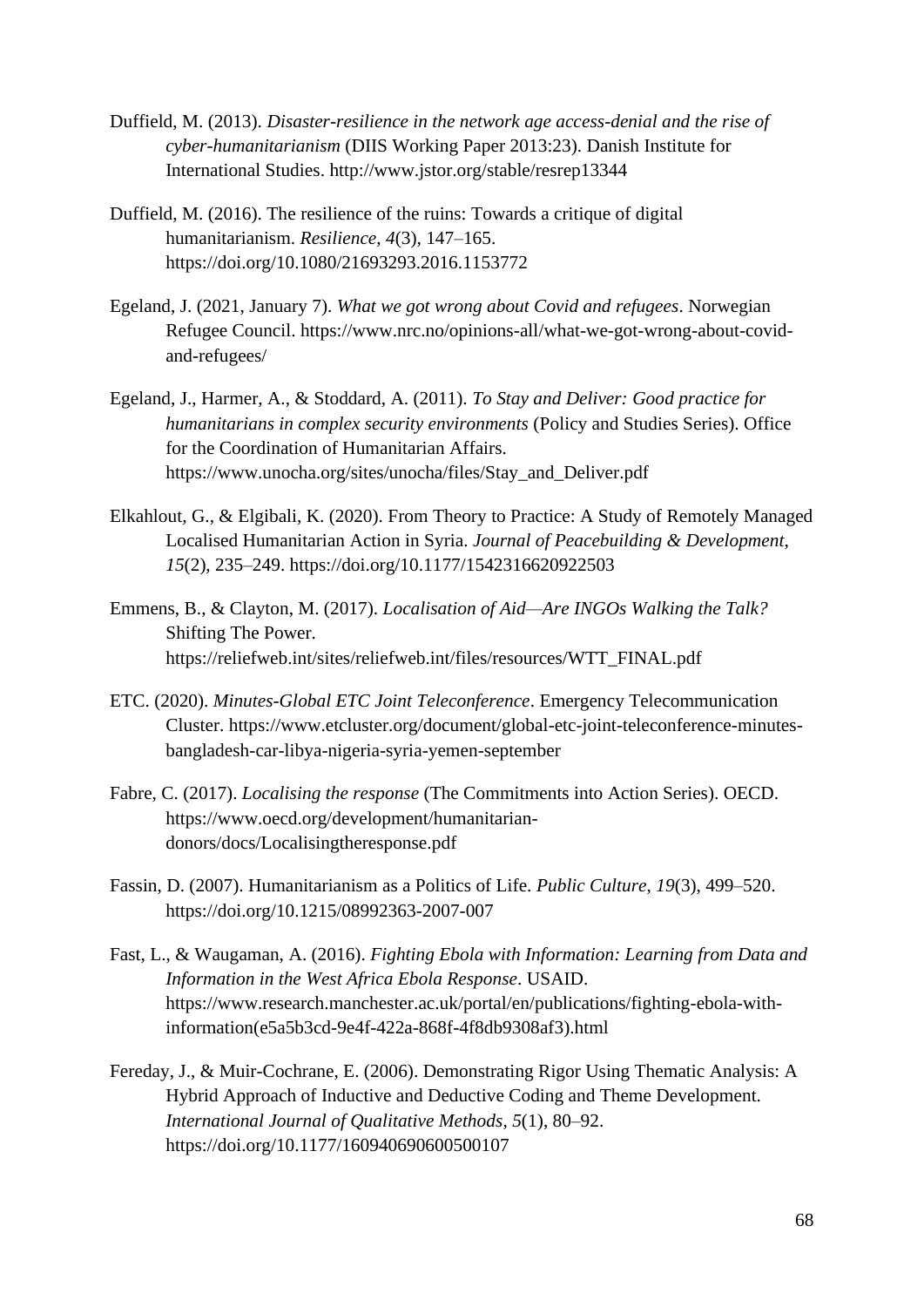Duffield, M. (2013). *Disaster-resilience in the network age access-denial and the rise of cyber-humanitarianism* (DIIS Working Paper 2013:23). Danish Institute for International Studies. http://www.jstor.org/stable/resrep13344

Duffield, M. (2016). The resilience of the ruins: Towards a critique of digital humanitarianism. *Resilience*, *4*(3), 147–165. https://doi.org/10.1080/21693293.2016.1153772

Egeland, J. (2021, January 7). *What we got wrong about Covid and refugees*. Norwegian Refugee Council. https://www.nrc.no/opinions-all/what-we-got-wrong-about-covid-and-refugees/

Egeland, J., Harmer, A., & Stoddard, A. (2011). *To Stay and Deliver: Good practice for humanitarians in complex security environments* (Policy and Studies Series). Office for the Coordination of Humanitarian Affairs. https://www.unocha.org/sites/unocha/files/Stay_and_Deliver.pdf

Elkahlout, G., & Elgibali, K. (2020). From Theory to Practice: A Study of Remotely Managed Localised Humanitarian Action in Syria. *Journal of Peacebuilding & Development*, *15*(2), 235–249. https://doi.org/10.1177/1542316620922503

Emmens, B., & Clayton, M. (2017). *Localisation of Aid—Are INGOs Walking the Talk?* Shifting The Power. https://reliefweb.int/sites/reliefweb.int/files/resources/WTT_FINAL.pdf

ETC. (2020). *Minutes-Global ETC Joint Teleconference*. Emergency Telecommunication Cluster. https://www.etcluster.org/document/global-etc-joint-teleconference-minutes-bangladesh-car-libya-nigeria-syria-yemen-september

Fabre, C. (2017). *Localising the response* (The Commitments into Action Series). OECD. https://www.oecd.org/development/humanitarian-donors/docs/Localisingtheresponse.pdf

Fassin, D. (2007). Humanitarianism as a Politics of Life. *Public Culture*, *19*(3), 499–520. https://doi.org/10.1215/08992363-2007-007

Fast, L., & Waugaman, A. (2016). *Fighting Ebola with Information: Learning from Data and Information in the West Africa Ebola Response*. USAID. https://www.research.manchester.ac.uk/portal/en/publications/fighting-ebola-with-information(e5a5b3cd-9e4f-422a-868f-4f8db9308af3).html

Fereday, J., & Muir-Cochrane, E. (2006). Demonstrating Rigor Using Thematic Analysis: A Hybrid Approach of Inductive and Deductive Coding and Theme Development. *International Journal of Qualitative Methods*, *5*(1), 80–92. https://doi.org/10.1177/160940690600500107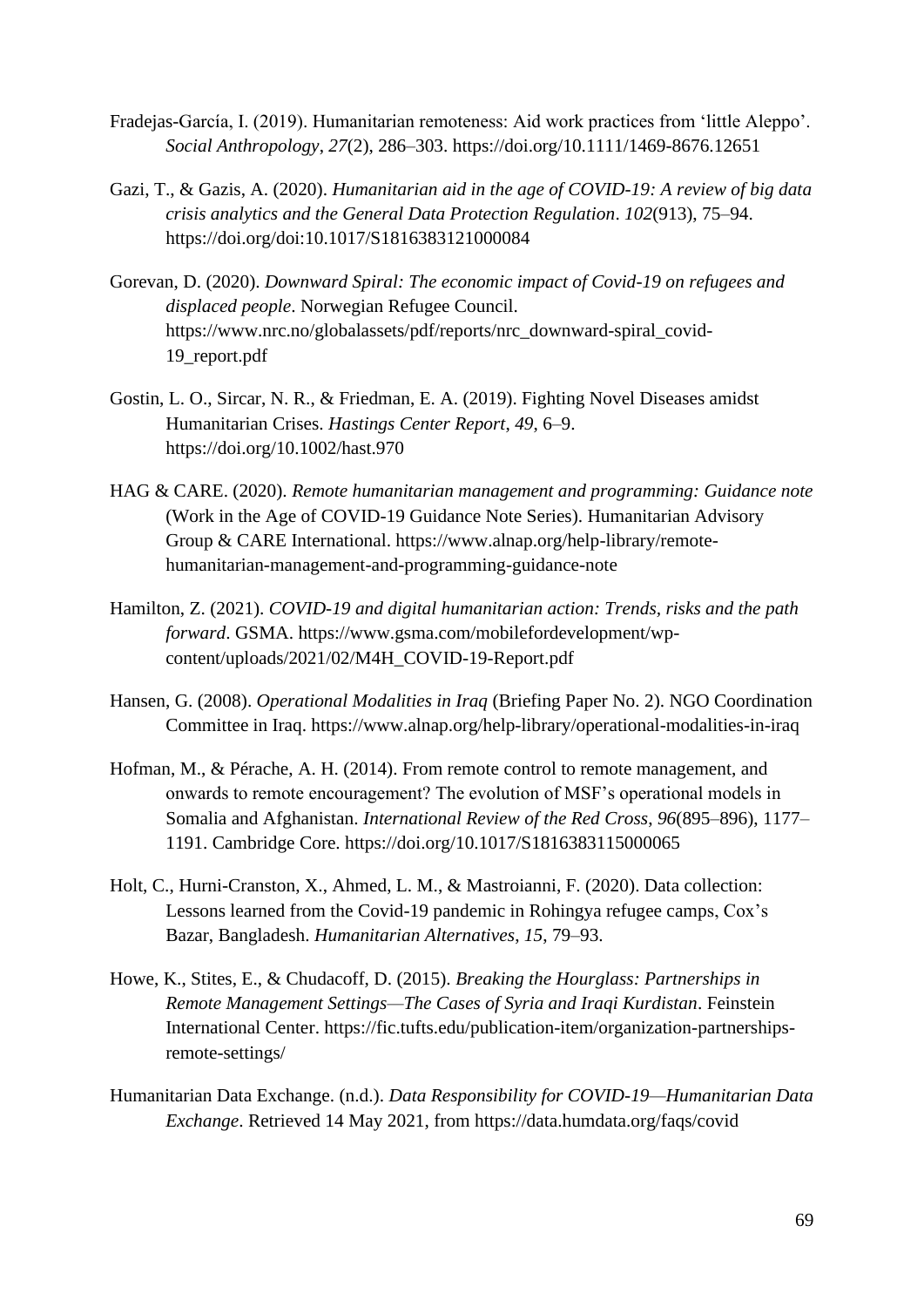Fradejas-García, I. (2019). Humanitarian remoteness: Aid work practices from 'little Aleppo'. *Social Anthropology*, *27*(2), 286–303. https://doi.org/10.1111/1469-8676.12651

Gazi, T., & Gazis, A. (2020). *Humanitarian aid in the age of COVID-19: A review of big data crisis analytics and the General Data Protection Regulation*. *102*(913), 75–94. https://doi.org/doi:10.1017/S1816383121000084

Gorevan, D. (2020). *Downward Spiral: The economic impact of Covid-19 on refugees and displaced people*. Norwegian Refugee Council. https://www.nrc.no/globalassets/pdf/reports/nrc_downward-spiral_covid-19_report.pdf

Gostin, L. O., Sircar, N. R., & Friedman, E. A. (2019). Fighting Novel Diseases amidst Humanitarian Crises. *Hastings Center Report*, *49*, 6–9. https://doi.org/10.1002/hast.970

HAG & CARE. (2020). *Remote humanitarian management and programming: Guidance note* (Work in the Age of COVID-19 Guidance Note Series). Humanitarian Advisory Group & CARE International. https://www.alnap.org/help-library/remote-humanitarian-management-and-programming-guidance-note

Hamilton, Z. (2021). *COVID-19 and digital humanitarian action: Trends, risks and the path forward*. GSMA. https://www.gsma.com/mobilefordevelopment/wp-content/uploads/2021/02/M4H_COVID-19-Report.pdf

Hansen, G. (2008). *Operational Modalities in Iraq* (Briefing Paper No. 2). NGO Coordination Committee in Iraq. https://www.alnap.org/help-library/operational-modalities-in-iraq

Hofman, M., & Pérache, A. H. (2014). From remote control to remote management, and onwards to remote encouragement? The evolution of MSF's operational models in Somalia and Afghanistan. *International Review of the Red Cross*, *96*(895–896), 1177–1191. Cambridge Core. https://doi.org/10.1017/S1816383115000065

Holt, C., Hurni-Cranston, X., Ahmed, L. M., & Mastroianni, F. (2020). Data collection: Lessons learned from the Covid-19 pandemic in Rohingya refugee camps, Cox's Bazar, Bangladesh. *Humanitarian Alternatives*, *15*, 79–93.

Howe, K., Stites, E., & Chudacoff, D. (2015). *Breaking the Hourglass: Partnerships in Remote Management Settings—The Cases of Syria and Iraqi Kurdistan*. Feinstein International Center. https://fic.tufts.edu/publication-item/organization-partnerships-remote-settings/

Humanitarian Data Exchange. (n.d.). *Data Responsibility for COVID-19—Humanitarian Data Exchange*. Retrieved 14 May 2021, from https://data.humdata.org/faqs/covid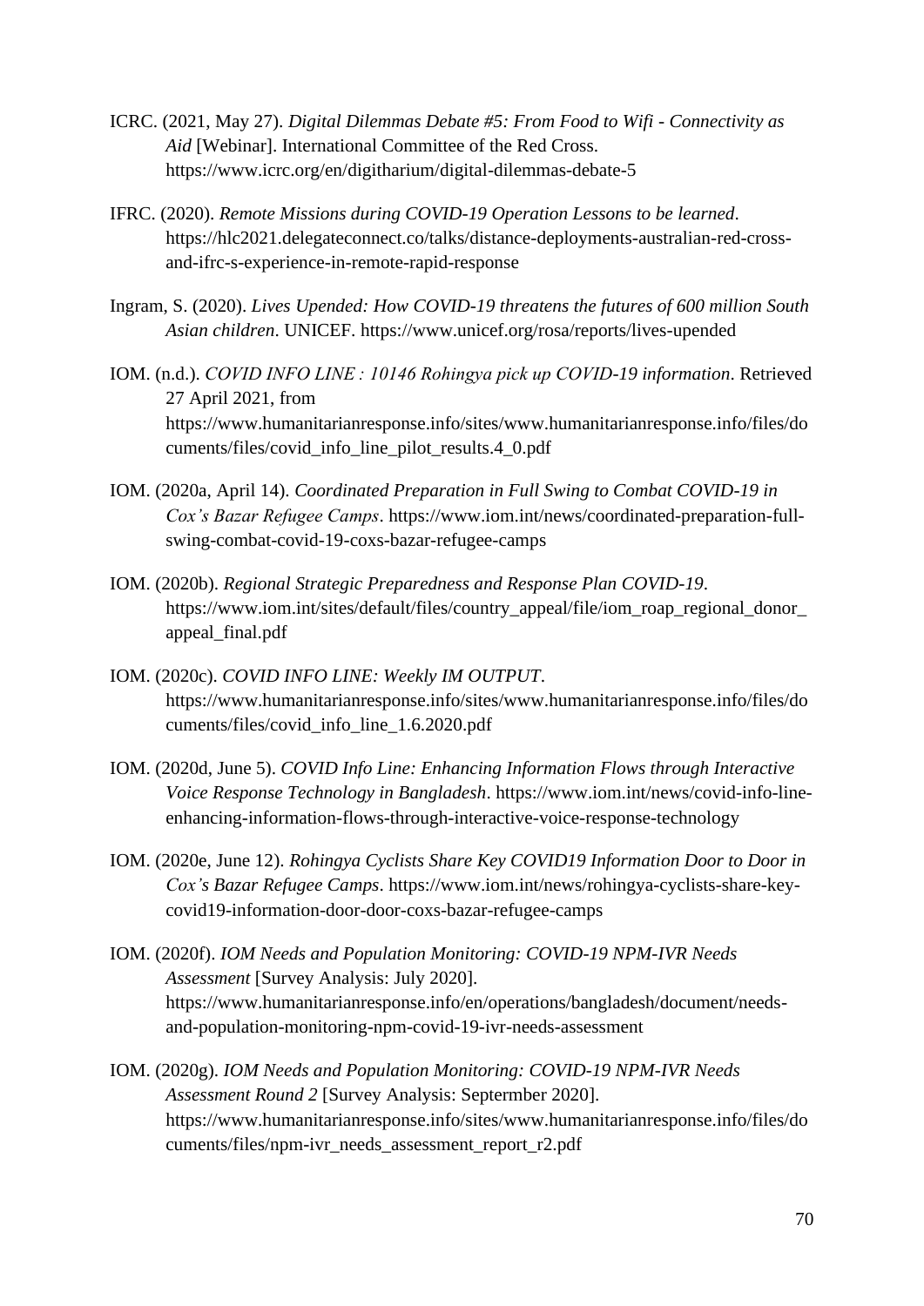ICRC. (2021, May 27). *Digital Dilemmas Debate #5: From Food to Wifi - Connectivity as Aid* [Webinar]. International Committee of the Red Cross. https://www.icrc.org/en/digitharium/digital-dilemmas-debate-5

IFRC. (2020). *Remote Missions during COVID-19 Operation Lessons to be learned*. https://hlc2021.delegateconnect.co/talks/distance-deployments-australian-red-cross-and-ifrc-s-experience-in-remote-rapid-response

Ingram, S. (2020). *Lives Upended: How COVID-19 threatens the futures of 600 million South Asian children*. UNICEF. https://www.unicef.org/rosa/reports/lives-upended

IOM. (n.d.). *COVID INFO LINE : 10146 Rohingya pick up COVID-19 information*. Retrieved 27 April 2021, from https://www.humanitarianresponse.info/sites/www.humanitarianresponse.info/files/documents/files/covid_info_line_pilot_results.4_0.pdf

IOM. (2020a, April 14). *Coordinated Preparation in Full Swing to Combat COVID-19 in Cox's Bazar Refugee Camps*. https://www.iom.int/news/coordinated-preparation-full-swing-combat-covid-19-coxs-bazar-refugee-camps

IOM. (2020b). *Regional Strategic Preparedness and Response Plan COVID-19*. https://www.iom.int/sites/default/files/country_appeal/file/iom_roap_regional_donor_appeal_final.pdf

IOM. (2020c). *COVID INFO LINE: Weekly IM OUTPUT*. https://www.humanitarianresponse.info/sites/www.humanitarianresponse.info/files/documents/files/covid_info_line_1.6.2020.pdf

IOM. (2020d, June 5). *COVID Info Line: Enhancing Information Flows through Interactive Voice Response Technology in Bangladesh*. https://www.iom.int/news/covid-info-line-enhancing-information-flows-through-interactive-voice-response-technology

IOM. (2020e, June 12). *Rohingya Cyclists Share Key COVID19 Information Door to Door in Cox's Bazar Refugee Camps*. https://www.iom.int/news/rohingya-cyclists-share-key-covid19-information-door-door-coxs-bazar-refugee-camps

IOM. (2020f). *IOM Needs and Population Monitoring: COVID-19 NPM-IVR Needs Assessment* [Survey Analysis: July 2020]. https://www.humanitarianresponse.info/en/operations/bangladesh/document/needs-and-population-monitoring-npm-covid-19-ivr-needs-assessment

IOM. (2020g). *IOM Needs and Population Monitoring: COVID-19 NPM-IVR Needs Assessment Round 2* [Survey Analysis: Septermber 2020]. https://www.humanitarianresponse.info/sites/www.humanitarianresponse.info/files/documents/files/npm-ivr_needs_assessment_report_r2.pdf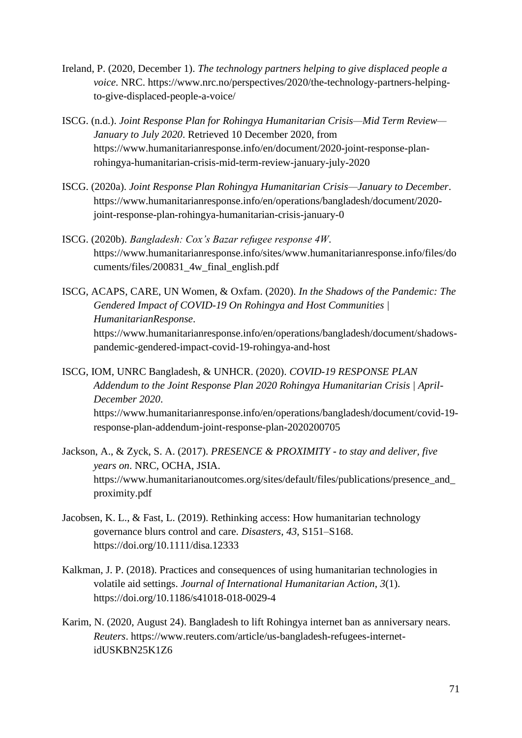Ireland, P. (2020, December 1). *The technology partners helping to give displaced people a voice*. NRC. https://www.nrc.no/perspectives/2020/the-technology-partners-helping-to-give-displaced-people-a-voice/

ISCG. (n.d.). *Joint Response Plan for Rohingya Humanitarian Crisis—Mid Term Review—January to July 2020*. Retrieved 10 December 2020, from https://www.humanitarianresponse.info/en/document/2020-joint-response-plan-rohingya-humanitarian-crisis-mid-term-review-january-july-2020

ISCG. (2020a). *Joint Response Plan Rohingya Humanitarian Crisis—January to December*. https://www.humanitarianresponse.info/en/operations/bangladesh/document/2020-joint-response-plan-rohingya-humanitarian-crisis-january-0

ISCG. (2020b). *Bangladesh: Cox's Bazar refugee response 4W*. https://www.humanitarianresponse.info/sites/www.humanitarianresponse.info/files/documents/files/200831_4w_final_english.pdf

ISCG, ACAPS, CARE, UN Women, & Oxfam. (2020). *In the Shadows of the Pandemic: The Gendered Impact of COVID-19 On Rohingya and Host Communities | HumanitarianResponse*. https://www.humanitarianresponse.info/en/operations/bangladesh/document/shadows-pandemic-gendered-impact-covid-19-rohingya-and-host

ISCG, IOM, UNRC Bangladesh, & UNHCR. (2020). *COVID-19 RESPONSE PLAN Addendum to the Joint Response Plan 2020 Rohingya Humanitarian Crisis | April-December 2020*. https://www.humanitarianresponse.info/en/operations/bangladesh/document/covid-19-response-plan-addendum-joint-response-plan-2020200705

Jackson, A., & Zyck, S. A. (2017). *PRESENCE & PROXIMITY - to stay and deliver, five years on*. NRC, OCHA, JSIA. https://www.humanitarianoutcomes.org/sites/default/files/publications/presence_and_proximity.pdf

Jacobsen, K. L., & Fast, L. (2019). Rethinking access: How humanitarian technology governance blurs control and care. *Disasters*, *43*, S151–S168. https://doi.org/10.1111/disa.12333

Kalkman, J. P. (2018). Practices and consequences of using humanitarian technologies in volatile aid settings. *Journal of International Humanitarian Action*, *3*(1). https://doi.org/10.1186/s41018-018-0029-4

Karim, N. (2020, August 24). Bangladesh to lift Rohingya internet ban as anniversary nears. *Reuters*. https://www.reuters.com/article/us-bangladesh-refugees-internet-idUSKBN25K1Z6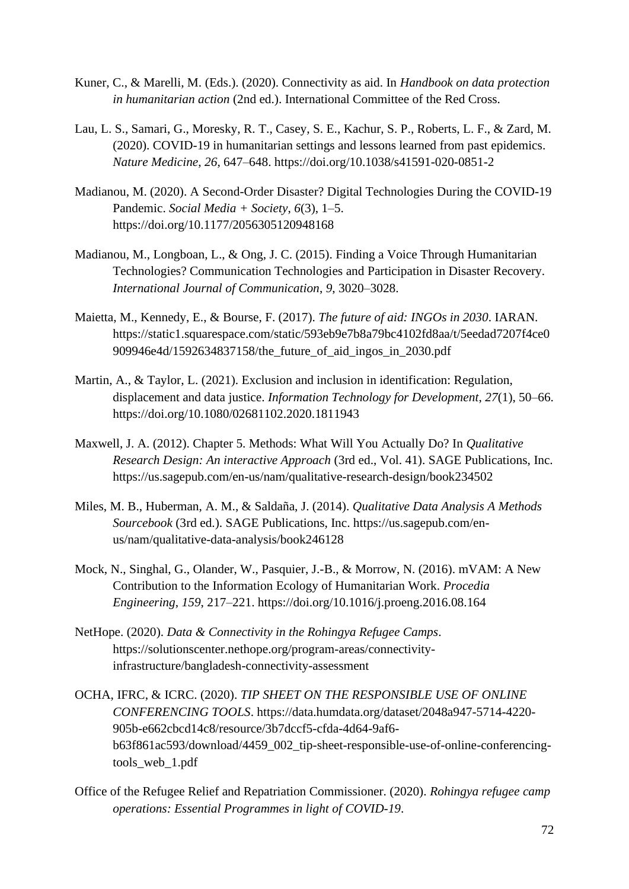Kuner, C., & Marelli, M. (Eds.). (2020). Connectivity as aid. In *Handbook on data protection in humanitarian action* (2nd ed.). International Committee of the Red Cross.

Lau, L. S., Samari, G., Moresky, R. T., Casey, S. E., Kachur, S. P., Roberts, L. F., & Zard, M. (2020). COVID-19 in humanitarian settings and lessons learned from past epidemics. *Nature Medicine*, *26*, 647–648. https://doi.org/10.1038/s41591-020-0851-2

Madianou, M. (2020). A Second-Order Disaster? Digital Technologies During the COVID-19 Pandemic. *Social Media + Society*, *6*(3), 1–5. https://doi.org/10.1177/2056305120948168

Madianou, M., Longboan, L., & Ong, J. C. (2015). Finding a Voice Through Humanitarian Technologies? Communication Technologies and Participation in Disaster Recovery. *International Journal of Communication*, *9*, 3020–3028.

Maietta, M., Kennedy, E., & Bourse, F. (2017). *The future of aid: INGOs in 2030*. IARAN. https://static1.squarespace.com/static/593eb9e7b8a79bc4102fd8aa/t/5eedad7207f4ce0909946e4d/1592634837158/the_future_of_aid_ingos_in_2030.pdf

Martin, A., & Taylor, L. (2021). Exclusion and inclusion in identification: Regulation, displacement and data justice. *Information Technology for Development*, *27*(1), 50–66. https://doi.org/10.1080/02681102.2020.1811943

Maxwell, J. A. (2012). Chapter 5. Methods: What Will You Actually Do? In *Qualitative Research Design: An interactive Approach* (3rd ed., Vol. 41). SAGE Publications, Inc. https://us.sagepub.com/en-us/nam/qualitative-research-design/book234502

Miles, M. B., Huberman, A. M., & Saldaña, J. (2014). *Qualitative Data Analysis A Methods Sourcebook* (3rd ed.). SAGE Publications, Inc. https://us.sagepub.com/en-us/nam/qualitative-data-analysis/book246128

Mock, N., Singhal, G., Olander, W., Pasquier, J.-B., & Morrow, N. (2016). mVAM: A New Contribution to the Information Ecology of Humanitarian Work. *Procedia Engineering*, *159*, 217–221. https://doi.org/10.1016/j.proeng.2016.08.164

NetHope. (2020). *Data & Connectivity in the Rohingya Refugee Camps*. https://solutionscenter.nethope.org/program-areas/connectivity-infrastructure/bangladesh-connectivity-assessment

OCHA, IFRC, & ICRC. (2020). *TIP SHEET ON THE RESPONSIBLE USE OF ONLINE CONFERENCING TOOLS*. https://data.humdata.org/dataset/2048a947-5714-4220-905b-e662cbcd14c8/resource/3b7dccf5-cfda-4d64-9af6-b63f861ac593/download/4459_002_tip-sheet-responsible-use-of-online-conferencing-tools_web_1.pdf

Office of the Refugee Relief and Repatriation Commissioner. (2020). *Rohingya refugee camp operations: Essential Programmes in light of COVID-19*.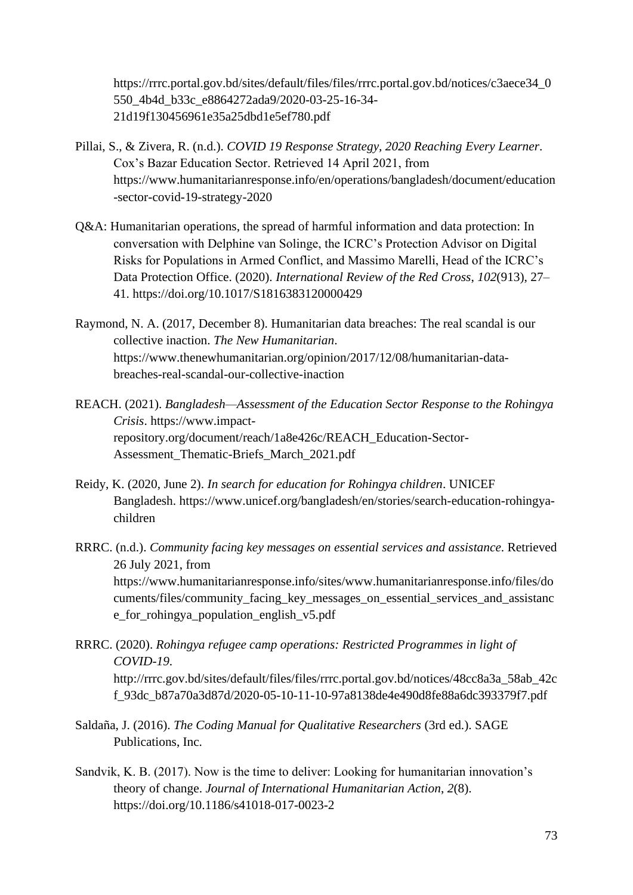https://rrrc.portal.gov.bd/sites/default/files/files/rrrc.portal.gov.bd/notices/c3aece34_0550_4b4d_b33c_e8864272ada9/2020-03-25-16-34-21d19f130456961e35a25dbd1e5ef780.pdf

Pillai, S., & Zivera, R. (n.d.). *COVID 19 Response Strategy, 2020 Reaching Every Learner*. Cox's Bazar Education Sector. Retrieved 14 April 2021, from https://www.humanitarianresponse.info/en/operations/bangladesh/document/education-sector-covid-19-strategy-2020

Q&A: Humanitarian operations, the spread of harmful information and data protection: In conversation with Delphine van Solinge, the ICRC's Protection Advisor on Digital Risks for Populations in Armed Conflict, and Massimo Marelli, Head of the ICRC's Data Protection Office. (2020). *International Review of the Red Cross*, *102*(913), 27–41. https://doi.org/10.1017/S1816383120000429

Raymond, N. A. (2017, December 8). Humanitarian data breaches: The real scandal is our collective inaction. *The New Humanitarian*. https://www.thenewhumanitarian.org/opinion/2017/12/08/humanitarian-data-breaches-real-scandal-our-collective-inaction

REACH. (2021). *Bangladesh—Assessment of the Education Sector Response to the Rohingya Crisis*. https://www.impact-repository.org/document/reach/1a8e426c/REACH_Education-Sector-Assessment_Thematic-Briefs_March_2021.pdf

Reidy, K. (2020, June 2). *In search for education for Rohingya children*. UNICEF Bangladesh. https://www.unicef.org/bangladesh/en/stories/search-education-rohingya-children

RRRC. (n.d.). *Community facing key messages on essential services and assistance*. Retrieved 26 July 2021, from https://www.humanitarianresponse.info/sites/www.humanitarianresponse.info/files/documents/files/community_facing_key_messages_on_essential_services_and_assistance_for_rohingya_population_english_v5.pdf

RRRC. (2020). *Rohingya refugee camp operations: Restricted Programmes in light of COVID-19*. http://rrrc.gov.bd/sites/default/files/files/rrrc.portal.gov.bd/notices/48cc8a3a_58ab_42cf_93dc_b87a70a3d87d/2020-05-10-11-10-97a8138de4e490d8fe88a6dc393379f7.pdf

Saldaña, J. (2016). *The Coding Manual for Qualitative Researchers* (3rd ed.). SAGE Publications, Inc.

Sandvik, K. B. (2017). Now is the time to deliver: Looking for humanitarian innovation's theory of change. *Journal of International Humanitarian Action*, *2*(8). https://doi.org/10.1186/s41018-017-0023-2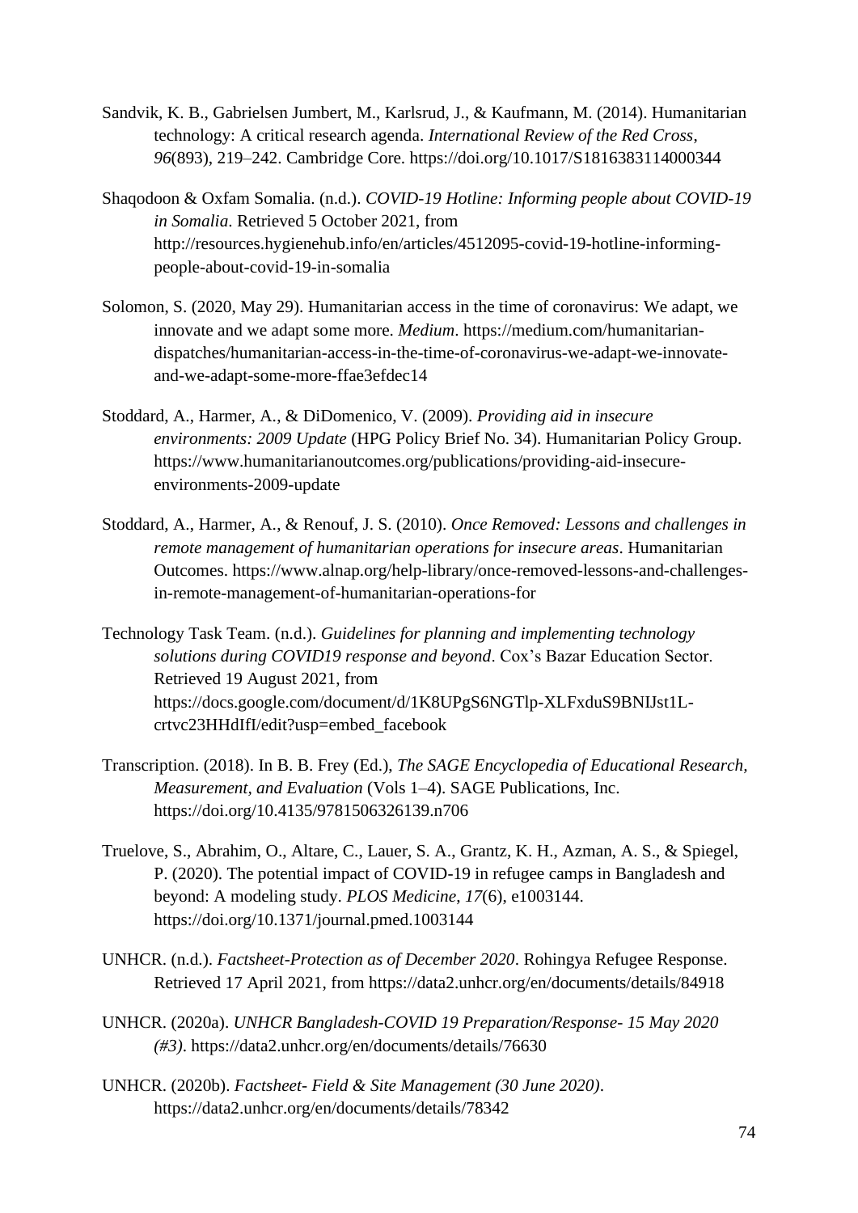Sandvik, K. B., Gabrielsen Jumbert, M., Karlsrud, J., & Kaufmann, M. (2014). Humanitarian technology: A critical research agenda. *International Review of the Red Cross*, *96*(893), 219–242. Cambridge Core. https://doi.org/10.1017/S1816383114000344

Shaqodoon & Oxfam Somalia. (n.d.). *COVID-19 Hotline: Informing people about COVID-19 in Somalia*. Retrieved 5 October 2021, from http://resources.hygienehub.info/en/articles/4512095-covid-19-hotline-informing-people-about-covid-19-in-somalia

Solomon, S. (2020, May 29). Humanitarian access in the time of coronavirus: We adapt, we innovate and we adapt some more. *Medium*. https://medium.com/humanitarian-dispatches/humanitarian-access-in-the-time-of-coronavirus-we-adapt-we-innovate-and-we-adapt-some-more-ffae3efdec14

Stoddard, A., Harmer, A., & DiDomenico, V. (2009). *Providing aid in insecure environments: 2009 Update* (HPG Policy Brief No. 34). Humanitarian Policy Group. https://www.humanitarianoutcomes.org/publications/providing-aid-insecure-environments-2009-update

Stoddard, A., Harmer, A., & Renouf, J. S. (2010). *Once Removed: Lessons and challenges in remote management of humanitarian operations for insecure areas*. Humanitarian Outcomes. https://www.alnap.org/help-library/once-removed-lessons-and-challenges-in-remote-management-of-humanitarian-operations-for

Technology Task Team. (n.d.). *Guidelines for planning and implementing technology solutions during COVID19 response and beyond*. Cox's Bazar Education Sector. Retrieved 19 August 2021, from https://docs.google.com/document/d/1K8UPgS6NGTlp-XLFxduS9BNIJst1L-crtvc23HHdIfI/edit?usp=embed_facebook

Transcription. (2018). In B. B. Frey (Ed.), *The SAGE Encyclopedia of Educational Research, Measurement, and Evaluation* (Vols 1–4). SAGE Publications, Inc. https://doi.org/10.4135/9781506326139.n706

Truelove, S., Abrahim, O., Altare, C., Lauer, S. A., Grantz, K. H., Azman, A. S., & Spiegel, P. (2020). The potential impact of COVID-19 in refugee camps in Bangladesh and beyond: A modeling study. *PLOS Medicine*, *17*(6), e1003144. https://doi.org/10.1371/journal.pmed.1003144

UNHCR. (n.d.). *Factsheet-Protection as of December 2020*. Rohingya Refugee Response. Retrieved 17 April 2021, from https://data2.unhcr.org/en/documents/details/84918

UNHCR. (2020a). *UNHCR Bangladesh-COVID 19 Preparation/Response- 15 May 2020 (#3)*. https://data2.unhcr.org/en/documents/details/76630

UNHCR. (2020b). *Factsheet- Field & Site Management (30 June 2020)*. https://data2.unhcr.org/en/documents/details/78342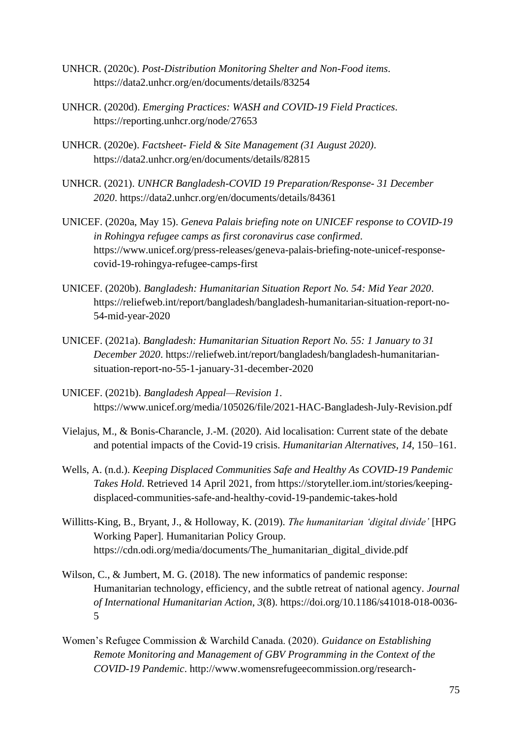UNHCR. (2020c). *Post-Distribution Monitoring Shelter and Non-Food items*. https://data2.unhcr.org/en/documents/details/83254

UNHCR. (2020d). *Emerging Practices: WASH and COVID-19 Field Practices*. https://reporting.unhcr.org/node/27653

UNHCR. (2020e). *Factsheet- Field & Site Management (31 August 2020)*. https://data2.unhcr.org/en/documents/details/82815

UNHCR. (2021). *UNHCR Bangladesh-COVID 19 Preparation/Response- 31 December 2020*. https://data2.unhcr.org/en/documents/details/84361

UNICEF. (2020a, May 15). *Geneva Palais briefing note on UNICEF response to COVID-19 in Rohingya refugee camps as first coronavirus case confirmed*. https://www.unicef.org/press-releases/geneva-palais-briefing-note-unicef-response-covid-19-rohingya-refugee-camps-first

UNICEF. (2020b). *Bangladesh: Humanitarian Situation Report No. 54: Mid Year 2020*. https://reliefweb.int/report/bangladesh/bangladesh-humanitarian-situation-report-no-54-mid-year-2020

UNICEF. (2021a). *Bangladesh: Humanitarian Situation Report No. 55: 1 January to 31 December 2020*. https://reliefweb.int/report/bangladesh/bangladesh-humanitarian-situation-report-no-55-1-january-31-december-2020

UNICEF. (2021b). *Bangladesh Appeal—Revision 1*. https://www.unicef.org/media/105026/file/2021-HAC-Bangladesh-July-Revision.pdf

Vielajus, M., & Bonis-Charancle, J.-M. (2020). Aid localisation: Current state of the debate and potential impacts of the Covid-19 crisis. *Humanitarian Alternatives*, *14*, 150–161.

Wells, A. (n.d.). *Keeping Displaced Communities Safe and Healthy As COVID-19 Pandemic Takes Hold*. Retrieved 14 April 2021, from https://storyteller.iom.int/stories/keeping-displaced-communities-safe-and-healthy-covid-19-pandemic-takes-hold

Willitts-King, B., Bryant, J., & Holloway, K. (2019). *The humanitarian 'digital divide'* [HPG Working Paper]. Humanitarian Policy Group. https://cdn.odi.org/media/documents/The_humanitarian_digital_divide.pdf

Wilson, C., & Jumbert, M. G. (2018). The new informatics of pandemic response: Humanitarian technology, efficiency, and the subtle retreat of national agency. *Journal of International Humanitarian Action*, *3*(8). https://doi.org/10.1186/s41018-018-0036-5

Women's Refugee Commission & Warchild Canada. (2020). *Guidance on Establishing Remote Monitoring and Management of GBV Programming in the Context of the COVID-19 Pandemic*. http://www.womensrefugeecommission.org/research-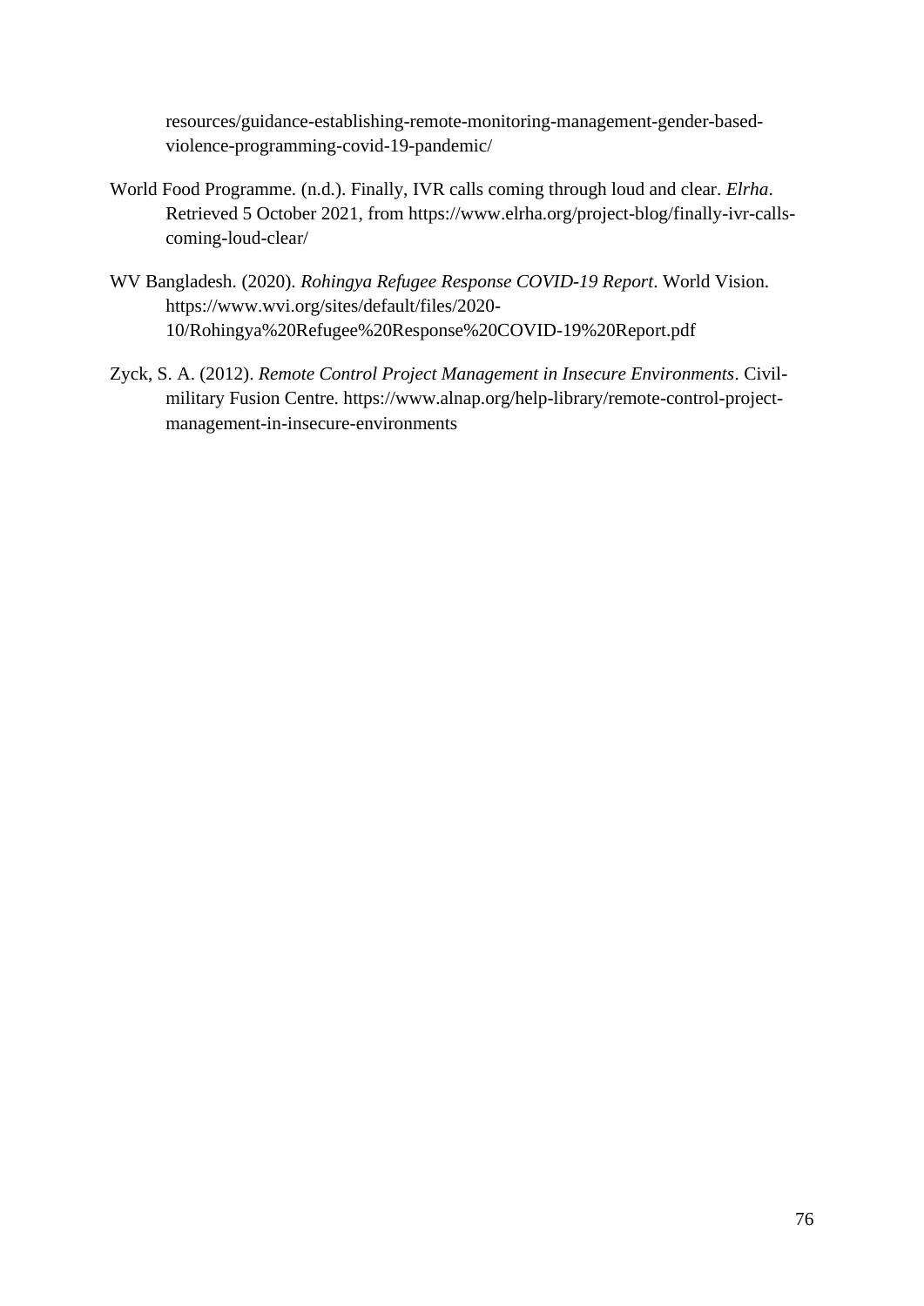resources/guidance-establishing-remote-monitoring-management-gender-based-violence-programming-covid-19-pandemic/

World Food Programme. (n.d.). Finally, IVR calls coming through loud and clear. *Elrha*. Retrieved 5 October 2021, from https://www.elrha.org/project-blog/finally-ivr-calls-coming-loud-clear/

WV Bangladesh. (2020). *Rohingya Refugee Response COVID-19 Report*. World Vision. https://www.wvi.org/sites/default/files/2020-10/Rohingya%20Refugee%20Response%20COVID-19%20Report.pdf

Zyck, S. A. (2012). *Remote Control Project Management in Insecure Environments*. Civil-military Fusion Centre. https://www.alnap.org/help-library/remote-control-project-management-in-insecure-environments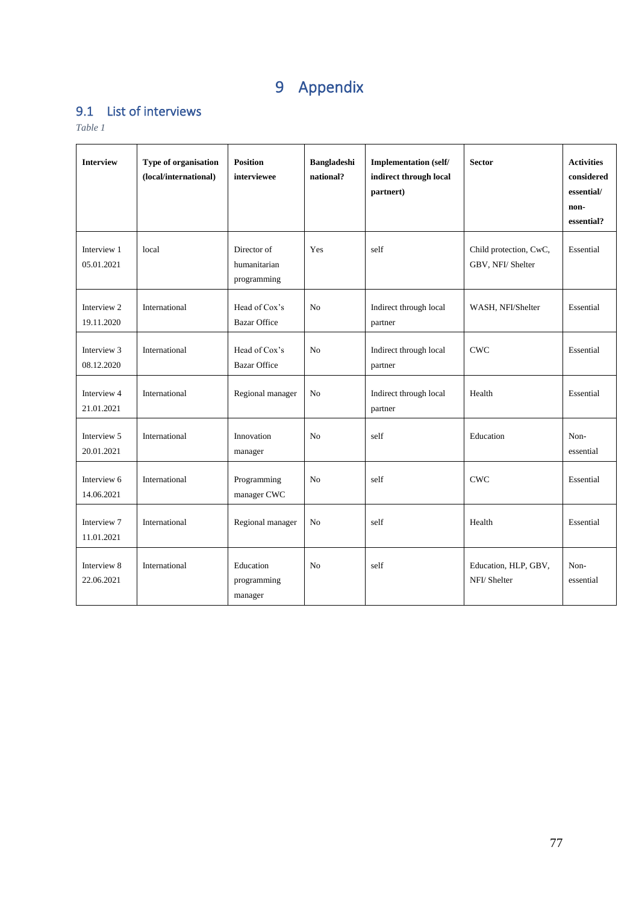# 9 Appendix

## 9.1 List of interviews

*Table 1*

| Interview | Type of organisation (local/international) | Position interviewee | Bangladeshi national? | Implementation (self/ indirect through local partnert) | Sector | Activities considered essential/ non-essential? |
|---|---|---|---|---|---|---|
| Interview 1 05.01.2021 | local | Director of humanitarian programming | Yes | self | Child protection, CwC, GBV, NFI/ Shelter | Essential |
| Interview 2 19.11.2020 | International | Head of Cox's Bazar Office | No | Indirect through local partner | WASH, NFI/Shelter | Essential |
| Interview 3 08.12.2020 | International | Head of Cox's Bazar Office | No | Indirect through local partner | CWC | Essential |
| Interview 4 21.01.2021 | International | Regional manager | No | Indirect through local partner | Health | Essential |
| Interview 5 20.01.2021 | International | Innovation manager | No | self | Education | Non-essential |
| Interview 6 14.06.2021 | International | Programming manager CWC | No | self | CWC | Essential |
| Interview 7 11.01.2021 | International | Regional manager | No | self | Health | Essential |
| Interview 8 22.06.2021 | International | Education programming manager | No | self | Education, HLP, GBV, NFI/ Shelter | Non-essential |